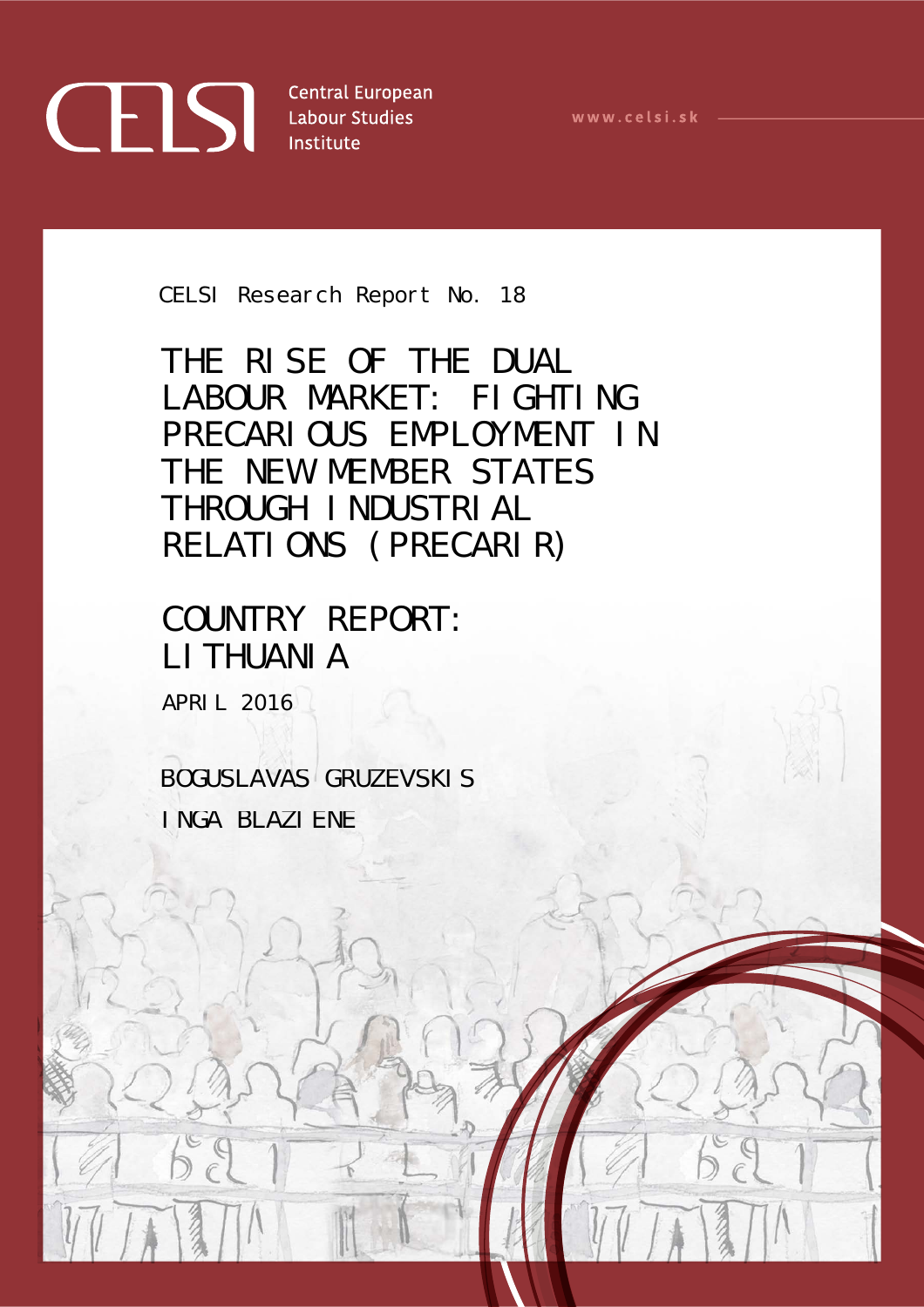Central European Labour Studies Institute

www.celsi.sk

CELSI Research Report No. 18

# THE RISE OF THE DUAL LABOUR MARKET: FIGHTING PRECARIOUS EMPLOYMENT IN THE NEW MEMBER STATES THROUGH INDUSTRIAL RELATIONS (PRECARIR)

## COUNTRY REPORT: LITHUANIA

APRIL 2016

BOGUSLAVAS GRUZEVSKIS

INGA BLAZIENE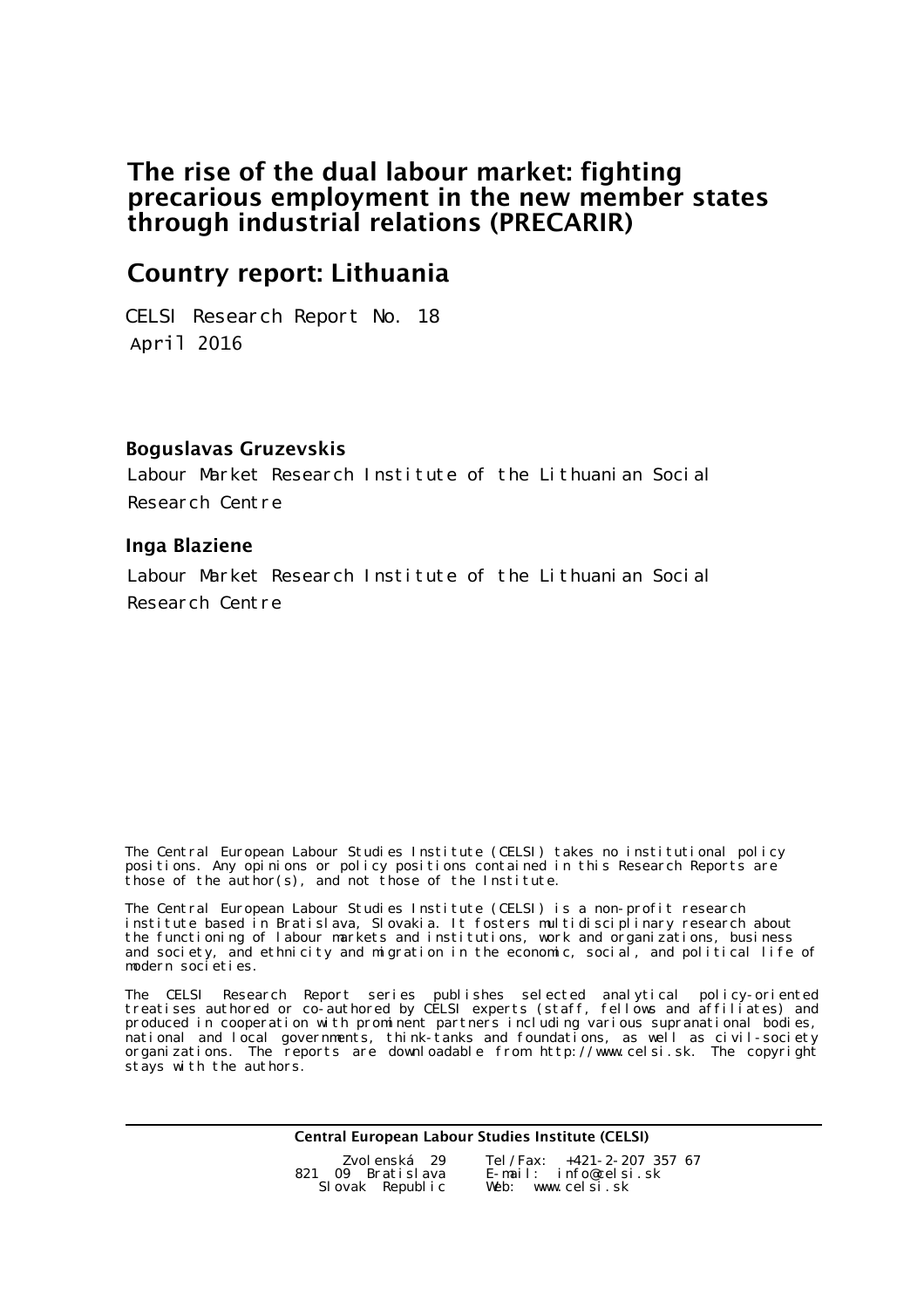# The rise of the dual labour market: fighting precarious employment in the new member states through industrial relations (PRECARIR)

## Country report: Lithuania

CELSI Research Report No. 18
April 2016

**Boguslavas Gruzevskis**

Labour Market Research Institute of the Lithuanian Social Research Centre

**Inga Blaziene**

Labour Market Research Institute of the Lithuanian Social Research Centre

The Central European Labour Studies Institute (CELSI) takes no institutional policy positions. Any opinions or policy positions contained in this Research Reports are those of the author(s), and not those of the Institute.

The Central European Labour Studies Institute (CELSI) is a non-profit research institute based in Bratislava, Slovakia. It fosters multidisciplinary research about the functioning of labour markets and institutions, work and organizations, business and society, and ethnicity and migration in the economic, social, and political life of modern societies.

The CELSI Research Report series publishes selected analytical policy-oriented treatises authored or co-authored by CELSI experts (staff, fellows and affiliates) and produced in cooperation with prominent partners including various supranational bodies, national and local governments, think-tanks and foundations, as well as civil-society organizations. The reports are downloadable from http://www.celsi.sk. The copyright stays with the authors.

**Central European Labour Studies Institute (CELSI)**

Zvolenská 29
821 09 Bratislava
Slovak Republic

Tel/Fax: +421-2-207 357 67
E-mail: info@celsi.sk
Web: www.celsi.sk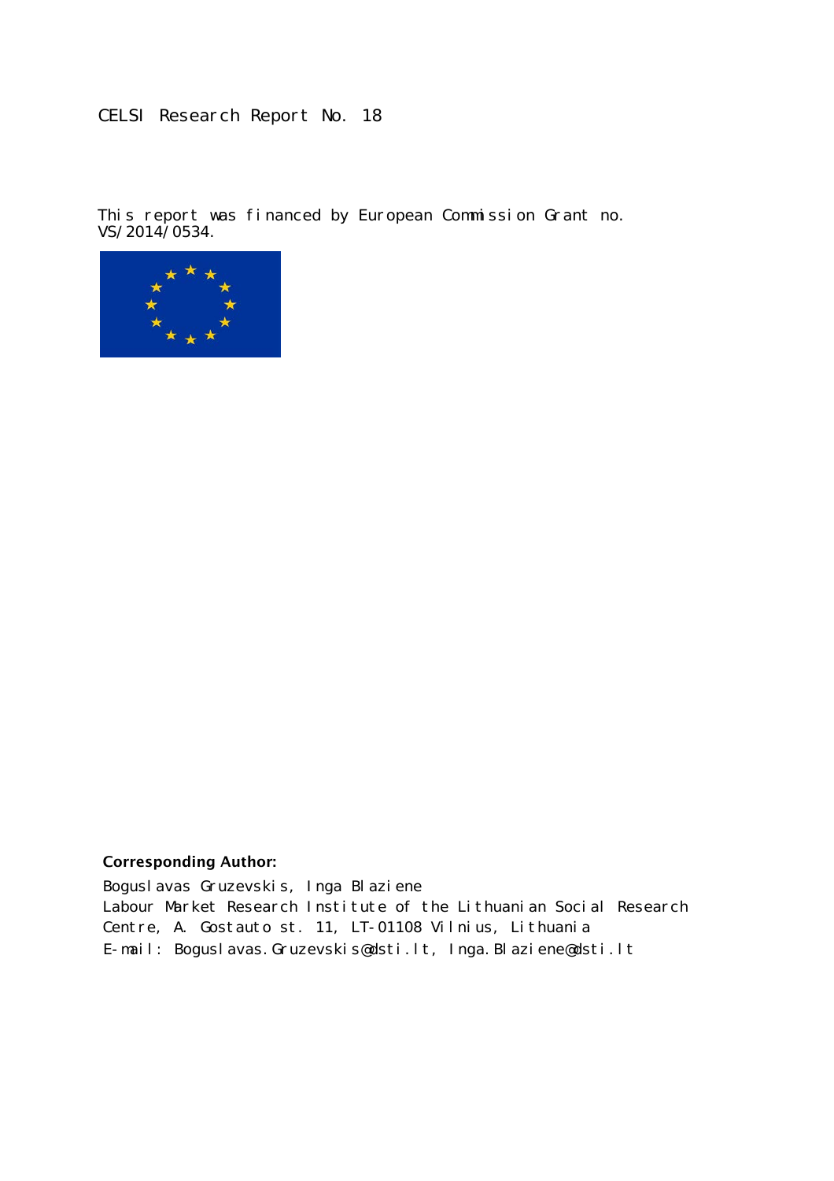CELSI Research Report No. 18

This report was financed by European Commission Grant no. VS/2014/0534.

**Corresponding Author:**

Boguslavas Gruzevskis, Inga Blaziene
Labour Market Research Institute of the Lithuanian Social Research Centre, A. Gostauto st. 11, LT-01108 Vilnius, Lithuania
E-mail: Boguslavas.Gruzevskis@dsti.lt, Inga.Blaziene@dsti.lt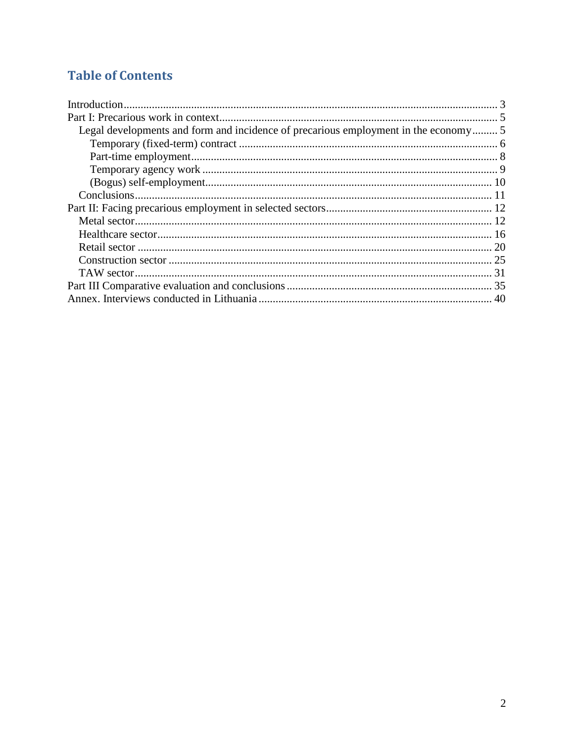## Table of Contents

Introduction ........................................................................................................................ 3
Part I: Precarious work in context ........................................................................................ 5
  Legal developments and form and incidence of precarious employment in the economy ......... 5
    Temporary (fixed-term) contract ....................................................................................... 6
    Part-time employment ........................................................................................................ 8
    Temporary agency work ..................................................................................................... 9
    (Bogus) self-employment .................................................................................................. 10
  Conclusions ........................................................................................................................ 11
Part II: Facing precarious employment in selected sectors ................................................... 12
  Metal sector ........................................................................................................................ 12
  Healthcare sector ................................................................................................................ 16
  Retail sector ........................................................................................................................ 20
  Construction sector ............................................................................................................ 25
  TAW sector ......................................................................................................................... 31
Part III Comparative evaluation and conclusions ................................................................. 35
Annex. Interviews conducted in Lithuania ............................................................................. 40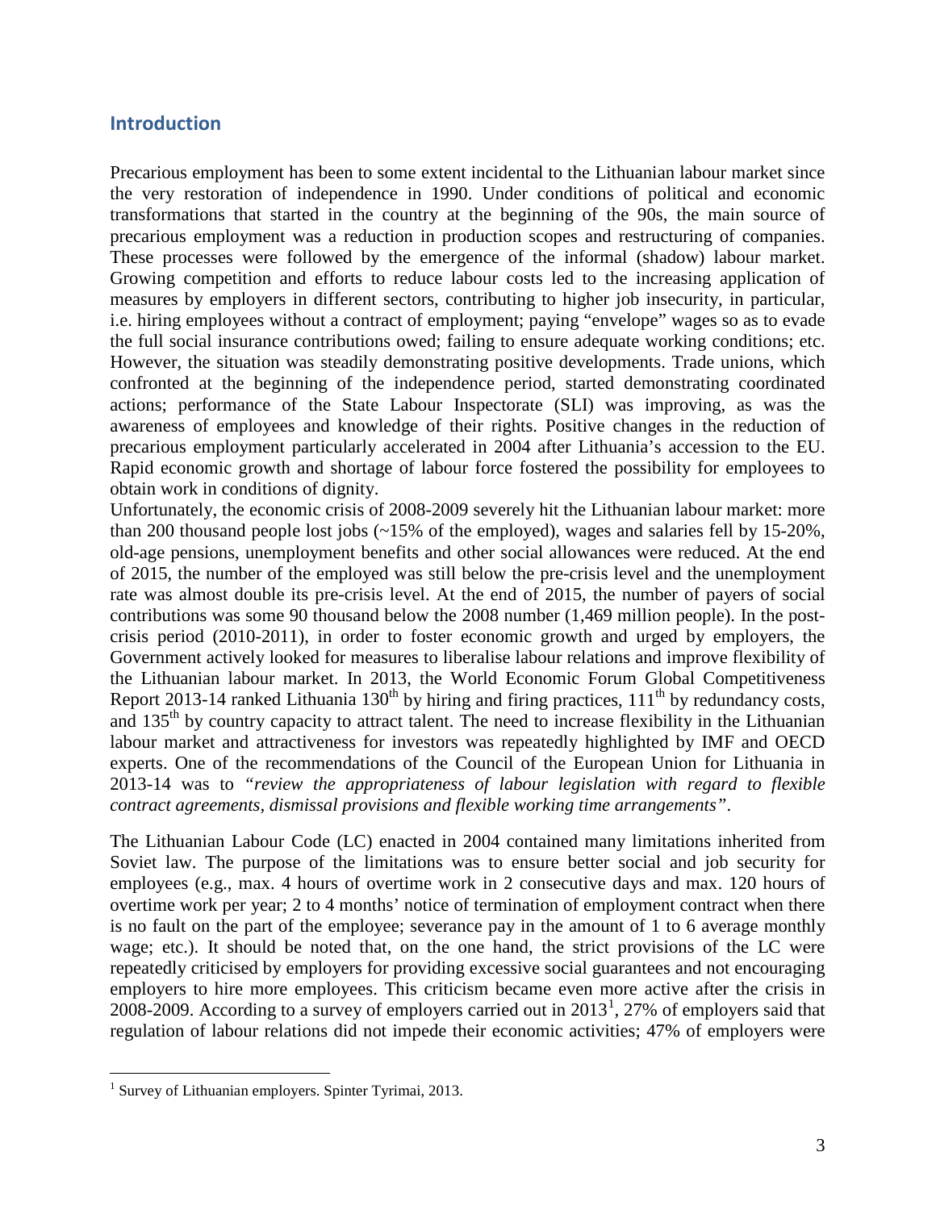## Introduction

Precarious employment has been to some extent incidental to the Lithuanian labour market since the very restoration of independence in 1990. Under conditions of political and economic transformations that started in the country at the beginning of the 90s, the main source of precarious employment was a reduction in production scopes and restructuring of companies. These processes were followed by the emergence of the informal (shadow) labour market. Growing competition and efforts to reduce labour costs led to the increasing application of measures by employers in different sectors, contributing to higher job insecurity, in particular, i.e. hiring employees without a contract of employment; paying "envelope" wages so as to evade the full social insurance contributions owed; failing to ensure adequate working conditions; etc. However, the situation was steadily demonstrating positive developments. Trade unions, which confronted at the beginning of the independence period, started demonstrating coordinated actions; performance of the State Labour Inspectorate (SLI) was improving, as was the awareness of employees and knowledge of their rights. Positive changes in the reduction of precarious employment particularly accelerated in 2004 after Lithuania's accession to the EU. Rapid economic growth and shortage of labour force fostered the possibility for employees to obtain work in conditions of dignity.

Unfortunately, the economic crisis of 2008-2009 severely hit the Lithuanian labour market: more than 200 thousand people lost jobs (~15% of the employed), wages and salaries fell by 15-20%, old-age pensions, unemployment benefits and other social allowances were reduced. At the end of 2015, the number of the employed was still below the pre-crisis level and the unemployment rate was almost double its pre-crisis level. At the end of 2015, the number of payers of social contributions was some 90 thousand below the 2008 number (1,469 million people). In the post-crisis period (2010-2011), in order to foster economic growth and urged by employers, the Government actively looked for measures to liberalise labour relations and improve flexibility of the Lithuanian labour market. In 2013, the World Economic Forum Global Competitiveness Report 2013-14 ranked Lithuania 130th by hiring and firing practices, 111th by redundancy costs, and 135th by country capacity to attract talent. The need to increase flexibility in the Lithuanian labour market and attractiveness for investors was repeatedly highlighted by IMF and OECD experts. One of the recommendations of the Council of the European Union for Lithuania in 2013-14 was to *"review the appropriateness of labour legislation with regard to flexible contract agreements, dismissal provisions and flexible working time arrangements"*.

The Lithuanian Labour Code (LC) enacted in 2004 contained many limitations inherited from Soviet law. The purpose of the limitations was to ensure better social and job security for employees (e.g., max. 4 hours of overtime work in 2 consecutive days and max. 120 hours of overtime work per year; 2 to 4 months' notice of termination of employment contract when there is no fault on the part of the employee; severance pay in the amount of 1 to 6 average monthly wage; etc.). It should be noted that, on the one hand, the strict provisions of the LC were repeatedly criticised by employers for providing excessive social guarantees and not encouraging employers to hire more employees. This criticism became even more active after the crisis in 2008-2009. According to a survey of employers carried out in 2013[1], 27% of employers said that regulation of labour relations did not impede their economic activities; 47% of employers were

[1] Survey of Lithuanian employers. Spinter Tyrimai, 2013.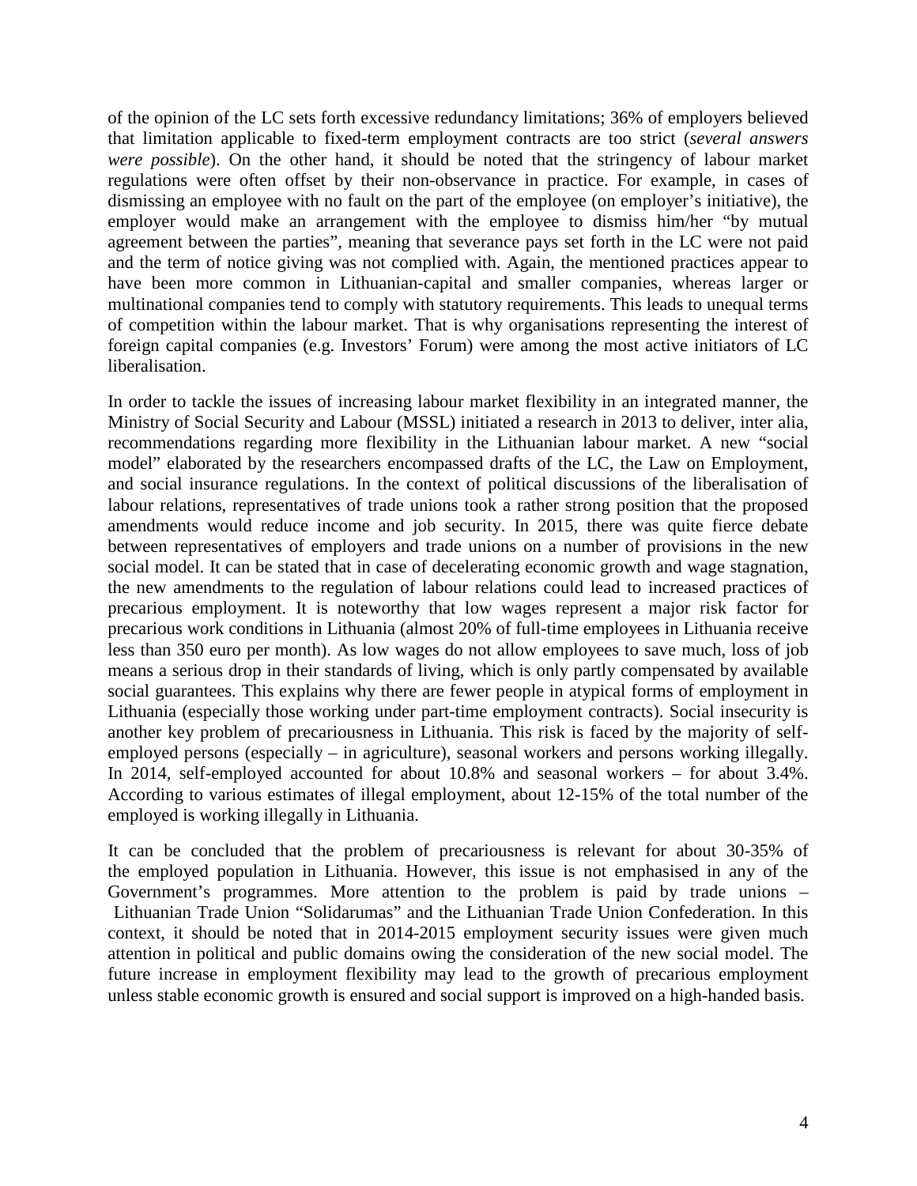of the opinion of the LC sets forth excessive redundancy limitations; 36% of employers believed that limitation applicable to fixed-term employment contracts are too strict (*several answers were possible*). On the other hand, it should be noted that the stringency of labour market regulations were often offset by their non-observance in practice. For example, in cases of dismissing an employee with no fault on the part of the employee (on employer's initiative), the employer would make an arrangement with the employee to dismiss him/her "by mutual agreement between the parties", meaning that severance pays set forth in the LC were not paid and the term of notice giving was not complied with. Again, the mentioned practices appear to have been more common in Lithuanian-capital and smaller companies, whereas larger or multinational companies tend to comply with statutory requirements. This leads to unequal terms of competition within the labour market. That is why organisations representing the interest of foreign capital companies (e.g. Investors' Forum) were among the most active initiators of LC liberalisation.

In order to tackle the issues of increasing labour market flexibility in an integrated manner, the Ministry of Social Security and Labour (MSSL) initiated a research in 2013 to deliver, inter alia, recommendations regarding more flexibility in the Lithuanian labour market. A new "social model" elaborated by the researchers encompassed drafts of the LC, the Law on Employment, and social insurance regulations. In the context of political discussions of the liberalisation of labour relations, representatives of trade unions took a rather strong position that the proposed amendments would reduce income and job security. In 2015, there was quite fierce debate between representatives of employers and trade unions on a number of provisions in the new social model. It can be stated that in case of decelerating economic growth and wage stagnation, the new amendments to the regulation of labour relations could lead to increased practices of precarious employment. It is noteworthy that low wages represent a major risk factor for precarious work conditions in Lithuania (almost 20% of full-time employees in Lithuania receive less than 350 euro per month). As low wages do not allow employees to save much, loss of job means a serious drop in their standards of living, which is only partly compensated by available social guarantees. This explains why there are fewer people in atypical forms of employment in Lithuania (especially those working under part-time employment contracts). Social insecurity is another key problem of precariousness in Lithuania. This risk is faced by the majority of self-employed persons (especially – in agriculture), seasonal workers and persons working illegally. In 2014, self-employed accounted for about 10.8% and seasonal workers – for about 3.4%. According to various estimates of illegal employment, about 12-15% of the total number of the employed is working illegally in Lithuania.

It can be concluded that the problem of precariousness is relevant for about 30-35% of the employed population in Lithuania. However, this issue is not emphasised in any of the Government's programmes. More attention to the problem is paid by trade unions – Lithuanian Trade Union "Solidarumas" and the Lithuanian Trade Union Confederation. In this context, it should be noted that in 2014-2015 employment security issues were given much attention in political and public domains owing the consideration of the new social model. The future increase in employment flexibility may lead to the growth of precarious employment unless stable economic growth is ensured and social support is improved on a high-handed basis.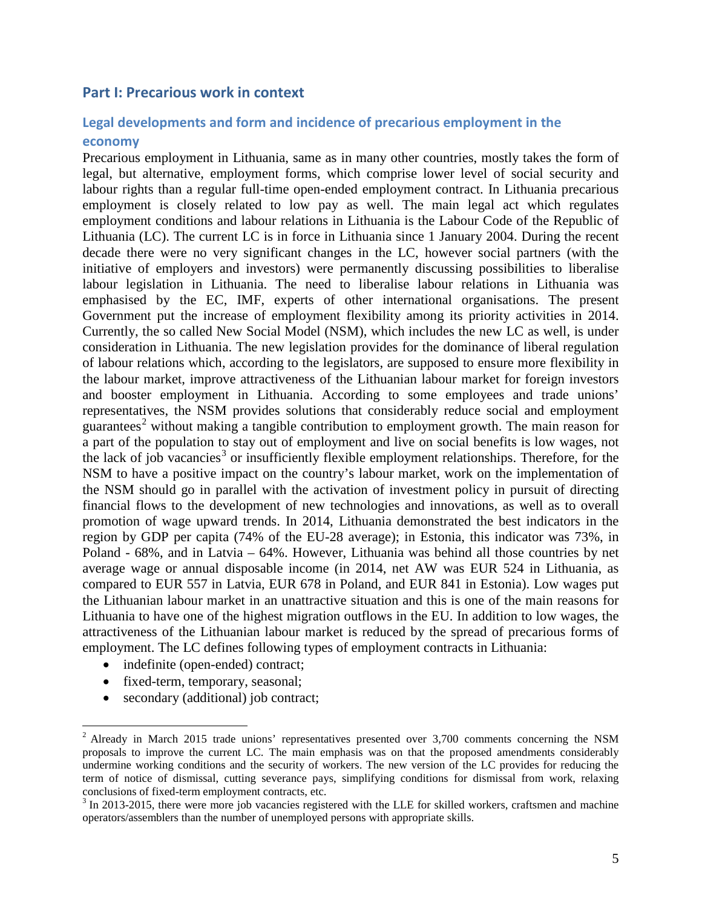## Part I: Precarious work in context

### Legal developments and form and incidence of precarious employment in the economy

Precarious employment in Lithuania, same as in many other countries, mostly takes the form of legal, but alternative, employment forms, which comprise lower level of social security and labour rights than a regular full-time open-ended employment contract. In Lithuania precarious employment is closely related to low pay as well. The main legal act which regulates employment conditions and labour relations in Lithuania is the Labour Code of the Republic of Lithuania (LC). The current LC is in force in Lithuania since 1 January 2004. During the recent decade there were no very significant changes in the LC, however social partners (with the initiative of employers and investors) were permanently discussing possibilities to liberalise labour legislation in Lithuania. The need to liberalise labour relations in Lithuania was emphasised by the EC, IMF, experts of other international organisations. The present Government put the increase of employment flexibility among its priority activities in 2014. Currently, the so called New Social Model (NSM), which includes the new LC as well, is under consideration in Lithuania. The new legislation provides for the dominance of liberal regulation of labour relations which, according to the legislators, are supposed to ensure more flexibility in the labour market, improve attractiveness of the Lithuanian labour market for foreign investors and booster employment in Lithuania. According to some employees and trade unions' representatives, the NSM provides solutions that considerably reduce social and employment guarantees[2] without making a tangible contribution to employment growth. The main reason for a part of the population to stay out of employment and live on social benefits is low wages, not the lack of job vacancies[3] or insufficiently flexible employment relationships. Therefore, for the NSM to have a positive impact on the country's labour market, work on the implementation of the NSM should go in parallel with the activation of investment policy in pursuit of directing financial flows to the development of new technologies and innovations, as well as to overall promotion of wage upward trends. In 2014, Lithuania demonstrated the best indicators in the region by GDP per capita (74% of the EU-28 average); in Estonia, this indicator was 73%, in Poland - 68%, and in Latvia – 64%. However, Lithuania was behind all those countries by net average wage or annual disposable income (in 2014, net AW was EUR 524 in Lithuania, as compared to EUR 557 in Latvia, EUR 678 in Poland, and EUR 841 in Estonia). Low wages put the Lithuanian labour market in an unattractive situation and this is one of the main reasons for Lithuania to have one of the highest migration outflows in the EU. In addition to low wages, the attractiveness of the Lithuanian labour market is reduced by the spread of precarious forms of employment. The LC defines following types of employment contracts in Lithuania:

- indefinite (open-ended) contract;
- fixed-term, temporary, seasonal;
- secondary (additional) job contract;

[2] Already in March 2015 trade unions' representatives presented over 3,700 comments concerning the NSM proposals to improve the current LC. The main emphasis was on that the proposed amendments considerably undermine working conditions and the security of workers. The new version of the LC provides for reducing the term of notice of dismissal, cutting severance pays, simplifying conditions for dismissal from work, relaxing conclusions of fixed-term employment contracts, etc.

[3] In 2013-2015, there were more job vacancies registered with the LLE for skilled workers, craftsmen and machine operators/assemblers than the number of unemployed persons with appropriate skills.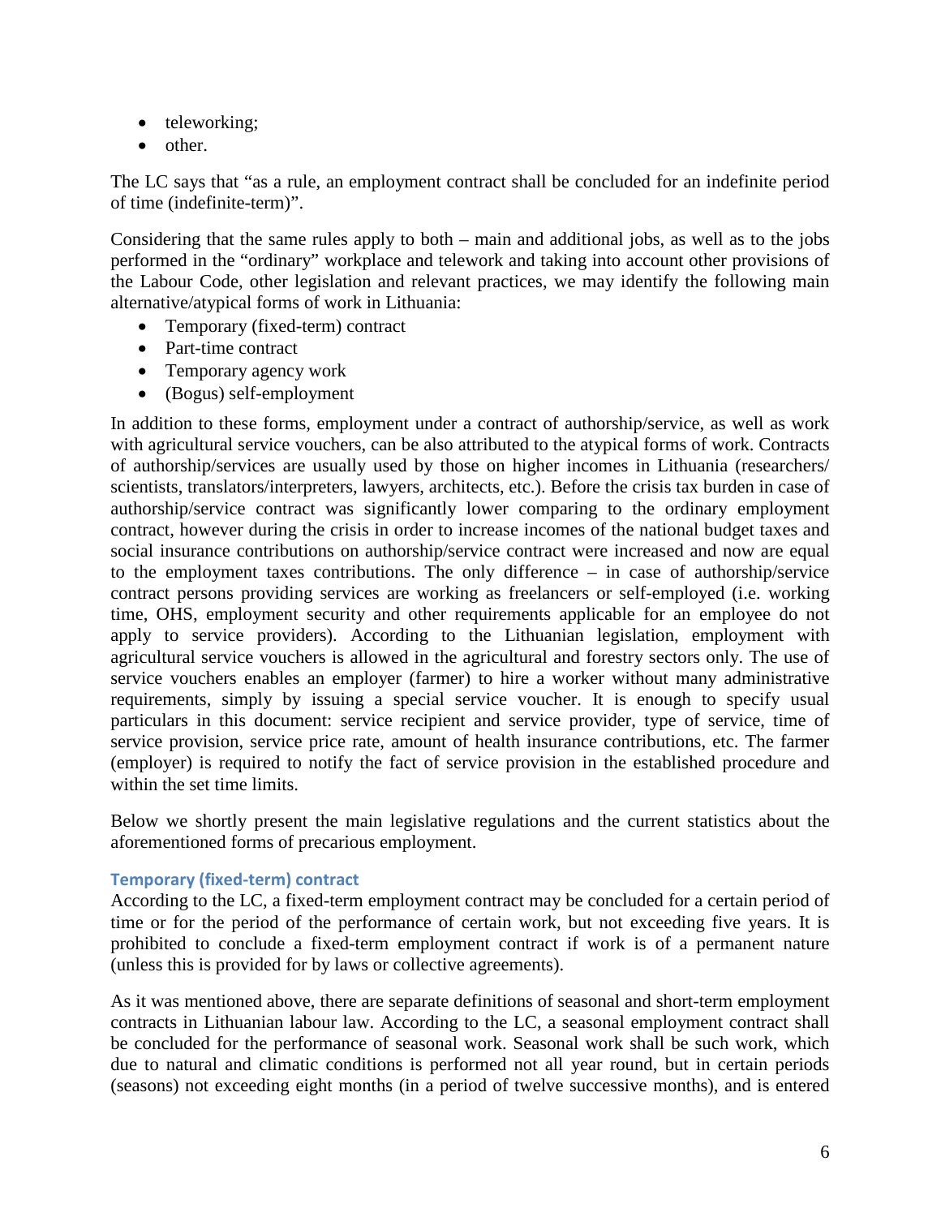- teleworking;
- other.

The LC says that "as a rule, an employment contract shall be concluded for an indefinite period of time (indefinite-term)".

Considering that the same rules apply to both – main and additional jobs, as well as to the jobs performed in the "ordinary" workplace and telework and taking into account other provisions of the Labour Code, other legislation and relevant practices, we may identify the following main alternative/atypical forms of work in Lithuania:

- Temporary (fixed-term) contract
- Part-time contract
- Temporary agency work
- (Bogus) self-employment

In addition to these forms, employment under a contract of authorship/service, as well as work with agricultural service vouchers, can be also attributed to the atypical forms of work. Contracts of authorship/services are usually used by those on higher incomes in Lithuania (researchers/ scientists, translators/interpreters, lawyers, architects, etc.). Before the crisis tax burden in case of authorship/service contract was significantly lower comparing to the ordinary employment contract, however during the crisis in order to increase incomes of the national budget taxes and social insurance contributions on authorship/service contract were increased and now are equal to the employment taxes contributions. The only difference – in case of authorship/service contract persons providing services are working as freelancers or self-employed (i.e. working time, OHS, employment security and other requirements applicable for an employee do not apply to service providers). According to the Lithuanian legislation, employment with agricultural service vouchers is allowed in the agricultural and forestry sectors only. The use of service vouchers enables an employer (farmer) to hire a worker without many administrative requirements, simply by issuing a special service voucher. It is enough to specify usual particulars in this document: service recipient and service provider, type of service, time of service provision, service price rate, amount of health insurance contributions, etc. The farmer (employer) is required to notify the fact of service provision in the established procedure and within the set time limits.

Below we shortly present the main legislative regulations and the current statistics about the aforementioned forms of precarious employment.

#### Temporary (fixed-term) contract

According to the LC, a fixed-term employment contract may be concluded for a certain period of time or for the period of the performance of certain work, but not exceeding five years. It is prohibited to conclude a fixed-term employment contract if work is of a permanent nature (unless this is provided for by laws or collective agreements).

As it was mentioned above, there are separate definitions of seasonal and short-term employment contracts in Lithuanian labour law. According to the LC, a seasonal employment contract shall be concluded for the performance of seasonal work. Seasonal work shall be such work, which due to natural and climatic conditions is performed not all year round, but in certain periods (seasons) not exceeding eight months (in a period of twelve successive months), and is entered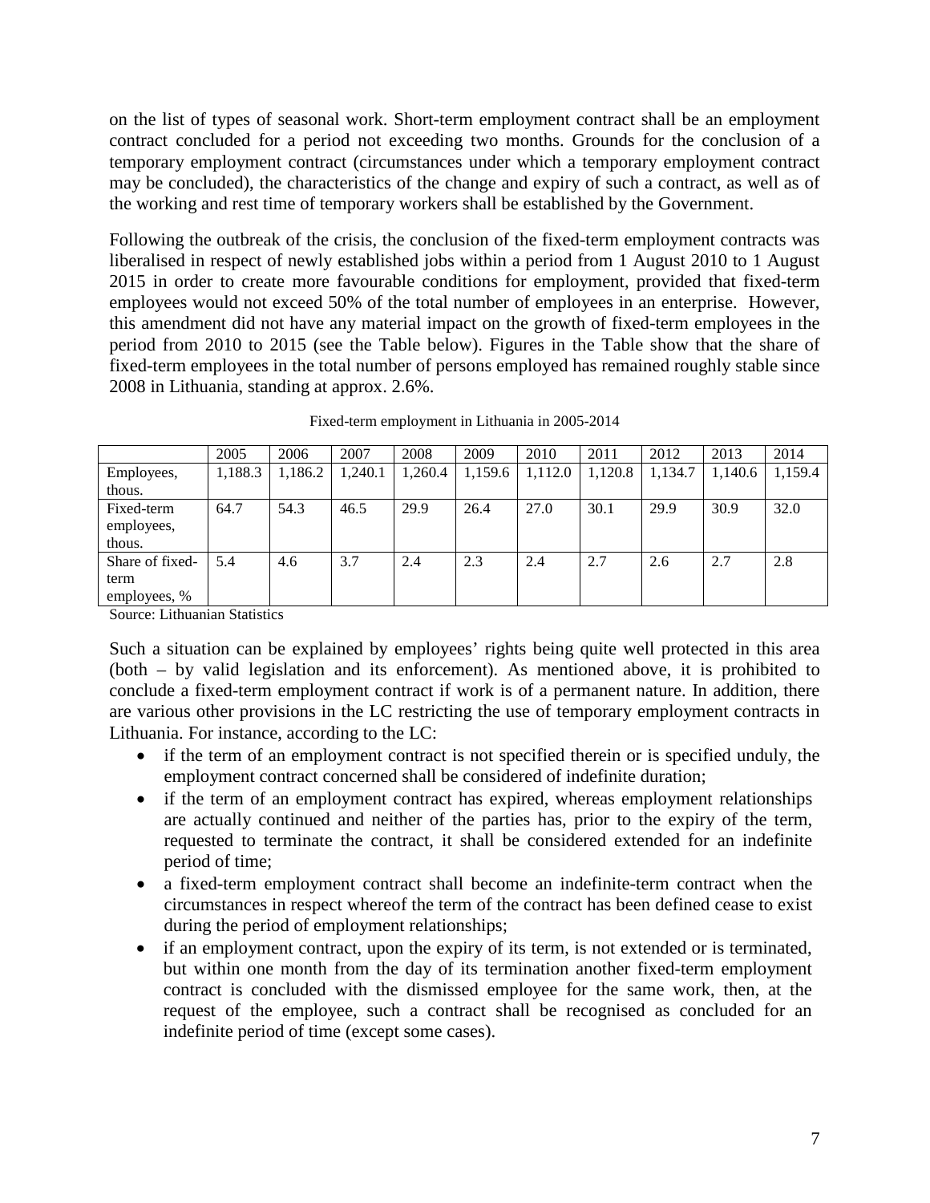on the list of types of seasonal work. Short-term employment contract shall be an employment contract concluded for a period not exceeding two months. Grounds for the conclusion of a temporary employment contract (circumstances under which a temporary employment contract may be concluded), the characteristics of the change and expiry of such a contract, as well as of the working and rest time of temporary workers shall be established by the Government.

Following the outbreak of the crisis, the conclusion of the fixed-term employment contracts was liberalised in respect of newly established jobs within a period from 1 August 2010 to 1 August 2015 in order to create more favourable conditions for employment, provided that fixed-term employees would not exceed 50% of the total number of employees in an enterprise. However, this amendment did not have any material impact on the growth of fixed-term employees in the period from 2010 to 2015 (see the Table below). Figures in the Table show that the share of fixed-term employees in the total number of persons employed has remained roughly stable since 2008 in Lithuania, standing at approx. 2.6%.

Fixed-term employment in Lithuania in 2005-2014

| | 2005 | 2006 | 2007 | 2008 | 2009 | 2010 | 2011 | 2012 | 2013 | 2014 |
|---|---|---|---|---|---|---|---|---|---|---|
| Employees, thous. | 1,188.3 | 1,186.2 | 1,240.1 | 1,260.4 | 1,159.6 | 1,112.0 | 1,120.8 | 1,134.7 | 1,140.6 | 1,159.4 |
| Fixed-term employees, thous. | 64.7 | 54.3 | 46.5 | 29.9 | 26.4 | 27.0 | 30.1 | 29.9 | 30.9 | 32.0 |
| Share of fixed-term employees, % | 5.4 | 4.6 | 3.7 | 2.4 | 2.3 | 2.4 | 2.7 | 2.6 | 2.7 | 2.8 |

Source: Lithuanian Statistics

Such a situation can be explained by employees' rights being quite well protected in this area (both – by valid legislation and its enforcement). As mentioned above, it is prohibited to conclude a fixed-term employment contract if work is of a permanent nature. In addition, there are various other provisions in the LC restricting the use of temporary employment contracts in Lithuania. For instance, according to the LC:

- if the term of an employment contract is not specified therein or is specified unduly, the employment contract concerned shall be considered of indefinite duration;
- if the term of an employment contract has expired, whereas employment relationships are actually continued and neither of the parties has, prior to the expiry of the term, requested to terminate the contract, it shall be considered extended for an indefinite period of time;
- a fixed-term employment contract shall become an indefinite-term contract when the circumstances in respect whereof the term of the contract has been defined cease to exist during the period of employment relationships;
- if an employment contract, upon the expiry of its term, is not extended or is terminated, but within one month from the day of its termination another fixed-term employment contract is concluded with the dismissed employee for the same work, then, at the request of the employee, such a contract shall be recognised as concluded for an indefinite period of time (except some cases).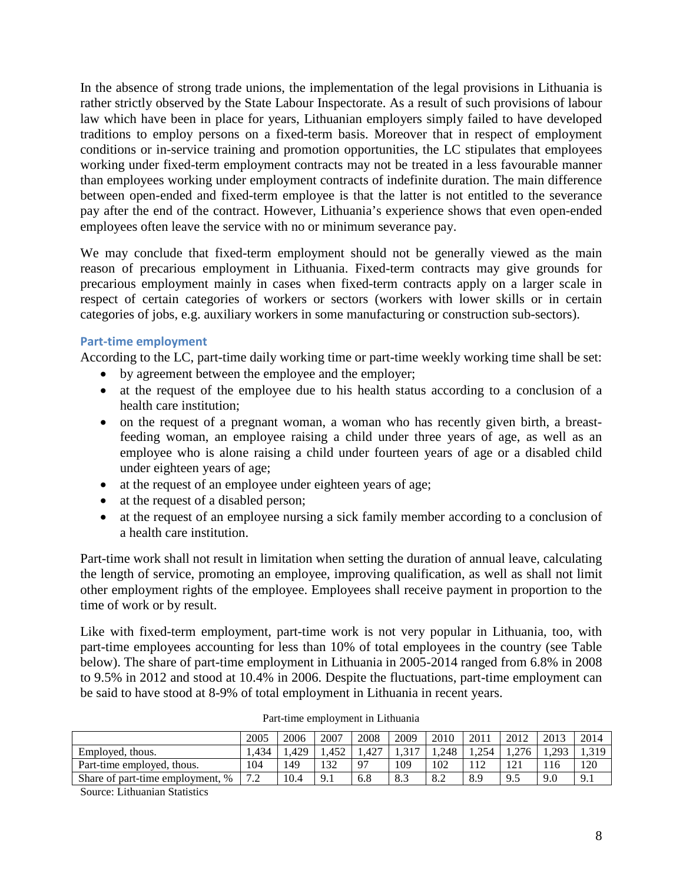In the absence of strong trade unions, the implementation of the legal provisions in Lithuania is rather strictly observed by the State Labour Inspectorate. As a result of such provisions of labour law which have been in place for years, Lithuanian employers simply failed to have developed traditions to employ persons on a fixed-term basis. Moreover that in respect of employment conditions or in-service training and promotion opportunities, the LC stipulates that employees working under fixed-term employment contracts may not be treated in a less favourable manner than employees working under employment contracts of indefinite duration. The main difference between open-ended and fixed-term employee is that the latter is not entitled to the severance pay after the end of the contract. However, Lithuania's experience shows that even open-ended employees often leave the service with no or minimum severance pay.

We may conclude that fixed-term employment should not be generally viewed as the main reason of precarious employment in Lithuania. Fixed-term contracts may give grounds for precarious employment mainly in cases when fixed-term contracts apply on a larger scale in respect of certain categories of workers or sectors (workers with lower skills or in certain categories of jobs, e.g. auxiliary workers in some manufacturing or construction sub-sectors).

### Part-time employment

According to the LC, part-time daily working time or part-time weekly working time shall be set:

- by agreement between the employee and the employer;
- at the request of the employee due to his health status according to a conclusion of a health care institution;
- on the request of a pregnant woman, a woman who has recently given birth, a breast-feeding woman, an employee raising a child under three years of age, as well as an employee who is alone raising a child under fourteen years of age or a disabled child under eighteen years of age;
- at the request of an employee under eighteen years of age;
- at the request of a disabled person;
- at the request of an employee nursing a sick family member according to a conclusion of a health care institution.

Part-time work shall not result in limitation when setting the duration of annual leave, calculating the length of service, promoting an employee, improving qualification, as well as shall not limit other employment rights of the employee. Employees shall receive payment in proportion to the time of work or by result.

Like with fixed-term employment, part-time work is not very popular in Lithuania, too, with part-time employees accounting for less than 10% of total employees in the country (see Table below). The share of part-time employment in Lithuania in 2005-2014 ranged from 6.8% in 2008 to 9.5% in 2012 and stood at 10.4% in 2006. Despite the fluctuations, part-time employment can be said to have stood at 8-9% of total employment in Lithuania in recent years.

Part-time employment in Lithuania

| | 2005 | 2006 | 2007 | 2008 | 2009 | 2010 | 2011 | 2012 | 2013 | 2014 |
|---|---|---|---|---|---|---|---|---|---|---|
| Employed, thous. | 1,434 | 1,429 | 1,452 | 1,427 | 1,317 | 1,248 | 1,254 | 1,276 | 1,293 | 1,319 |
| Part-time employed, thous. | 104 | 149 | 132 | 97 | 109 | 102 | 112 | 121 | 116 | 120 |
| Share of part-time employment, % | 7.2 | 10.4 | 9.1 | 6.8 | 8.3 | 8.2 | 8.9 | 9.5 | 9.0 | 9.1 |

Source: Lithuanian Statistics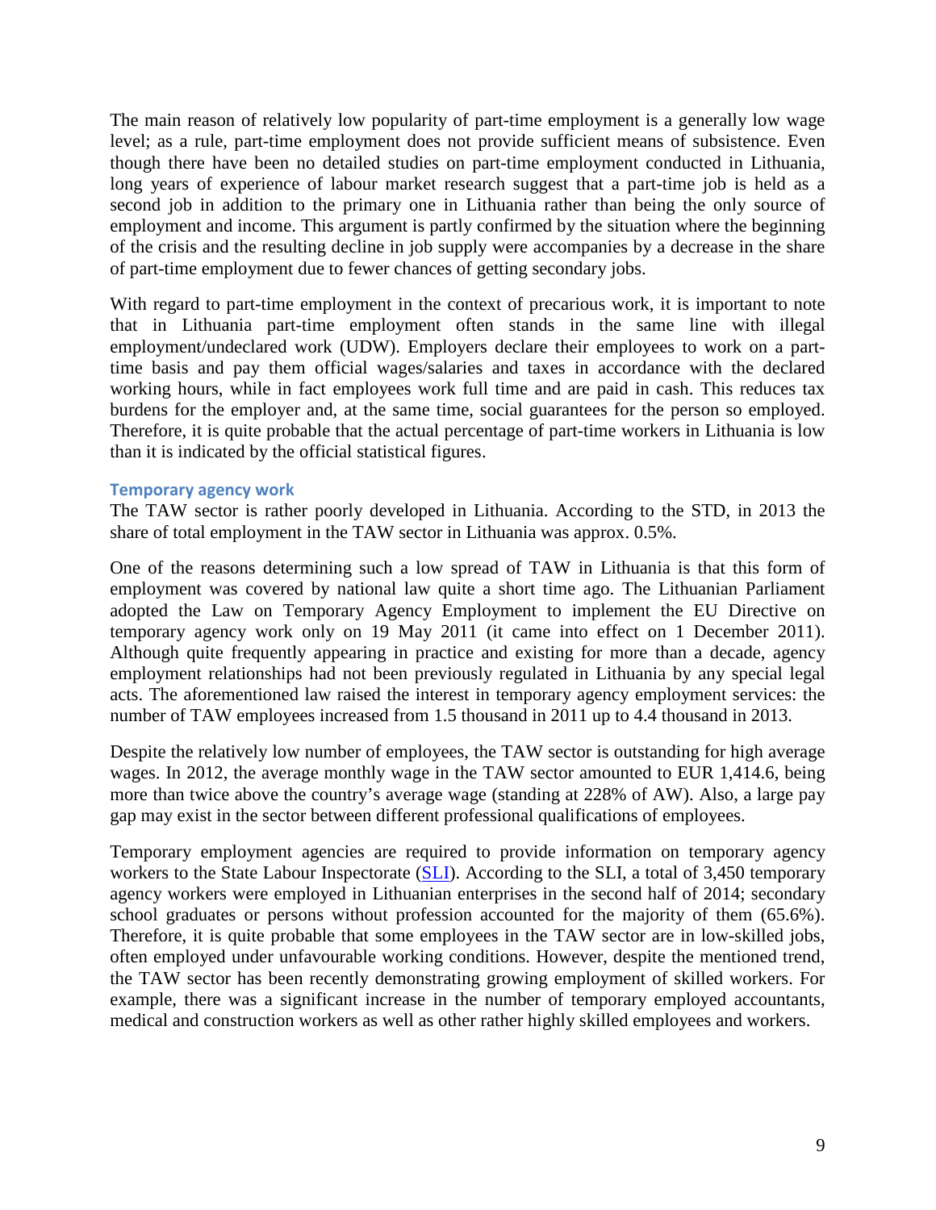The main reason of relatively low popularity of part-time employment is a generally low wage level; as a rule, part-time employment does not provide sufficient means of subsistence. Even though there have been no detailed studies on part-time employment conducted in Lithuania, long years of experience of labour market research suggest that a part-time job is held as a second job in addition to the primary one in Lithuania rather than being the only source of employment and income. This argument is partly confirmed by the situation where the beginning of the crisis and the resulting decline in job supply were accompanies by a decrease in the share of part-time employment due to fewer chances of getting secondary jobs.

With regard to part-time employment in the context of precarious work, it is important to note that in Lithuania part-time employment often stands in the same line with illegal employment/undeclared work (UDW). Employers declare their employees to work on a part-time basis and pay them official wages/salaries and taxes in accordance with the declared working hours, while in fact employees work full time and are paid in cash. This reduces tax burdens for the employer and, at the same time, social guarantees for the person so employed. Therefore, it is quite probable that the actual percentage of part-time workers in Lithuania is low than it is indicated by the official statistical figures.

### Temporary agency work

The TAW sector is rather poorly developed in Lithuania. According to the STD, in 2013 the share of total employment in the TAW sector in Lithuania was approx. 0.5%.

One of the reasons determining such a low spread of TAW in Lithuania is that this form of employment was covered by national law quite a short time ago. The Lithuanian Parliament adopted the Law on Temporary Agency Employment to implement the EU Directive on temporary agency work only on 19 May 2011 (it came into effect on 1 December 2011). Although quite frequently appearing in practice and existing for more than a decade, agency employment relationships had not been previously regulated in Lithuania by any special legal acts. The aforementioned law raised the interest in temporary agency employment services: the number of TAW employees increased from 1.5 thousand in 2011 up to 4.4 thousand in 2013.

Despite the relatively low number of employees, the TAW sector is outstanding for high average wages. In 2012, the average monthly wage in the TAW sector amounted to EUR 1,414.6, being more than twice above the country's average wage (standing at 228% of AW). Also, a large pay gap may exist in the sector between different professional qualifications of employees.

Temporary employment agencies are required to provide information on temporary agency workers to the State Labour Inspectorate (SLI). According to the SLI, a total of 3,450 temporary agency workers were employed in Lithuanian enterprises in the second half of 2014; secondary school graduates or persons without profession accounted for the majority of them (65.6%). Therefore, it is quite probable that some employees in the TAW sector are in low-skilled jobs, often employed under unfavourable working conditions. However, despite the mentioned trend, the TAW sector has been recently demonstrating growing employment of skilled workers. For example, there was a significant increase in the number of temporary employed accountants, medical and construction workers as well as other rather highly skilled employees and workers.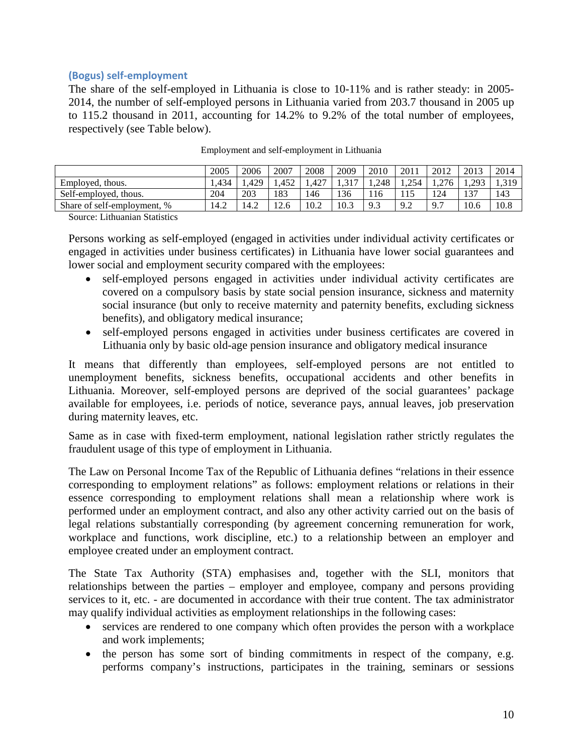### (Bogus) self-employment

The share of the self-employed in Lithuania is close to 10-11% and is rather steady: in 2005-2014, the number of self-employed persons in Lithuania varied from 203.7 thousand in 2005 up to 115.2 thousand in 2011, accounting for 14.2% to 9.2% of the total number of employees, respectively (see Table below).

Employment and self-employment in Lithuania

| | 2005 | 2006 | 2007 | 2008 | 2009 | 2010 | 2011 | 2012 | 2013 | 2014 |
|---|---|---|---|---|---|---|---|---|---|---|
| Employed, thous. | 1,434 | 1,429 | 1,452 | 1,427 | 1,317 | 1,248 | 1,254 | 1,276 | 1,293 | 1,319 |
| Self-employed, thous. | 204 | 203 | 183 | 146 | 136 | 116 | 115 | 124 | 137 | 143 |
| Share of self-employment, % | 14.2 | 14.2 | 12.6 | 10.2 | 10.3 | 9.3 | 9.2 | 9.7 | 10.6 | 10.8 |

Source: Lithuanian Statistics

Persons working as self-employed (engaged in activities under individual activity certificates or engaged in activities under business certificates) in Lithuania have lower social guarantees and lower social and employment security compared with the employees:

- self-employed persons engaged in activities under individual activity certificates are covered on a compulsory basis by state social pension insurance, sickness and maternity social insurance (but only to receive maternity and paternity benefits, excluding sickness benefits), and obligatory medical insurance;
- self-employed persons engaged in activities under business certificates are covered in Lithuania only by basic old-age pension insurance and obligatory medical insurance

It means that differently than employees, self-employed persons are not entitled to unemployment benefits, sickness benefits, occupational accidents and other benefits in Lithuania. Moreover, self-employed persons are deprived of the social guarantees' package available for employees, i.e. periods of notice, severance pays, annual leaves, job preservation during maternity leaves, etc.

Same as in case with fixed-term employment, national legislation rather strictly regulates the fraudulent usage of this type of employment in Lithuania.

The Law on Personal Income Tax of the Republic of Lithuania defines "relations in their essence corresponding to employment relations" as follows: employment relations or relations in their essence corresponding to employment relations shall mean a relationship where work is performed under an employment contract, and also any other activity carried out on the basis of legal relations substantially corresponding (by agreement concerning remuneration for work, workplace and functions, work discipline, etc.) to a relationship between an employer and employee created under an employment contract.

The State Tax Authority (STA) emphasises and, together with the SLI, monitors that relationships between the parties – employer and employee, company and persons providing services to it, etc. - are documented in accordance with their true content. The tax administrator may qualify individual activities as employment relationships in the following cases:

- services are rendered to one company which often provides the person with a workplace and work implements;
- the person has some sort of binding commitments in respect of the company, e.g. performs company's instructions, participates in the training, seminars or sessions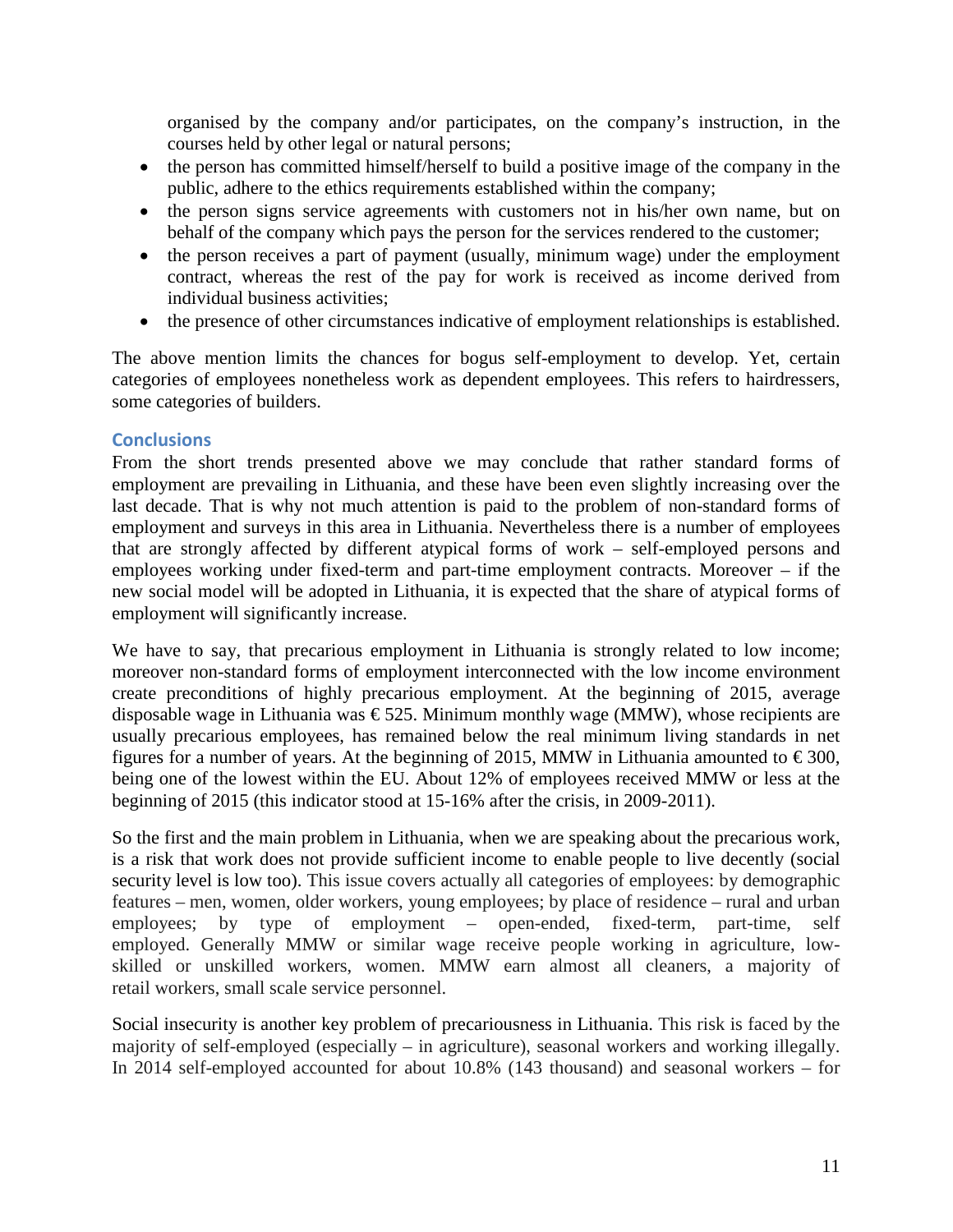organised by the company and/or participates, on the company's instruction, in the courses held by other legal or natural persons;

- the person has committed himself/herself to build a positive image of the company in the public, adhere to the ethics requirements established within the company;
- the person signs service agreements with customers not in his/her own name, but on behalf of the company which pays the person for the services rendered to the customer;
- the person receives a part of payment (usually, minimum wage) under the employment contract, whereas the rest of the pay for work is received as income derived from individual business activities;
- the presence of other circumstances indicative of employment relationships is established.

The above mention limits the chances for bogus self-employment to develop. Yet, certain categories of employees nonetheless work as dependent employees. This refers to hairdressers, some categories of builders.

## Conclusions

From the short trends presented above we may conclude that rather standard forms of employment are prevailing in Lithuania, and these have been even slightly increasing over the last decade. That is why not much attention is paid to the problem of non-standard forms of employment and surveys in this area in Lithuania. Nevertheless there is a number of employees that are strongly affected by different atypical forms of work – self-employed persons and employees working under fixed-term and part-time employment contracts. Moreover – if the new social model will be adopted in Lithuania, it is expected that the share of atypical forms of employment will significantly increase.

We have to say, that precarious employment in Lithuania is strongly related to low income; moreover non-standard forms of employment interconnected with the low income environment create preconditions of highly precarious employment. At the beginning of 2015, average disposable wage in Lithuania was € 525. Minimum monthly wage (MMW), whose recipients are usually precarious employees, has remained below the real minimum living standards in net figures for a number of years. At the beginning of 2015, MMW in Lithuania amounted to € 300, being one of the lowest within the EU. About 12% of employees received MMW or less at the beginning of 2015 (this indicator stood at 15-16% after the crisis, in 2009-2011).

So the first and the main problem in Lithuania, when we are speaking about the precarious work, is a risk that work does not provide sufficient income to enable people to live decently (social security level is low too). This issue covers actually all categories of employees: by demographic features – men, women, older workers, young employees; by place of residence – rural and urban employees; by type of employment – open-ended, fixed-term, part-time, self employed. Generally MMW or similar wage receive people working in agriculture, low-skilled or unskilled workers, women. MMW earn almost all cleaners, a majority of retail workers, small scale service personnel.

Social insecurity is another key problem of precariousness in Lithuania. This risk is faced by the majority of self-employed (especially – in agriculture), seasonal workers and working illegally. In 2014 self-employed accounted for about 10.8% (143 thousand) and seasonal workers – for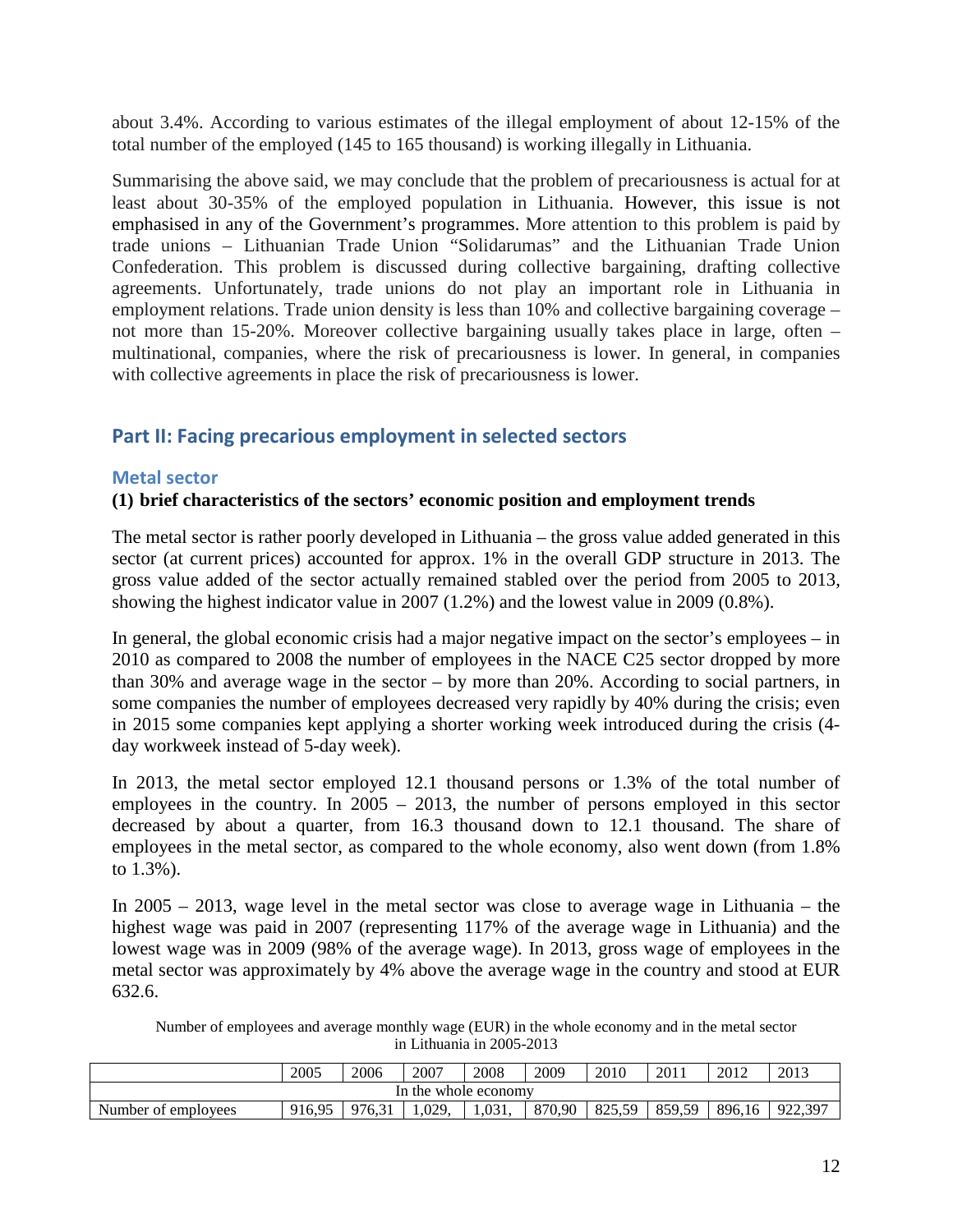about 3.4%. According to various estimates of the illegal employment of about 12-15% of the total number of the employed (145 to 165 thousand) is working illegally in Lithuania.

Summarising the above said, we may conclude that the problem of precariousness is actual for at least about 30-35% of the employed population in Lithuania. However, this issue is not emphasised in any of the Government's programmes. More attention to this problem is paid by trade unions – Lithuanian Trade Union "Solidarumas" and the Lithuanian Trade Union Confederation. This problem is discussed during collective bargaining, drafting collective agreements. Unfortunately, trade unions do not play an important role in Lithuania in employment relations. Trade union density is less than 10% and collective bargaining coverage – not more than 15-20%. Moreover collective bargaining usually takes place in large, often – multinational, companies, where the risk of precariousness is lower. In general, in companies with collective agreements in place the risk of precariousness is lower.

## Part II: Facing precarious employment in selected sectors

### Metal sector

**(1) brief characteristics of the sectors' economic position and employment trends**

The metal sector is rather poorly developed in Lithuania – the gross value added generated in this sector (at current prices) accounted for approx. 1% in the overall GDP structure in 2013. The gross value added of the sector actually remained stabled over the period from 2005 to 2013, showing the highest indicator value in 2007 (1.2%) and the lowest value in 2009 (0.8%).

In general, the global economic crisis had a major negative impact on the sector's employees – in 2010 as compared to 2008 the number of employees in the NACE C25 sector dropped by more than 30% and average wage in the sector – by more than 20%. According to social partners, in some companies the number of employees decreased very rapidly by 40% during the crisis; even in 2015 some companies kept applying a shorter working week introduced during the crisis (4-day workweek instead of 5-day week).

In 2013, the metal sector employed 12.1 thousand persons or 1.3% of the total number of employees in the country. In 2005 – 2013, the number of persons employed in this sector decreased by about a quarter, from 16.3 thousand down to 12.1 thousand. The share of employees in the metal sector, as compared to the whole economy, also went down (from 1.8% to 1.3%).

In 2005 – 2013, wage level in the metal sector was close to average wage in Lithuania – the highest wage was paid in 2007 (representing 117% of the average wage in Lithuania) and the lowest wage was in 2009 (98% of the average wage). In 2013, gross wage of employees in the metal sector was approximately by 4% above the average wage in the country and stood at EUR 632.6.

Number of employees and average monthly wage (EUR) in the whole economy and in the metal sector in Lithuania in 2005-2013

| | 2005 | 2006 | 2007 | 2008 | 2009 | 2010 | 2011 | 2012 | 2013 |
|---|---|---|---|---|---|---|---|---|---|
| In the whole economy | | | | | | | | | |
| Number of employees | 916,95 | 976,31 | 1,029, | 1,031, | 870,90 | 825,59 | 859,59 | 896,16 | 922,397 |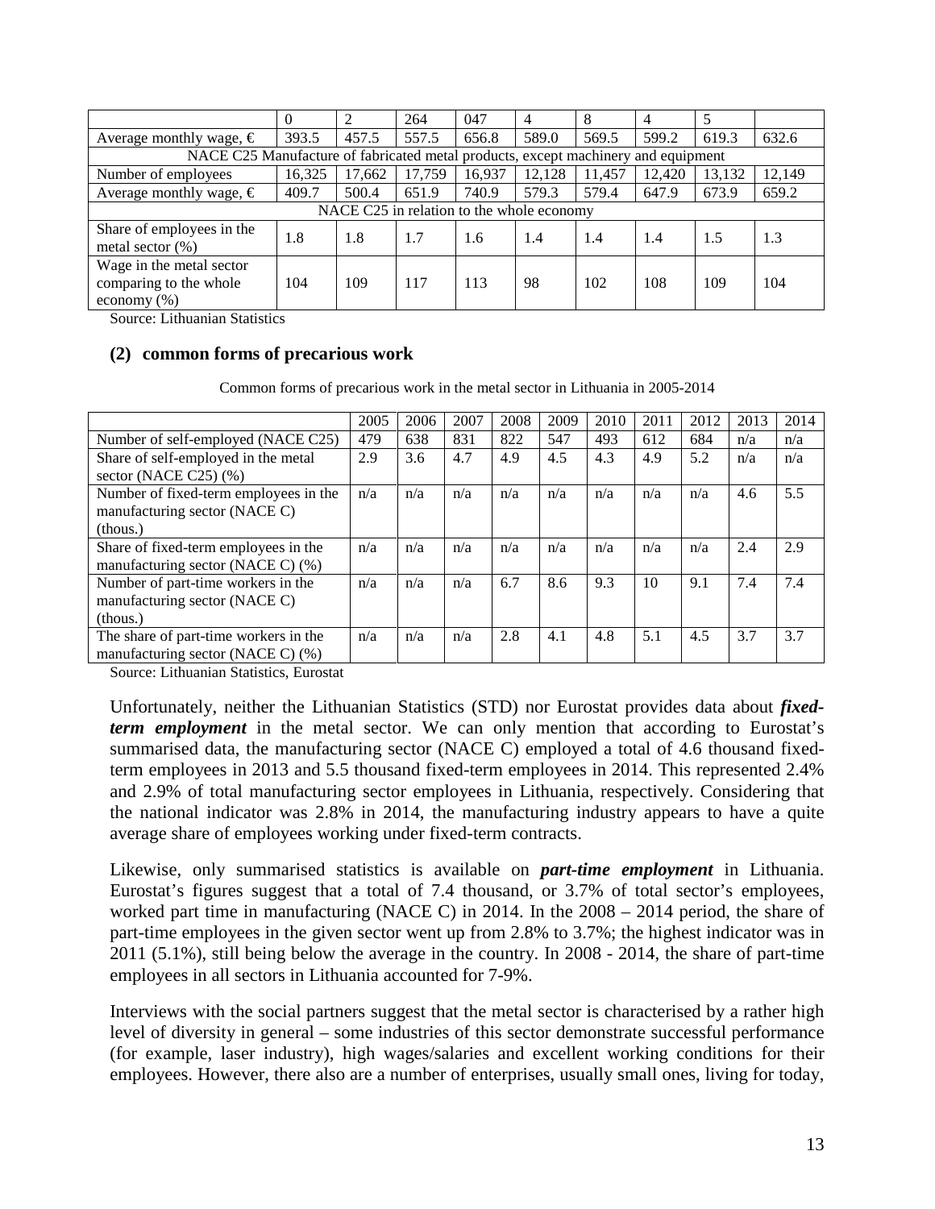|  | 0 | 2 | 264 | 047 | 4 | 8 | 4 | 5 |  |
|---|---|---|---|---|---|---|---|---|---|
| Average monthly wage, € | 393.5 | 457.5 | 557.5 | 656.8 | 589.0 | 569.5 | 599.2 | 619.3 | 632.6 |
| NACE C25 Manufacture of fabricated metal products, except machinery and equipment | | | | | | | | | |
| Number of employees | 16,325 | 17,662 | 17,759 | 16,937 | 12,128 | 11,457 | 12,420 | 13,132 | 12,149 |
| Average monthly wage, € | 409.7 | 500.4 | 651.9 | 740.9 | 579.3 | 579.4 | 647.9 | 673.9 | 659.2 |
| NACE C25 in relation to the whole economy | | | | | | | | | |
| Share of employees in the metal sector (%) | 1.8 | 1.8 | 1.7 | 1.6 | 1.4 | 1.4 | 1.4 | 1.5 | 1.3 |
| Wage in the metal sector comparing to the whole economy (%) | 104 | 109 | 117 | 113 | 98 | 102 | 108 | 109 | 104 |

Source: Lithuanian Statistics

### (2) common forms of precarious work

Common forms of precarious work in the metal sector in Lithuania in 2005-2014

|  | 2005 | 2006 | 2007 | 2008 | 2009 | 2010 | 2011 | 2012 | 2013 | 2014 |
|---|---|---|---|---|---|---|---|---|---|---|
| Number of self-employed (NACE C25) | 479 | 638 | 831 | 822 | 547 | 493 | 612 | 684 | n/a | n/a |
| Share of self-employed in the metal sector (NACE C25) (%) | 2.9 | 3.6 | 4.7 | 4.9 | 4.5 | 4.3 | 4.9 | 5.2 | n/a | n/a |
| Number of fixed-term employees in the manufacturing sector (NACE C) (thous.) | n/a | n/a | n/a | n/a | n/a | n/a | n/a | n/a | 4.6 | 5.5 |
| Share of fixed-term employees in the manufacturing sector (NACE C) (%) | n/a | n/a | n/a | n/a | n/a | n/a | n/a | n/a | 2.4 | 2.9 |
| Number of part-time workers in the manufacturing sector (NACE C) (thous.) | n/a | n/a | n/a | 6.7 | 8.6 | 9.3 | 10 | 9.1 | 7.4 | 7.4 |
| The share of part-time workers in the manufacturing sector (NACE C) (%) | n/a | n/a | n/a | 2.8 | 4.1 | 4.8 | 5.1 | 4.5 | 3.7 | 3.7 |

Source: Lithuanian Statistics, Eurostat

Unfortunately, neither the Lithuanian Statistics (STD) nor Eurostat provides data about ***fixed-term employment*** in the metal sector. We can only mention that according to Eurostat's summarised data, the manufacturing sector (NACE C) employed a total of 4.6 thousand fixed-term employees in 2013 and 5.5 thousand fixed-term employees in 2014. This represented 2.4% and 2.9% of total manufacturing sector employees in Lithuania, respectively. Considering that the national indicator was 2.8% in 2014, the manufacturing industry appears to have a quite average share of employees working under fixed-term contracts.

Likewise, only summarised statistics is available on ***part-time employment*** in Lithuania. Eurostat's figures suggest that a total of 7.4 thousand, or 3.7% of total sector's employees, worked part time in manufacturing (NACE C) in 2014. In the 2008 – 2014 period, the share of part-time employees in the given sector went up from 2.8% to 3.7%; the highest indicator was in 2011 (5.1%), still being below the average in the country. In 2008 - 2014, the share of part-time employees in all sectors in Lithuania accounted for 7-9%.

Interviews with the social partners suggest that the metal sector is characterised by a rather high level of diversity in general – some industries of this sector demonstrate successful performance (for example, laser industry), high wages/salaries and excellent working conditions for their employees. However, there also are a number of enterprises, usually small ones, living for today,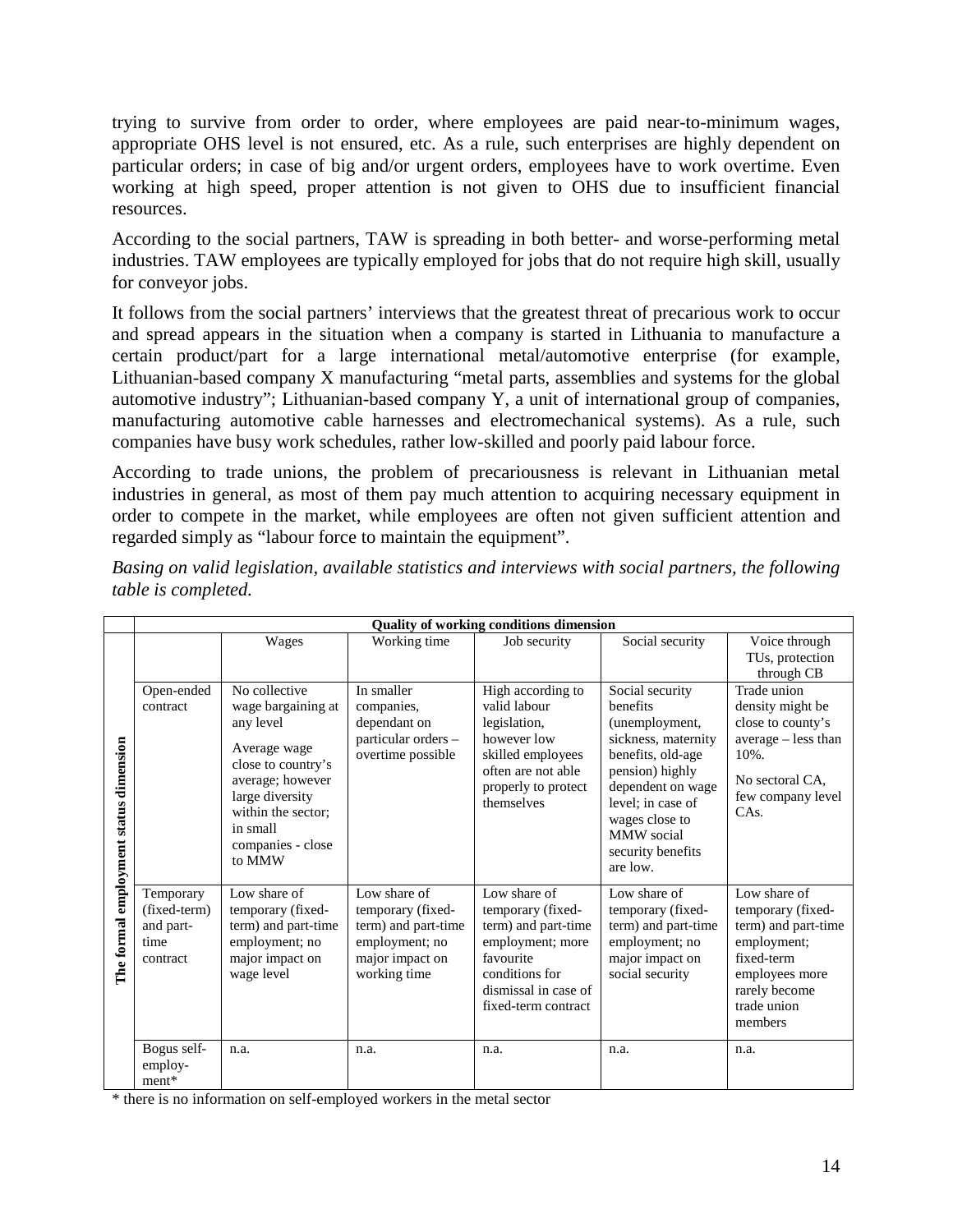trying to survive from order to order, where employees are paid near-to-minimum wages, appropriate OHS level is not ensured, etc. As a rule, such enterprises are highly dependent on particular orders; in case of big and/or urgent orders, employees have to work overtime. Even working at high speed, proper attention is not given to OHS due to insufficient financial resources.

According to the social partners, TAW is spreading in both better- and worse-performing metal industries. TAW employees are typically employed for jobs that do not require high skill, usually for conveyor jobs.

It follows from the social partners' interviews that the greatest threat of precarious work to occur and spread appears in the situation when a company is started in Lithuania to manufacture a certain product/part for a large international metal/automotive enterprise (for example, Lithuanian-based company X manufacturing "metal parts, assemblies and systems for the global automotive industry"; Lithuanian-based company Y, a unit of international group of companies, manufacturing automotive cable harnesses and electromechanical systems). As a rule, such companies have busy work schedules, rather low-skilled and poorly paid labour force.

According to trade unions, the problem of precariousness is relevant in Lithuanian metal industries in general, as most of them pay much attention to acquiring necessary equipment in order to compete in the market, while employees are often not given sufficient attention and regarded simply as "labour force to maintain the equipment".

*Basing on valid legislation, available statistics and interviews with social partners, the following table is completed.*

| | | **Quality of working conditions dimension** | | | | |
|---|---|---|---|---|---|---|
| | | Wages | Working time | Job security | Social security | Voice through TUs, protection through CB |
| **The formal employment status dimension** | Open-ended contract | No collective wage bargaining at any level<br><br>Average wage close to country's average; however large diversity within the sector; in small companies - close to MMW | In smaller companies, dependant on particular orders – overtime possible | High according to valid labour legislation, however low skilled employees often are not able properly to protect themselves | Social security benefits (unemployment, sickness, maternity benefits, old-age pension) highly dependent on wage level; in case of wages close to MMW social security benefits are low. | Trade union density might be close to county's average – less than 10%.<br><br>No sectoral CA, few company level CAs. |
| | Temporary (fixed-term) and part-time contract | Low share of temporary (fixed-term) and part-time employment; no major impact on wage level | Low share of temporary (fixed-term) and part-time employment; no major impact on working time | Low share of temporary (fixed-term) and part-time employment; more favourite conditions for dismissal in case of fixed-term contract | Low share of temporary (fixed-term) and part-time employment; no major impact on social security | Low share of temporary (fixed-term) and part-time employment; fixed-term employees more rarely become trade union members |
| | Bogus self-employ-ment* | n.a. | n.a. | n.a. | n.a. | n.a. |

\* there is no information on self-employed workers in the metal sector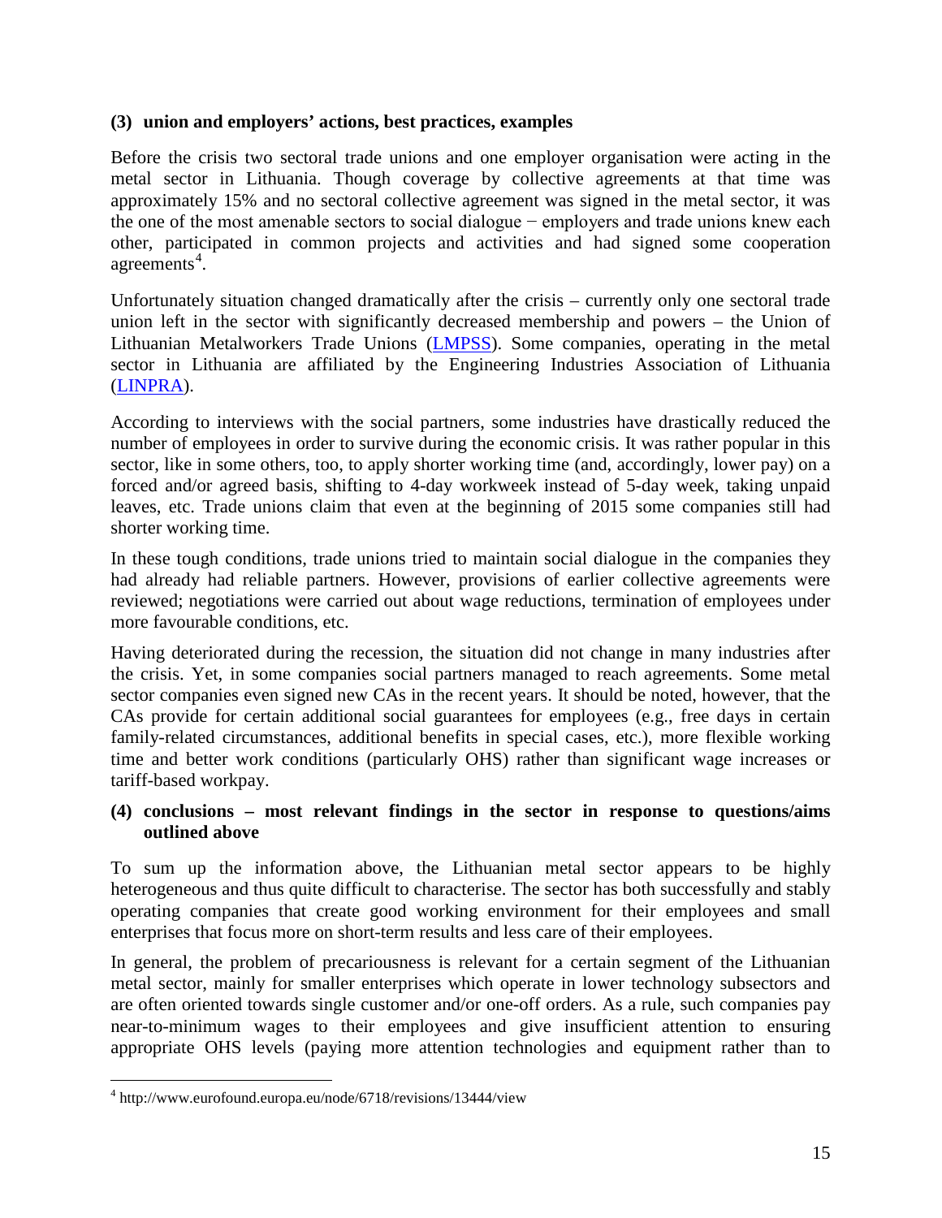**(3) union and employers' actions, best practices, examples**

Before the crisis two sectoral trade unions and one employer organisation were acting in the metal sector in Lithuania. Though coverage by collective agreements at that time was approximately 15% and no sectoral collective agreement was signed in the metal sector, it was the one of the most amenable sectors to social dialogue − employers and trade unions knew each other, participated in common projects and activities and had signed some cooperation agreements[4].

Unfortunately situation changed dramatically after the crisis – currently only one sectoral trade union left in the sector with significantly decreased membership and powers – the Union of Lithuanian Metalworkers Trade Unions (LMPSS). Some companies, operating in the metal sector in Lithuania are affiliated by the Engineering Industries Association of Lithuania (LINPRA).

According to interviews with the social partners, some industries have drastically reduced the number of employees in order to survive during the economic crisis. It was rather popular in this sector, like in some others, too, to apply shorter working time (and, accordingly, lower pay) on a forced and/or agreed basis, shifting to 4-day workweek instead of 5-day week, taking unpaid leaves, etc. Trade unions claim that even at the beginning of 2015 some companies still had shorter working time.

In these tough conditions, trade unions tried to maintain social dialogue in the companies they had already had reliable partners. However, provisions of earlier collective agreements were reviewed; negotiations were carried out about wage reductions, termination of employees under more favourable conditions, etc.

Having deteriorated during the recession, the situation did not change in many industries after the crisis. Yet, in some companies social partners managed to reach agreements. Some metal sector companies even signed new CAs in the recent years. It should be noted, however, that the CAs provide for certain additional social guarantees for employees (e.g., free days in certain family-related circumstances, additional benefits in special cases, etc.), more flexible working time and better work conditions (particularly OHS) rather than significant wage increases or tariff-based workpay.

**(4) conclusions – most relevant findings in the sector in response to questions/aims outlined above**

To sum up the information above, the Lithuanian metal sector appears to be highly heterogeneous and thus quite difficult to characterise. The sector has both successfully and stably operating companies that create good working environment for their employees and small enterprises that focus more on short-term results and less care of their employees.

In general, the problem of precariousness is relevant for a certain segment of the Lithuanian metal sector, mainly for smaller enterprises which operate in lower technology subsectors and are often oriented towards single customer and/or one-off orders. As a rule, such companies pay near-to-minimum wages to their employees and give insufficient attention to ensuring appropriate OHS levels (paying more attention technologies and equipment rather than to

---

[4] http://www.eurofound.europa.eu/node/6718/revisions/13444/view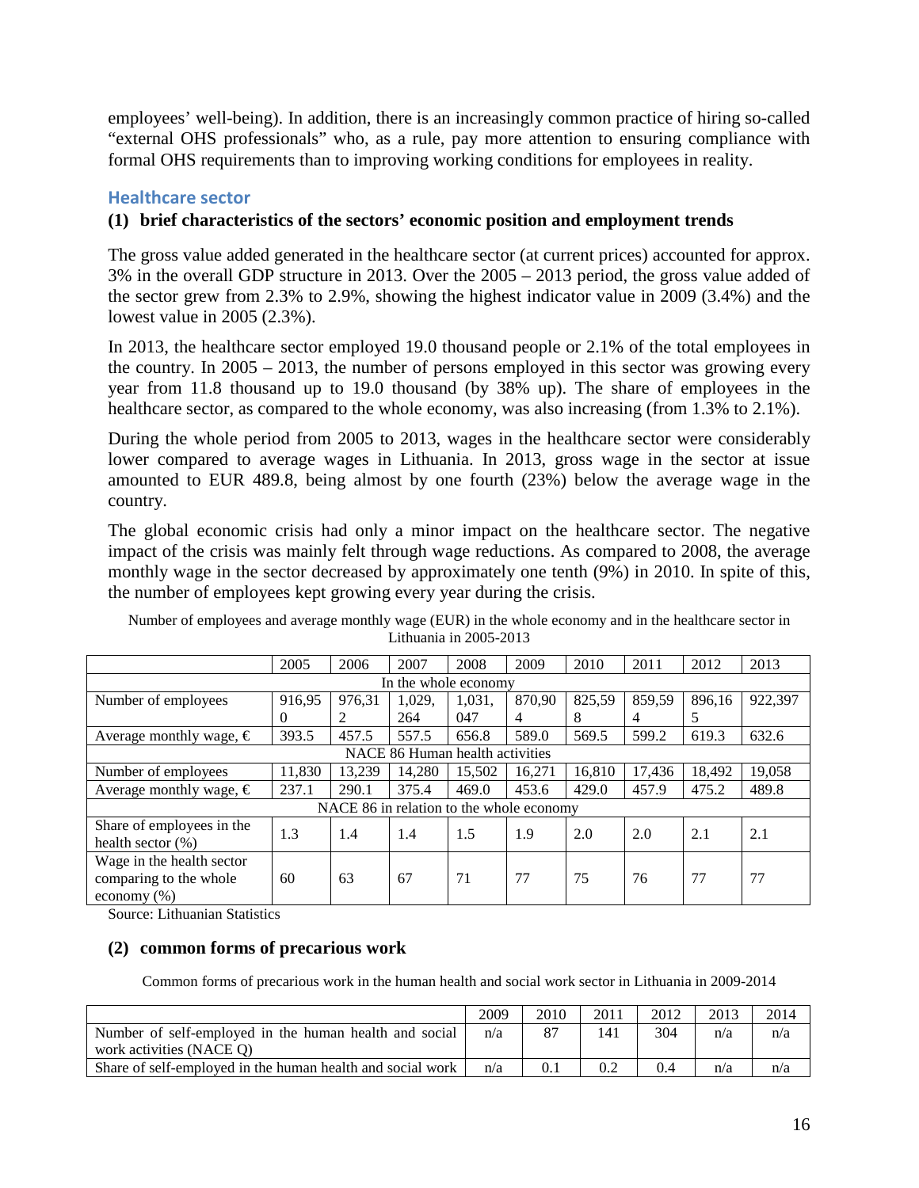employees' well-being). In addition, there is an increasingly common practice of hiring so-called "external OHS professionals" who, as a rule, pay more attention to ensuring compliance with formal OHS requirements than to improving working conditions for employees in reality.

### Healthcare sector

**(1) brief characteristics of the sectors' economic position and employment trends**

The gross value added generated in the healthcare sector (at current prices) accounted for approx. 3% in the overall GDP structure in 2013. Over the 2005 – 2013 period, the gross value added of the sector grew from 2.3% to 2.9%, showing the highest indicator value in 2009 (3.4%) and the lowest value in 2005 (2.3%).

In 2013, the healthcare sector employed 19.0 thousand people or 2.1% of the total employees in the country. In 2005 – 2013, the number of persons employed in this sector was growing every year from 11.8 thousand up to 19.0 thousand (by 38% up). The share of employees in the healthcare sector, as compared to the whole economy, was also increasing (from 1.3% to 2.1%).

During the whole period from 2005 to 2013, wages in the healthcare sector were considerably lower compared to average wages in Lithuania. In 2013, gross wage in the sector at issue amounted to EUR 489.8, being almost by one fourth (23%) below the average wage in the country.

The global economic crisis had only a minor impact on the healthcare sector. The negative impact of the crisis was mainly felt through wage reductions. As compared to 2008, the average monthly wage in the sector decreased by approximately one tenth (9%) in 2010. In spite of this, the number of employees kept growing every year during the crisis.

Number of employees and average monthly wage (EUR) in the whole economy and in the healthcare sector in Lithuania in 2005-2013

| | 2005 | 2006 | 2007 | 2008 | 2009 | 2010 | 2011 | 2012 | 2013 |
|---|---|---|---|---|---|---|---|---|---|
| In the whole economy | | | | | | | | | |
| Number of employees | 916,950 | 976,312 | 1,029,264 | 1,031,047 | 870,904 | 825,598 | 859,594 | 896,165 | 922,397 |
| Average monthly wage, € | 393.5 | 457.5 | 557.5 | 656.8 | 589.0 | 569.5 | 599.2 | 619.3 | 632.6 |
| NACE 86 Human health activities | | | | | | | | | |
| Number of employees | 11,830 | 13,239 | 14,280 | 15,502 | 16,271 | 16,810 | 17,436 | 18,492 | 19,058 |
| Average monthly wage, € | 237.1 | 290.1 | 375.4 | 469.0 | 453.6 | 429.0 | 457.9 | 475.2 | 489.8 |
| NACE 86 in relation to the whole economy | | | | | | | | | |
| Share of employees in the health sector (%) | 1.3 | 1.4 | 1.4 | 1.5 | 1.9 | 2.0 | 2.0 | 2.1 | 2.1 |
| Wage in the health sector comparing to the whole economy (%) | 60 | 63 | 67 | 71 | 77 | 75 | 76 | 77 | 77 |

Source: Lithuanian Statistics

**(2) common forms of precarious work**

Common forms of precarious work in the human health and social work sector in Lithuania in 2009-2014

| | 2009 | 2010 | 2011 | 2012 | 2013 | 2014 |
|---|---|---|---|---|---|---|
| Number of self-employed in the human health and social work activities (NACE Q) | n/a | 87 | 141 | 304 | n/a | n/a |
| Share of self-employed in the human health and social work | n/a | 0.1 | 0.2 | 0.4 | n/a | n/a |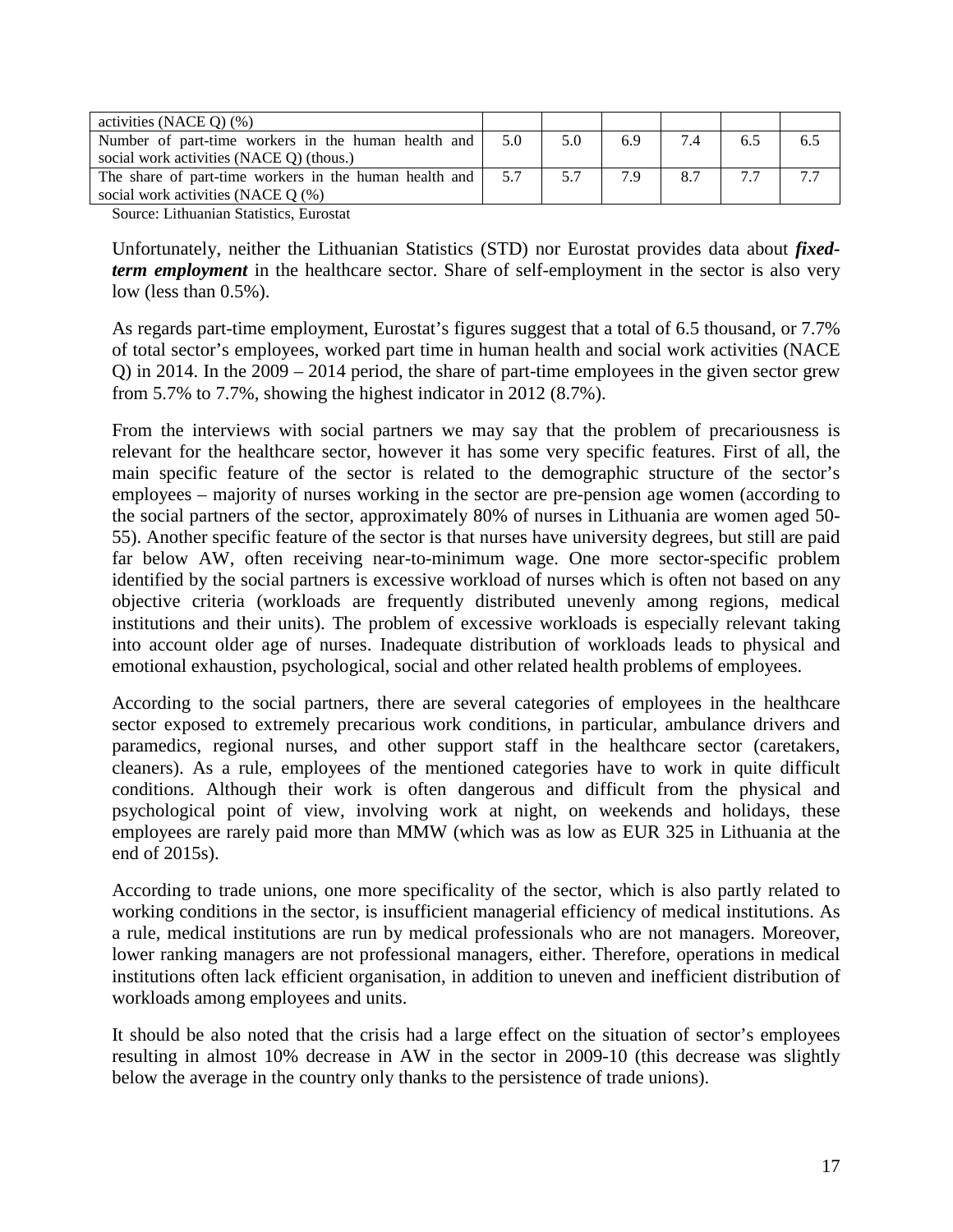| activities (NACE Q) (%) | | | | | | |
|---|---|---|---|---|---|---|
| Number of part-time workers in the human health and social work activities (NACE Q) (thous.) | 5.0 | 5.0 | 6.9 | 7.4 | 6.5 | 6.5 |
| The share of part-time workers in the human health and social work activities (NACE Q (%) | 5.7 | 5.7 | 7.9 | 8.7 | 7.7 | 7.7 |

Source: Lithuanian Statistics, Eurostat

Unfortunately, neither the Lithuanian Statistics (STD) nor Eurostat provides data about ***fixed-term employment*** in the healthcare sector. Share of self-employment in the sector is also very low (less than 0.5%).

As regards part-time employment, Eurostat's figures suggest that a total of 6.5 thousand, or 7.7% of total sector's employees, worked part time in human health and social work activities (NACE Q) in 2014. In the 2009 – 2014 period, the share of part-time employees in the given sector grew from 5.7% to 7.7%, showing the highest indicator in 2012 (8.7%).

From the interviews with social partners we may say that the problem of precariousness is relevant for the healthcare sector, however it has some very specific features. First of all, the main specific feature of the sector is related to the demographic structure of the sector's employees – majority of nurses working in the sector are pre-pension age women (according to the social partners of the sector, approximately 80% of nurses in Lithuania are women aged 50-55). Another specific feature of the sector is that nurses have university degrees, but still are paid far below AW, often receiving near-to-minimum wage. One more sector-specific problem identified by the social partners is excessive workload of nurses which is often not based on any objective criteria (workloads are frequently distributed unevenly among regions, medical institutions and their units). The problem of excessive workloads is especially relevant taking into account older age of nurses. Inadequate distribution of workloads leads to physical and emotional exhaustion, psychological, social and other related health problems of employees.

According to the social partners, there are several categories of employees in the healthcare sector exposed to extremely precarious work conditions, in particular, ambulance drivers and paramedics, regional nurses, and other support staff in the healthcare sector (caretakers, cleaners). As a rule, employees of the mentioned categories have to work in quite difficult conditions. Although their work is often dangerous and difficult from the physical and psychological point of view, involving work at night, on weekends and holidays, these employees are rarely paid more than MMW (which was as low as EUR 325 in Lithuania at the end of 2015s).

According to trade unions, one more specificality of the sector, which is also partly related to working conditions in the sector, is insufficient managerial efficiency of medical institutions. As a rule, medical institutions are run by medical professionals who are not managers. Moreover, lower ranking managers are not professional managers, either. Therefore, operations in medical institutions often lack efficient organisation, in addition to uneven and inefficient distribution of workloads among employees and units.

It should be also noted that the crisis had a large effect on the situation of sector's employees resulting in almost 10% decrease in AW in the sector in 2009-10 (this decrease was slightly below the average in the country only thanks to the persistence of trade unions).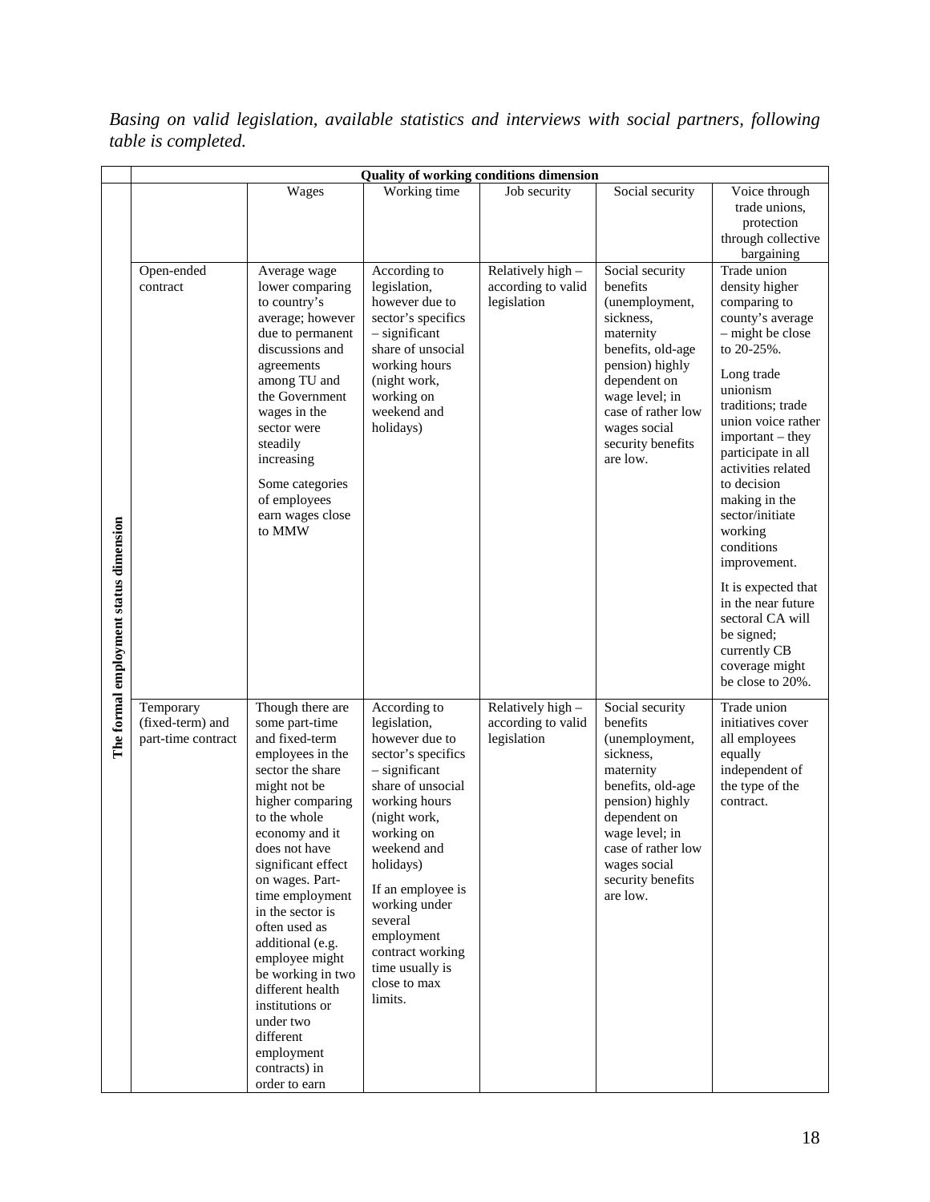*Basing on valid legislation, available statistics and interviews with social partners, following table is completed.*

| | | Quality of working conditions dimension | | | | |
|---|---|---|---|---|---|---|
| | | Wages | Working time | Job security | Social security | Voice through trade unions, protection through collective bargaining |
| The formal employment status dimension | Open-ended contract | Average wage lower comparing to country's average; however due to permanent discussions and agreements among TU and the Government wages in the sector were steadily increasing<br><br>Some categories of employees earn wages close to MMW | According to legislation, however due to sector's specifics – significant share of unsocial working hours (night work, working on weekend and holidays) | Relatively high – according to valid legislation | Social security benefits (unemployment, sickness, maternity benefits, old-age pension) highly dependent on wage level; in case of rather low wages social security benefits are low. | Trade union density higher comparing to county's average – might be close to 20-25%.<br><br>Long trade unionism traditions; trade union voice rather important – they participate in all activities related to decision making in the sector/initiate working conditions improvement.<br><br>It is expected that in the near future sectoral CA will be signed; currently CB coverage might be close to 20%. |
| | Temporary (fixed-term) and part-time contract | Though there are some part-time and fixed-term employees in the sector the share might not be higher comparing to the whole economy and it does not have significant effect on wages. Part-time employment in the sector is often used as additional (e.g. employee might be working in two different health institutions or under two different employment contracts) in order to earn | According to legislation, however due to sector's specifics – significant share of unsocial working hours (night work, working on weekend and holidays)<br><br>If an employee is working under several employment contract working time usually is close to max limits. | Relatively high – according to valid legislation | Social security benefits (unemployment, sickness, maternity benefits, old-age pension) highly dependent on wage level; in case of rather low wages social security benefits are low. | Trade union initiatives cover all employees equally independent of the type of the contract. |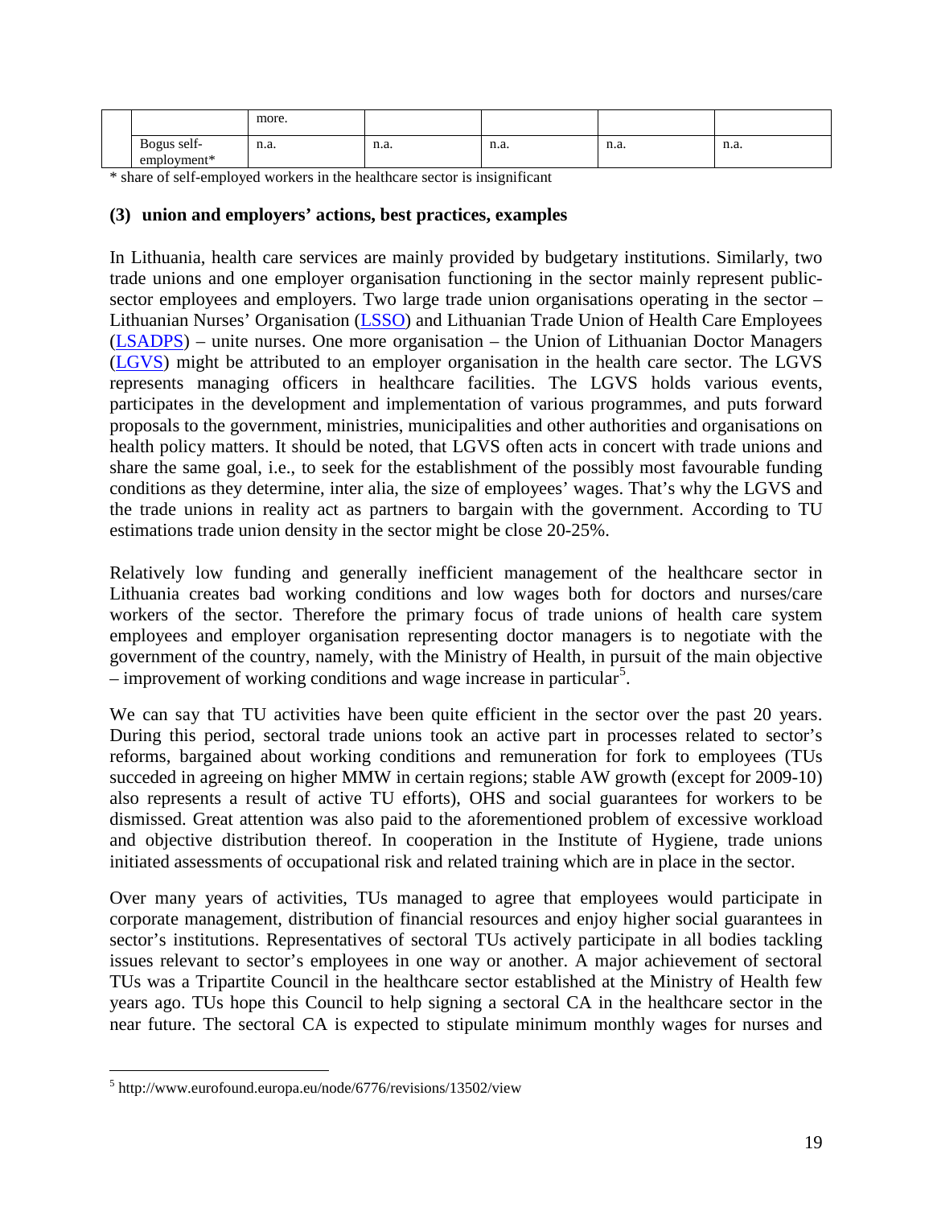|  |  | more. |  |  |  |  |
|---|---|---|---|---|---|---|
|  | Bogus self-employment* | n.a. | n.a. | n.a. | n.a. | n.a. |

\* share of self-employed workers in the healthcare sector is insignificant

**(3) union and employers' actions, best practices, examples**

In Lithuania, health care services are mainly provided by budgetary institutions. Similarly, two trade unions and one employer organisation functioning in the sector mainly represent public-sector employees and employers. Two large trade union organisations operating in the sector – Lithuanian Nurses' Organisation (LSSO) and Lithuanian Trade Union of Health Care Employees (LSADPS) – unite nurses. One more organisation – the Union of Lithuanian Doctor Managers (LGVS) might be attributed to an employer organisation in the health care sector. The LGVS represents managing officers in healthcare facilities. The LGVS holds various events, participates in the development and implementation of various programmes, and puts forward proposals to the government, ministries, municipalities and other authorities and organisations on health policy matters. It should be noted, that LGVS often acts in concert with trade unions and share the same goal, i.e., to seek for the establishment of the possibly most favourable funding conditions as they determine, inter alia, the size of employees' wages. That's why the LGVS and the trade unions in reality act as partners to bargain with the government. According to TU estimations trade union density in the sector might be close 20-25%.

Relatively low funding and generally inefficient management of the healthcare sector in Lithuania creates bad working conditions and low wages both for doctors and nurses/care workers of the sector. Therefore the primary focus of trade unions of health care system employees and employer organisation representing doctor managers is to negotiate with the government of the country, namely, with the Ministry of Health, in pursuit of the main objective – improvement of working conditions and wage increase in particular[5].

We can say that TU activities have been quite efficient in the sector over the past 20 years. During this period, sectoral trade unions took an active part in processes related to sector's reforms, bargained about working conditions and remuneration for fork to employees (TUs succeded in agreeing on higher MMW in certain regions; stable AW growth (except for 2009-10) also represents a result of active TU efforts), OHS and social guarantees for workers to be dismissed. Great attention was also paid to the aforementioned problem of excessive workload and objective distribution thereof. In cooperation in the Institute of Hygiene, trade unions initiated assessments of occupational risk and related training which are in place in the sector.

Over many years of activities, TUs managed to agree that employees would participate in corporate management, distribution of financial resources and enjoy higher social guarantees in sector's institutions. Representatives of sectoral TUs actively participate in all bodies tackling issues relevant to sector's employees in one way or another. A major achievement of sectoral TUs was a Tripartite Council in the healthcare sector established at the Ministry of Health few years ago. TUs hope this Council to help signing a sectoral CA in the healthcare sector in the near future. The sectoral CA is expected to stipulate minimum monthly wages for nurses and

[5] http://www.eurofound.europa.eu/node/6776/revisions/13502/view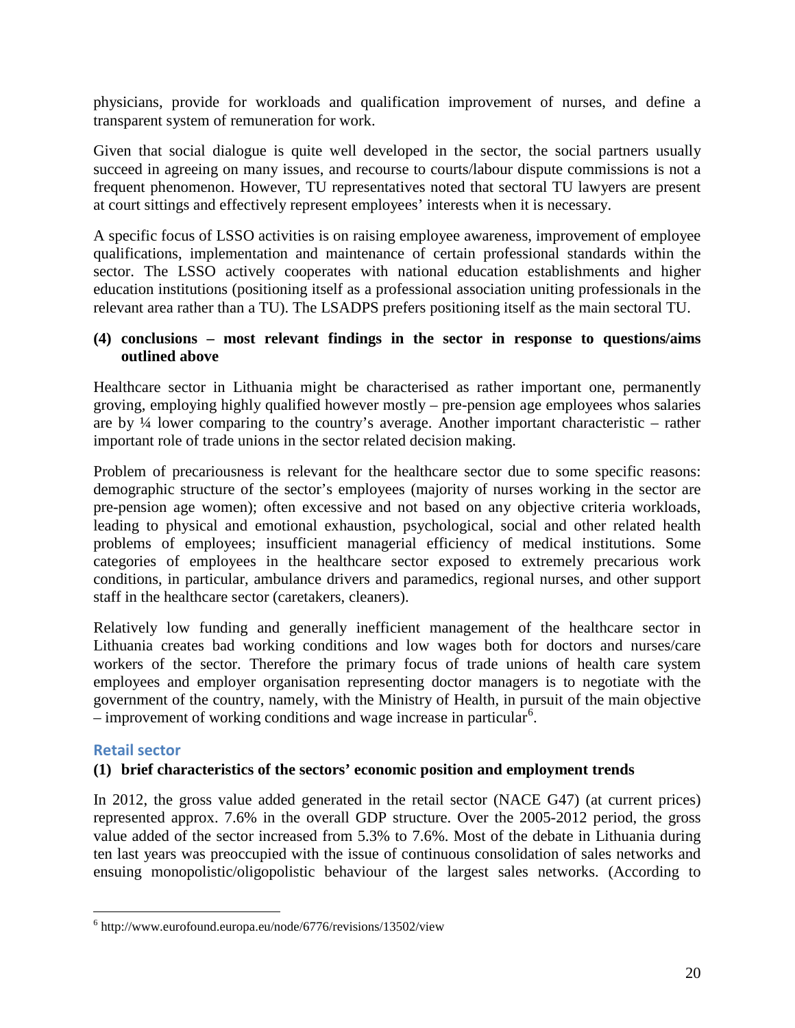physicians, provide for workloads and qualification improvement of nurses, and define a transparent system of remuneration for work.

Given that social dialogue is quite well developed in the sector, the social partners usually succeed in agreeing on many issues, and recourse to courts/labour dispute commissions is not a frequent phenomenon. However, TU representatives noted that sectoral TU lawyers are present at court sittings and effectively represent employees' interests when it is necessary.

A specific focus of LSSO activities is on raising employee awareness, improvement of employee qualifications, implementation and maintenance of certain professional standards within the sector. The LSSO actively cooperates with national education establishments and higher education institutions (positioning itself as a professional association uniting professionals in the relevant area rather than a TU). The LSADPS prefers positioning itself as the main sectoral TU.

**(4) conclusions – most relevant findings in the sector in response to questions/aims outlined above**

Healthcare sector in Lithuania might be characterised as rather important one, permanently groving, employing highly qualified however mostly – pre-pension age employees whos salaries are by ¼ lower comparing to the country's average. Another important characteristic – rather important role of trade unions in the sector related decision making.

Problem of precariousness is relevant for the healthcare sector due to some specific reasons: demographic structure of the sector's employees (majority of nurses working in the sector are pre-pension age women); often excessive and not based on any objective criteria workloads, leading to physical and emotional exhaustion, psychological, social and other related health problems of employees; insufficient managerial efficiency of medical institutions. Some categories of employees in the healthcare sector exposed to extremely precarious work conditions, in particular, ambulance drivers and paramedics, regional nurses, and other support staff in the healthcare sector (caretakers, cleaners).

Relatively low funding and generally inefficient management of the healthcare sector in Lithuania creates bad working conditions and low wages both for doctors and nurses/care workers of the sector. Therefore the primary focus of trade unions of health care system employees and employer organisation representing doctor managers is to negotiate with the government of the country, namely, with the Ministry of Health, in pursuit of the main objective – improvement of working conditions and wage increase in particular[6].

### Retail sector

**(1) brief characteristics of the sectors' economic position and employment trends**

In 2012, the gross value added generated in the retail sector (NACE G47) (at current prices) represented approx. 7.6% in the overall GDP structure. Over the 2005-2012 period, the gross value added of the sector increased from 5.3% to 7.6%. Most of the debate in Lithuania during ten last years was preoccupied with the issue of continuous consolidation of sales networks and ensuing monopolistic/oligopolistic behaviour of the largest sales networks. (According to

---

[6] http://www.eurofound.europa.eu/node/6776/revisions/13502/view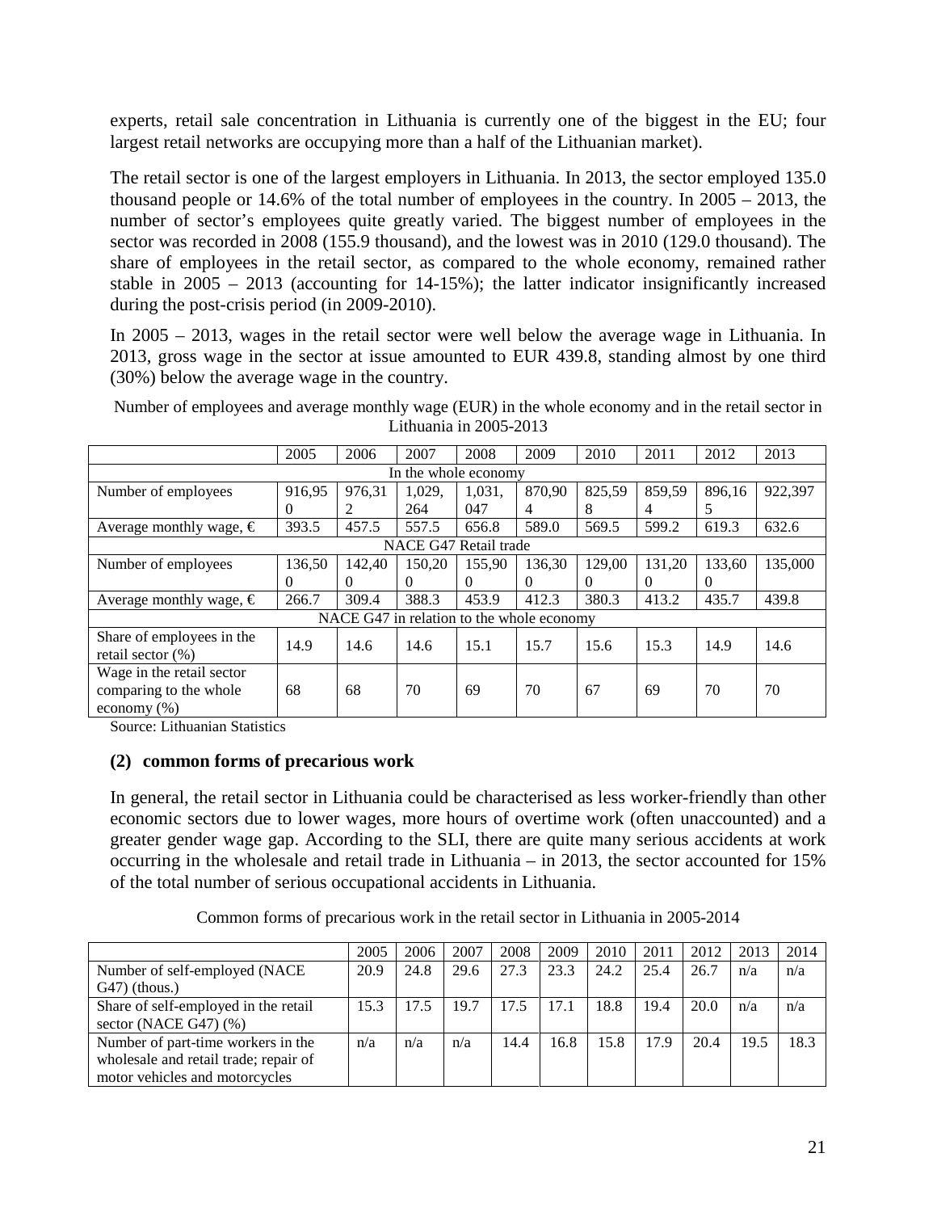experts, retail sale concentration in Lithuania is currently one of the biggest in the EU; four largest retail networks are occupying more than a half of the Lithuanian market).

The retail sector is one of the largest employers in Lithuania. In 2013, the sector employed 135.0 thousand people or 14.6% of the total number of employees in the country. In 2005 – 2013, the number of sector's employees quite greatly varied. The biggest number of employees in the sector was recorded in 2008 (155.9 thousand), and the lowest was in 2010 (129.0 thousand). The share of employees in the retail sector, as compared to the whole economy, remained rather stable in 2005 – 2013 (accounting for 14-15%); the latter indicator insignificantly increased during the post-crisis period (in 2009-2010).

In 2005 – 2013, wages in the retail sector were well below the average wage in Lithuania. In 2013, gross wage in the sector at issue amounted to EUR 439.8, standing almost by one third (30%) below the average wage in the country.

Number of employees and average monthly wage (EUR) in the whole economy and in the retail sector in Lithuania in 2005-2013

| | 2005 | 2006 | 2007 | 2008 | 2009 | 2010 | 2011 | 2012 | 2013 |
|---|---|---|---|---|---|---|---|---|---|
| In the whole economy | | | | | | | | | |
| Number of employees | 916,950 | 976,312 | 1,029,264 | 1,031,047 | 870,904 | 825,598 | 859,594 | 896,165 | 922,397 |
| Average monthly wage, € | 393.5 | 457.5 | 557.5 | 656.8 | 589.0 | 569.5 | 599.2 | 619.3 | 632.6 |
| NACE G47 Retail trade | | | | | | | | | |
| Number of employees | 136,500 | 142,400 | 150,200 | 155,900 | 136,300 | 129,000 | 131,200 | 133,600 | 135,000 |
| Average monthly wage, € | 266.7 | 309.4 | 388.3 | 453.9 | 412.3 | 380.3 | 413.2 | 435.7 | 439.8 |
| NACE G47 in relation to the whole economy | | | | | | | | | |
| Share of employees in the retail sector (%) | 14.9 | 14.6 | 14.6 | 15.1 | 15.7 | 15.6 | 15.3 | 14.9 | 14.6 |
| Wage in the retail sector comparing to the whole economy (%) | 68 | 68 | 70 | 69 | 70 | 67 | 69 | 70 | 70 |

Source: Lithuanian Statistics

### (2) common forms of precarious work

In general, the retail sector in Lithuania could be characterised as less worker-friendly than other economic sectors due to lower wages, more hours of overtime work (often unaccounted) and a greater gender wage gap. According to the SLI, there are quite many serious accidents at work occurring in the wholesale and retail trade in Lithuania – in 2013, the sector accounted for 15% of the total number of serious occupational accidents in Lithuania.

Common forms of precarious work in the retail sector in Lithuania in 2005-2014

| | 2005 | 2006 | 2007 | 2008 | 2009 | 2010 | 2011 | 2012 | 2013 | 2014 |
|---|---|---|---|---|---|---|---|---|---|---|
| Number of self-employed (NACE G47) (thous.) | 20.9 | 24.8 | 29.6 | 27.3 | 23.3 | 24.2 | 25.4 | 26.7 | n/a | n/a |
| Share of self-employed in the retail sector (NACE G47) (%) | 15.3 | 17.5 | 19.7 | 17.5 | 17.1 | 18.8 | 19.4 | 20.0 | n/a | n/a |
| Number of part-time workers in the wholesale and retail trade; repair of motor vehicles and motorcycles | n/a | n/a | n/a | 14.4 | 16.8 | 15.8 | 17.9 | 20.4 | 19.5 | 18.3 |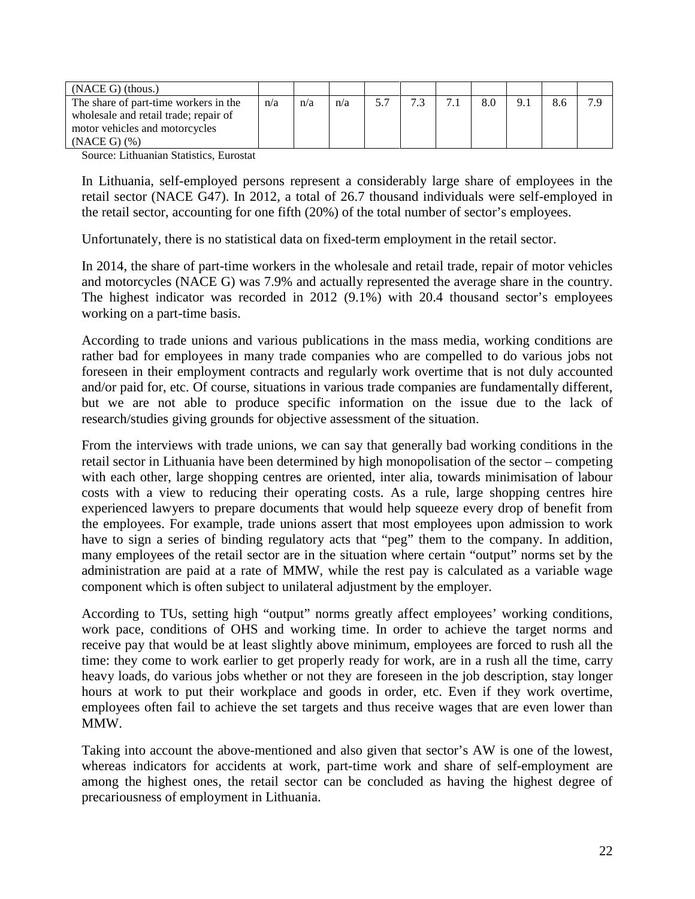| (NACE G) (thous.) | | | | | | | | | | |
|---|---|---|---|---|---|---|---|---|---|---|
| The share of part-time workers in the wholesale and retail trade; repair of motor vehicles and motorcycles (NACE G) (%) | n/a | n/a | n/a | 5.7 | 7.3 | 7.1 | 8.0 | 9.1 | 8.6 | 7.9 |

Source: Lithuanian Statistics, Eurostat

In Lithuania, self-employed persons represent a considerably large share of employees in the retail sector (NACE G47). In 2012, a total of 26.7 thousand individuals were self-employed in the retail sector, accounting for one fifth (20%) of the total number of sector's employees.

Unfortunately, there is no statistical data on fixed-term employment in the retail sector.

In 2014, the share of part-time workers in the wholesale and retail trade, repair of motor vehicles and motorcycles (NACE G) was 7.9% and actually represented the average share in the country. The highest indicator was recorded in 2012 (9.1%) with 20.4 thousand sector's employees working on a part-time basis.

According to trade unions and various publications in the mass media, working conditions are rather bad for employees in many trade companies who are compelled to do various jobs not foreseen in their employment contracts and regularly work overtime that is not duly accounted and/or paid for, etc. Of course, situations in various trade companies are fundamentally different, but we are not able to produce specific information on the issue due to the lack of research/studies giving grounds for objective assessment of the situation.

From the interviews with trade unions, we can say that generally bad working conditions in the retail sector in Lithuania have been determined by high monopolisation of the sector – competing with each other, large shopping centres are oriented, inter alia, towards minimisation of labour costs with a view to reducing their operating costs. As a rule, large shopping centres hire experienced lawyers to prepare documents that would help squeeze every drop of benefit from the employees. For example, trade unions assert that most employees upon admission to work have to sign a series of binding regulatory acts that "peg" them to the company. In addition, many employees of the retail sector are in the situation where certain "output" norms set by the administration are paid at a rate of MMW, while the rest pay is calculated as a variable wage component which is often subject to unilateral adjustment by the employer.

According to TUs, setting high "output" norms greatly affect employees' working conditions, work pace, conditions of OHS and working time. In order to achieve the target norms and receive pay that would be at least slightly above minimum, employees are forced to rush all the time: they come to work earlier to get properly ready for work, are in a rush all the time, carry heavy loads, do various jobs whether or not they are foreseen in the job description, stay longer hours at work to put their workplace and goods in order, etc. Even if they work overtime, employees often fail to achieve the set targets and thus receive wages that are even lower than MMW.

Taking into account the above-mentioned and also given that sector's AW is one of the lowest, whereas indicators for accidents at work, part-time work and share of self-employment are among the highest ones, the retail sector can be concluded as having the highest degree of precariousness of employment in Lithuania.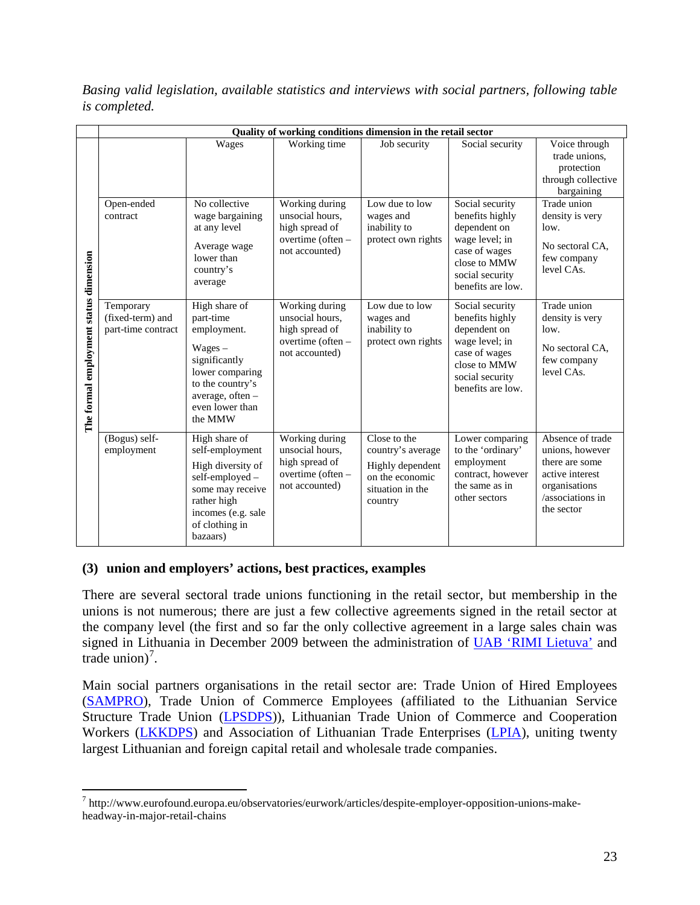*Basing valid legislation, available statistics and interviews with social partners, following table is completed.*

| The formal employment status dimension | Quality of working conditions dimension in the retail sector | | | | | |
|---|---|---|---|---|---|---|
| | | Wages | Working time | Job security | Social security | Voice through trade unions, protection through collective bargaining |
| | Open-ended contract | No collective wage bargaining at any level<br>Average wage lower than country's average | Working during unsocial hours, high spread of overtime (often – not accounted) | Low due to low wages and inability to protect own rights | Social security benefits highly dependent on wage level; in case of wages close to MMW social security benefits are low. | Trade union density is very low.<br>No sectoral CA, few company level CAs. |
| | Temporary (fixed-term) and part-time contract | High share of part-time employment.<br>Wages – significantly lower comparing to the country's average, often – even lower than the MMW | Working during unsocial hours, high spread of overtime (often – not accounted) | Low due to low wages and inability to protect own rights | Social security benefits highly dependent on wage level; in case of wages close to MMW social security benefits are low. | Trade union density is very low.<br>No sectoral CA, few company level CAs. |
| | (Bogus) self-employment | High share of self-employment<br>High diversity of self-employed – some may receive rather high incomes (e.g. sale of clothing in bazaars) | Working during unsocial hours, high spread of overtime (often – not accounted) | Close to the country's average<br>Highly dependent on the economic situation in the country | Lower comparing to the 'ordinary' employment contract, however the same as in other sectors | Absence of trade unions, however there are some active interest organisations /associations in the sector |

### (3) union and employers' actions, best practices, examples

There are several sectoral trade unions functioning in the retail sector, but membership in the unions is not numerous; there are just a few collective agreements signed in the retail sector at the company level (the first and so far the only collective agreement in a large sales chain was signed in Lithuania in December 2009 between the administration of UAB 'RIMI Lietuva' and trade union)[7].

Main social partners organisations in the retail sector are: Trade Union of Hired Employees (SAMPRO), Trade Union of Commerce Employees (affiliated to the Lithuanian Service Structure Trade Union (LPSDPS)), Lithuanian Trade Union of Commerce and Cooperation Workers (LKKDPS) and Association of Lithuanian Trade Enterprises (LPIA), uniting twenty largest Lithuanian and foreign capital retail and wholesale trade companies.

[7] http://www.eurofound.europa.eu/observatories/eurwork/articles/despite-employer-opposition-unions-make-headway-in-major-retail-chains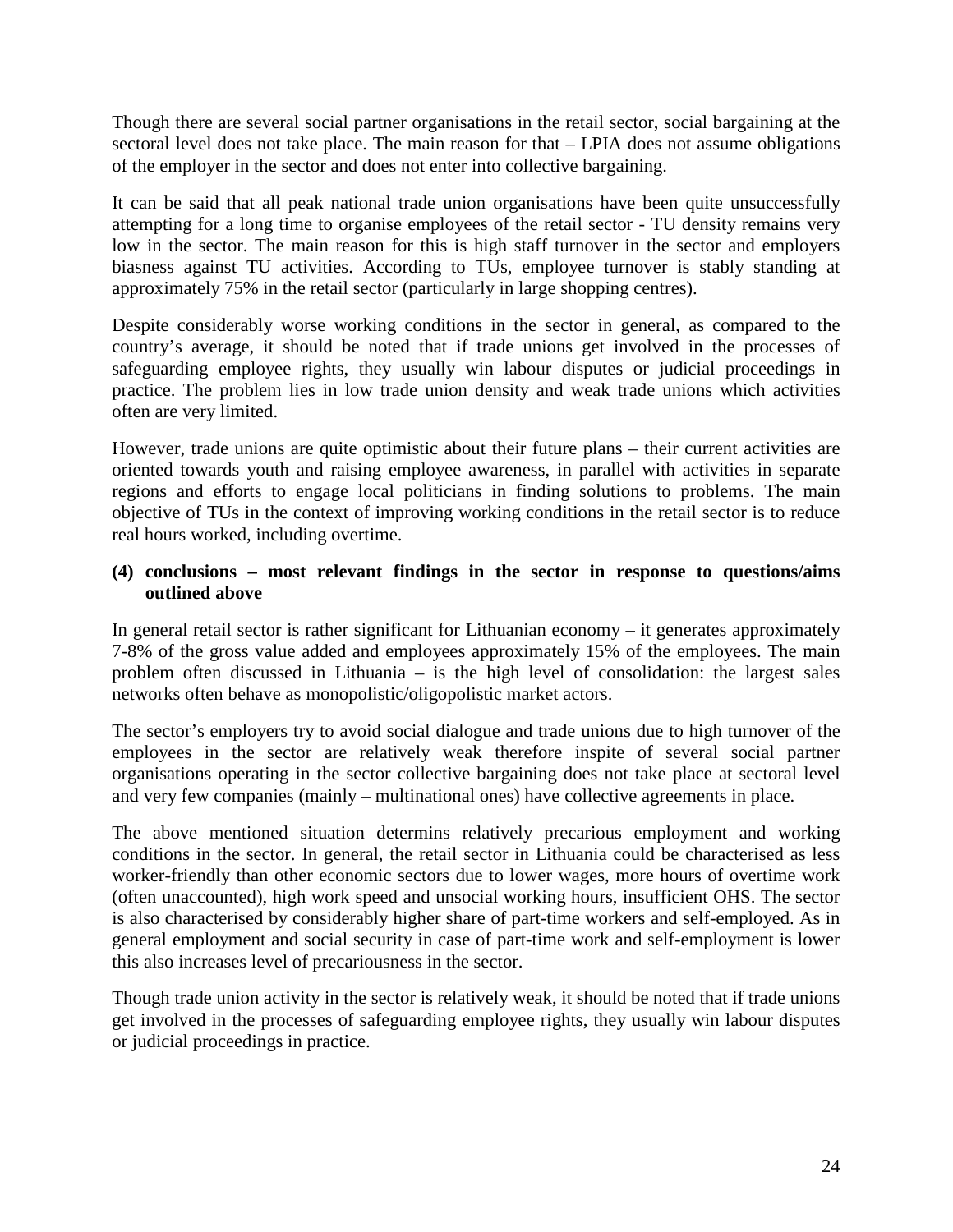Though there are several social partner organisations in the retail sector, social bargaining at the sectoral level does not take place. The main reason for that – LPIA does not assume obligations of the employer in the sector and does not enter into collective bargaining.

It can be said that all peak national trade union organisations have been quite unsuccessfully attempting for a long time to organise employees of the retail sector - TU density remains very low in the sector. The main reason for this is high staff turnover in the sector and employers biasness against TU activities. According to TUs, employee turnover is stably standing at approximately 75% in the retail sector (particularly in large shopping centres).

Despite considerably worse working conditions in the sector in general, as compared to the country's average, it should be noted that if trade unions get involved in the processes of safeguarding employee rights, they usually win labour disputes or judicial proceedings in practice. The problem lies in low trade union density and weak trade unions which activities often are very limited.

However, trade unions are quite optimistic about their future plans – their current activities are oriented towards youth and raising employee awareness, in parallel with activities in separate regions and efforts to engage local politicians in finding solutions to problems. The main objective of TUs in the context of improving working conditions in the retail sector is to reduce real hours worked, including overtime.

**(4) conclusions – most relevant findings in the sector in response to questions/aims outlined above**

In general retail sector is rather significant for Lithuanian economy – it generates approximately 7-8% of the gross value added and employees approximately 15% of the employees. The main problem often discussed in Lithuania – is the high level of consolidation: the largest sales networks often behave as monopolistic/oligopolistic market actors.

The sector's employers try to avoid social dialogue and trade unions due to high turnover of the employees in the sector are relatively weak therefore inspite of several social partner organisations operating in the sector collective bargaining does not take place at sectoral level and very few companies (mainly – multinational ones) have collective agreements in place.

The above mentioned situation determins relatively precarious employment and working conditions in the sector. In general, the retail sector in Lithuania could be characterised as less worker-friendly than other economic sectors due to lower wages, more hours of overtime work (often unaccounted), high work speed and unsocial working hours, insufficient OHS. The sector is also characterised by considerably higher share of part-time workers and self-employed. As in general employment and social security in case of part-time work and self-employment is lower this also increases level of precariousness in the sector.

Though trade union activity in the sector is relatively weak, it should be noted that if trade unions get involved in the processes of safeguarding employee rights, they usually win labour disputes or judicial proceedings in practice.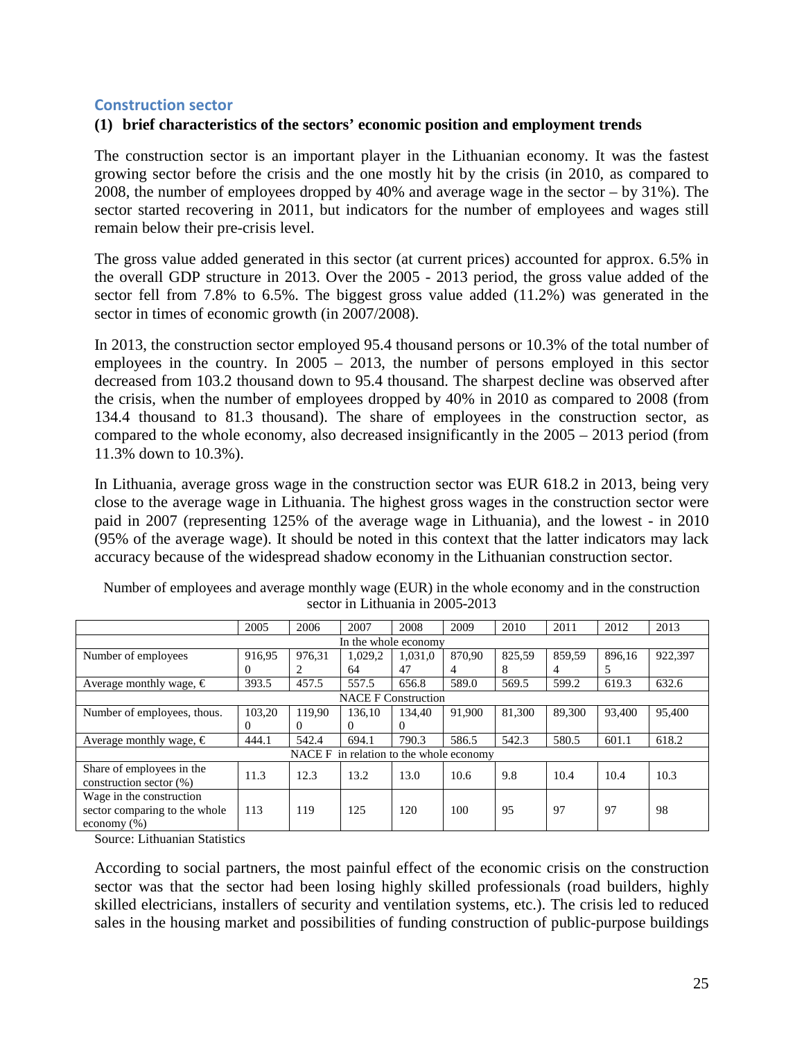## Construction sector

### (1) brief characteristics of the sectors' economic position and employment trends

The construction sector is an important player in the Lithuanian economy. It was the fastest growing sector before the crisis and the one mostly hit by the crisis (in 2010, as compared to 2008, the number of employees dropped by 40% and average wage in the sector – by 31%). The sector started recovering in 2011, but indicators for the number of employees and wages still remain below their pre-crisis level.

The gross value added generated in this sector (at current prices) accounted for approx. 6.5% in the overall GDP structure in 2013. Over the 2005 - 2013 period, the gross value added of the sector fell from 7.8% to 6.5%. The biggest gross value added (11.2%) was generated in the sector in times of economic growth (in 2007/2008).

In 2013, the construction sector employed 95.4 thousand persons or 10.3% of the total number of employees in the country. In 2005 – 2013, the number of persons employed in this sector decreased from 103.2 thousand down to 95.4 thousand. The sharpest decline was observed after the crisis, when the number of employees dropped by 40% in 2010 as compared to 2008 (from 134.4 thousand to 81.3 thousand). The share of employees in the construction sector, as compared to the whole economy, also decreased insignificantly in the 2005 – 2013 period (from 11.3% down to 10.3%).

In Lithuania, average gross wage in the construction sector was EUR 618.2 in 2013, being very close to the average wage in Lithuania. The highest gross wages in the construction sector were paid in 2007 (representing 125% of the average wage in Lithuania), and the lowest - in 2010 (95% of the average wage). It should be noted in this context that the latter indicators may lack accuracy because of the widespread shadow economy in the Lithuanian construction sector.

Number of employees and average monthly wage (EUR) in the whole economy and in the construction sector in Lithuania in 2005-2013

| | 2005 | 2006 | 2007 | 2008 | 2009 | 2010 | 2011 | 2012 | 2013 |
|---|---|---|---|---|---|---|---|---|---|
| **In the whole economy** | | | | | | | | | |
| Number of employees | 916,950 | 976,312 | 1,029,264 | 1,031,047 | 870,904 | 825,598 | 859,594 | 896,165 | 922,397 |
| Average monthly wage, € | 393.5 | 457.5 | 557.5 | 656.8 | 589.0 | 569.5 | 599.2 | 619.3 | 632.6 |
| **NACE F Construction** | | | | | | | | | |
| Number of employees, thous. | 103,200 | 119,900 | 136,100 | 134,400 | 91,900 | 81,300 | 89,300 | 93,400 | 95,400 |
| Average monthly wage, € | 444.1 | 542.4 | 694.1 | 790.3 | 586.5 | 542.3 | 580.5 | 601.1 | 618.2 |
| **NACE F in relation to the whole economy** | | | | | | | | | |
| Share of employees in the construction sector (%) | 11.3 | 12.3 | 13.2 | 13.0 | 10.6 | 9.8 | 10.4 | 10.4 | 10.3 |
| Wage in the construction sector comparing to the whole economy (%) | 113 | 119 | 125 | 120 | 100 | 95 | 97 | 97 | 98 |

Source: Lithuanian Statistics

According to social partners, the most painful effect of the economic crisis on the construction sector was that the sector had been losing highly skilled professionals (road builders, highly skilled electricians, installers of security and ventilation systems, etc.). The crisis led to reduced sales in the housing market and possibilities of funding construction of public-purpose buildings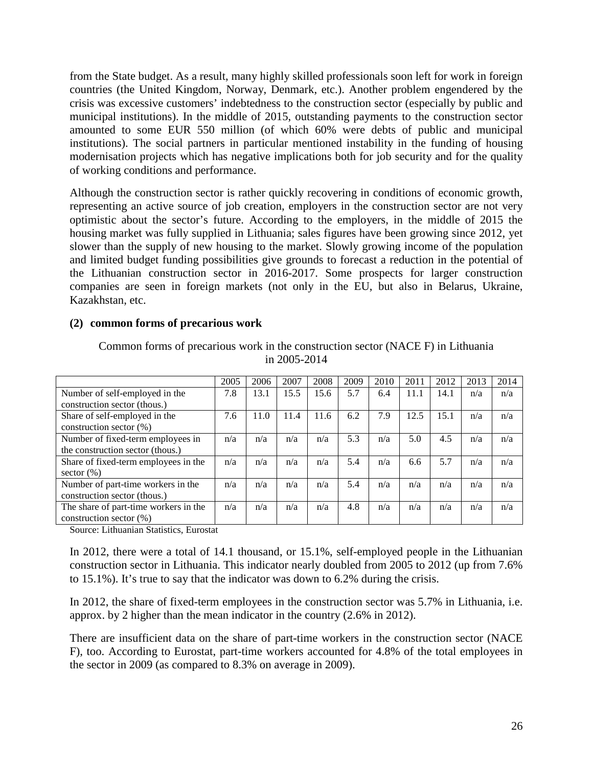from the State budget. As a result, many highly skilled professionals soon left for work in foreign countries (the United Kingdom, Norway, Denmark, etc.). Another problem engendered by the crisis was excessive customers' indebtedness to the construction sector (especially by public and municipal institutions). In the middle of 2015, outstanding payments to the construction sector amounted to some EUR 550 million (of which 60% were debts of public and municipal institutions). The social partners in particular mentioned instability in the funding of housing modernisation projects which has negative implications both for job security and for the quality of working conditions and performance.

Although the construction sector is rather quickly recovering in conditions of economic growth, representing an active source of job creation, employers in the construction sector are not very optimistic about the sector's future. According to the employers, in the middle of 2015 the housing market was fully supplied in Lithuania; sales figures have been growing since 2012, yet slower than the supply of new housing to the market. Slowly growing income of the population and limited budget funding possibilities give grounds to forecast a reduction in the potential of the Lithuanian construction sector in 2016-2017. Some prospects for larger construction companies are seen in foreign markets (not only in the EU, but also in Belarus, Ukraine, Kazakhstan, etc.

**(2) common forms of precarious work**

Common forms of precarious work in the construction sector (NACE F) in Lithuania in 2005-2014

| | 2005 | 2006 | 2007 | 2008 | 2009 | 2010 | 2011 | 2012 | 2013 | 2014 |
|---|---|---|---|---|---|---|---|---|---|---|
| Number of self-employed in the construction sector (thous.) | 7.8 | 13.1 | 15.5 | 15.6 | 5.7 | 6.4 | 11.1 | 14.1 | n/a | n/a |
| Share of self-employed in the construction sector (%) | 7.6 | 11.0 | 11.4 | 11.6 | 6.2 | 7.9 | 12.5 | 15.1 | n/a | n/a |
| Number of fixed-term employees in the construction sector (thous.) | n/a | n/a | n/a | n/a | 5.3 | n/a | 5.0 | 4.5 | n/a | n/a |
| Share of fixed-term employees in the sector (%) | n/a | n/a | n/a | n/a | 5.4 | n/a | 6.6 | 5.7 | n/a | n/a |
| Number of part-time workers in the construction sector (thous.) | n/a | n/a | n/a | n/a | 5.4 | n/a | n/a | n/a | n/a | n/a |
| The share of part-time workers in the construction sector (%) | n/a | n/a | n/a | n/a | 4.8 | n/a | n/a | n/a | n/a | n/a |

Source: Lithuanian Statistics, Eurostat

In 2012, there were a total of 14.1 thousand, or 15.1%, self-employed people in the Lithuanian construction sector in Lithuania. This indicator nearly doubled from 2005 to 2012 (up from 7.6% to 15.1%). It's true to say that the indicator was down to 6.2% during the crisis.

In 2012, the share of fixed-term employees in the construction sector was 5.7% in Lithuania, i.e. approx. by 2 higher than the mean indicator in the country (2.6% in 2012).

There are insufficient data on the share of part-time workers in the construction sector (NACE F), too. According to Eurostat, part-time workers accounted for 4.8% of the total employees in the sector in 2009 (as compared to 8.3% on average in 2009).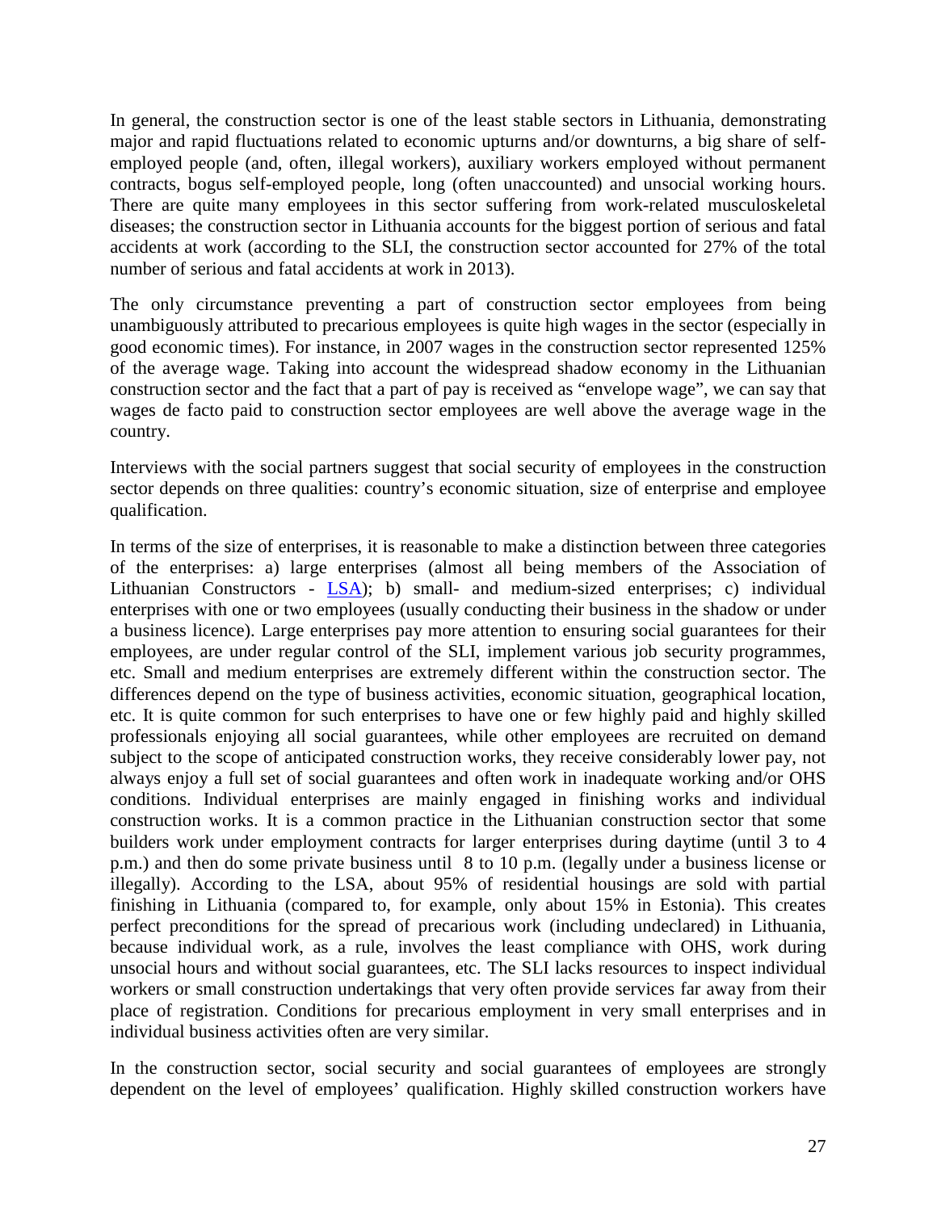In general, the construction sector is one of the least stable sectors in Lithuania, demonstrating major and rapid fluctuations related to economic upturns and/or downturns, a big share of self-employed people (and, often, illegal workers), auxiliary workers employed without permanent contracts, bogus self-employed people, long (often unaccounted) and unsocial working hours. There are quite many employees in this sector suffering from work-related musculoskeletal diseases; the construction sector in Lithuania accounts for the biggest portion of serious and fatal accidents at work (according to the SLI, the construction sector accounted for 27% of the total number of serious and fatal accidents at work in 2013).

The only circumstance preventing a part of construction sector employees from being unambiguously attributed to precarious employees is quite high wages in the sector (especially in good economic times). For instance, in 2007 wages in the construction sector represented 125% of the average wage. Taking into account the widespread shadow economy in the Lithuanian construction sector and the fact that a part of pay is received as "envelope wage", we can say that wages de facto paid to construction sector employees are well above the average wage in the country.

Interviews with the social partners suggest that social security of employees in the construction sector depends on three qualities: country's economic situation, size of enterprise and employee qualification.

In terms of the size of enterprises, it is reasonable to make a distinction between three categories of the enterprises: a) large enterprises (almost all being members of the Association of Lithuanian Constructors - LSA); b) small- and medium-sized enterprises; c) individual enterprises with one or two employees (usually conducting their business in the shadow or under a business licence). Large enterprises pay more attention to ensuring social guarantees for their employees, are under regular control of the SLI, implement various job security programmes, etc. Small and medium enterprises are extremely different within the construction sector. The differences depend on the type of business activities, economic situation, geographical location, etc. It is quite common for such enterprises to have one or few highly paid and highly skilled professionals enjoying all social guarantees, while other employees are recruited on demand subject to the scope of anticipated construction works, they receive considerably lower pay, not always enjoy a full set of social guarantees and often work in inadequate working and/or OHS conditions. Individual enterprises are mainly engaged in finishing works and individual construction works. It is a common practice in the Lithuanian construction sector that some builders work under employment contracts for larger enterprises during daytime (until 3 to 4 p.m.) and then do some private business until 8 to 10 p.m. (legally under a business license or illegally). According to the LSA, about 95% of residential housings are sold with partial finishing in Lithuania (compared to, for example, only about 15% in Estonia). This creates perfect preconditions for the spread of precarious work (including undeclared) in Lithuania, because individual work, as a rule, involves the least compliance with OHS, work during unsocial hours and without social guarantees, etc. The SLI lacks resources to inspect individual workers or small construction undertakings that very often provide services far away from their place of registration. Conditions for precarious employment in very small enterprises and in individual business activities often are very similar.

In the construction sector, social security and social guarantees of employees are strongly dependent on the level of employees' qualification. Highly skilled construction workers have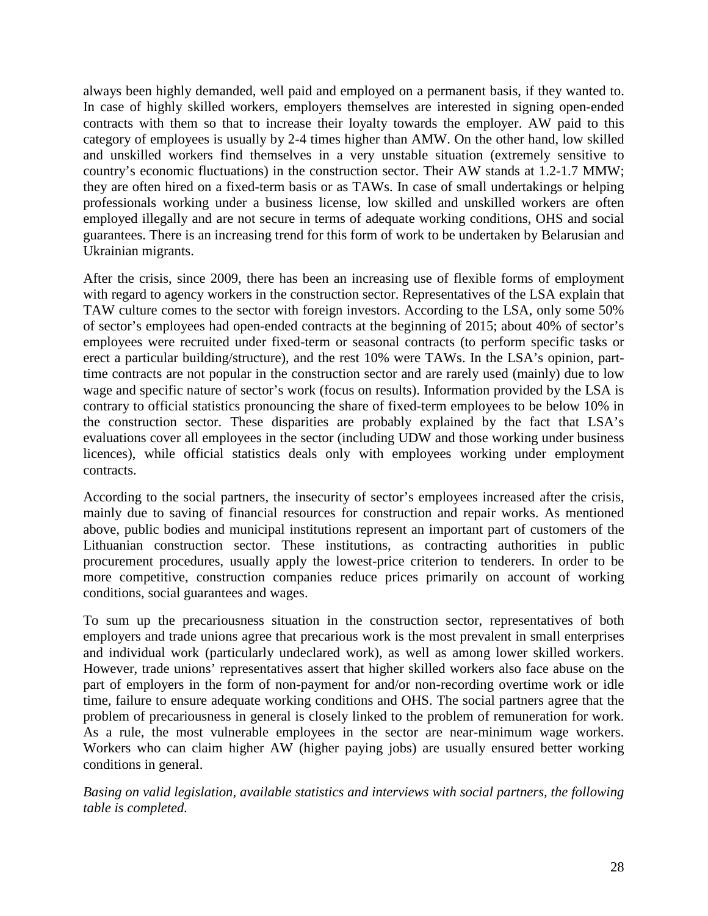always been highly demanded, well paid and employed on a permanent basis, if they wanted to. In case of highly skilled workers, employers themselves are interested in signing open-ended contracts with them so that to increase their loyalty towards the employer. AW paid to this category of employees is usually by 2-4 times higher than AMW. On the other hand, low skilled and unskilled workers find themselves in a very unstable situation (extremely sensitive to country's economic fluctuations) in the construction sector. Their AW stands at 1.2-1.7 MMW; they are often hired on a fixed-term basis or as TAWs. In case of small undertakings or helping professionals working under a business license, low skilled and unskilled workers are often employed illegally and are not secure in terms of adequate working conditions, OHS and social guarantees. There is an increasing trend for this form of work to be undertaken by Belarusian and Ukrainian migrants.

After the crisis, since 2009, there has been an increasing use of flexible forms of employment with regard to agency workers in the construction sector. Representatives of the LSA explain that TAW culture comes to the sector with foreign investors. According to the LSA, only some 50% of sector's employees had open-ended contracts at the beginning of 2015; about 40% of sector's employees were recruited under fixed-term or seasonal contracts (to perform specific tasks or erect a particular building/structure), and the rest 10% were TAWs. In the LSA's opinion, part-time contracts are not popular in the construction sector and are rarely used (mainly) due to low wage and specific nature of sector's work (focus on results). Information provided by the LSA is contrary to official statistics pronouncing the share of fixed-term employees to be below 10% in the construction sector. These disparities are probably explained by the fact that LSA's evaluations cover all employees in the sector (including UDW and those working under business licences), while official statistics deals only with employees working under employment contracts.

According to the social partners, the insecurity of sector's employees increased after the crisis, mainly due to saving of financial resources for construction and repair works. As mentioned above, public bodies and municipal institutions represent an important part of customers of the Lithuanian construction sector. These institutions, as contracting authorities in public procurement procedures, usually apply the lowest-price criterion to tenderers. In order to be more competitive, construction companies reduce prices primarily on account of working conditions, social guarantees and wages.

To sum up the precariousness situation in the construction sector, representatives of both employers and trade unions agree that precarious work is the most prevalent in small enterprises and individual work (particularly undeclared work), as well as among lower skilled workers. However, trade unions' representatives assert that higher skilled workers also face abuse on the part of employers in the form of non-payment for and/or non-recording overtime work or idle time, failure to ensure adequate working conditions and OHS. The social partners agree that the problem of precariousness in general is closely linked to the problem of remuneration for work. As a rule, the most vulnerable employees in the sector are near-minimum wage workers. Workers who can claim higher AW (higher paying jobs) are usually ensured better working conditions in general.

*Basing on valid legislation, available statistics and interviews with social partners, the following table is completed.*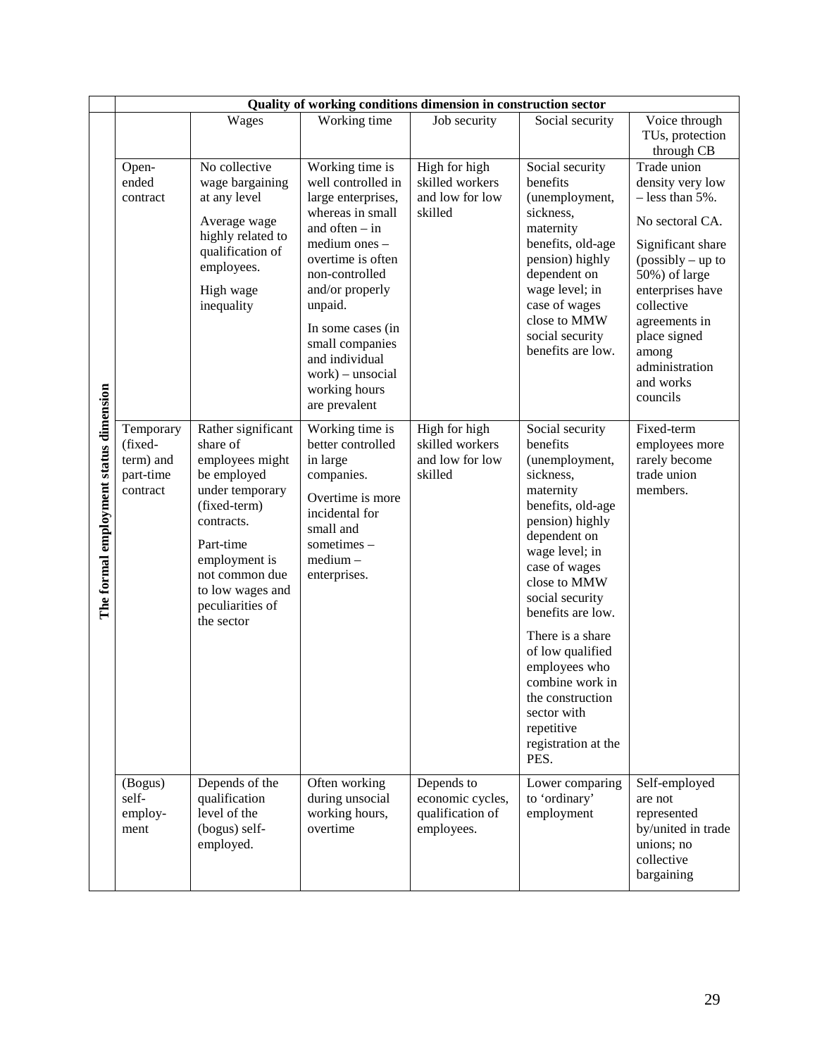| | Quality of working conditions dimension in construction sector | | | | | |
|---|---|---|---|---|---|---|
| **The formal employment status dimension** | | Wages | Working time | Job security | Social security | Voice through TUs, protection through CB |
| | Open-ended contract | No collective wage bargaining at any level<br><br>Average wage highly related to qualification of employees.<br><br>High wage inequality | Working time is well controlled in large enterprises, whereas in small and often – in medium ones – overtime is often non-controlled and/or properly unpaid.<br><br>In some cases (in small companies and individual work) – unsocial working hours are prevalent | High for high skilled workers and low for low skilled | Social security benefits (unemployment, sickness, maternity benefits, old-age pension) highly dependent on wage level; in case of wages close to MMW social security benefits are low. | Trade union density very low – less than 5%.<br><br>No sectoral CA.<br><br>Significant share (possibly – up to 50%) of large enterprises have collective agreements in place signed among administration and works councils |
| | Temporary (fixed-term) and part-time contract | Rather significant share of employees might be employed under temporary (fixed-term) contracts.<br><br>Part-time employment is not common due to low wages and peculiarities of the sector | Working time is better controlled in large companies.<br><br>Overtime is more incidental for small and sometimes – medium – enterprises. | High for high skilled workers and low for low skilled | Social security benefits (unemployment, sickness, maternity benefits, old-age pension) highly dependent on wage level; in case of wages close to MMW social security benefits are low.<br><br>There is a share of low qualified employees who combine work in the construction sector with repetitive registration at the PES. | Fixed-term employees more rarely become trade union members. |
| | (Bogus) self-employment | Depends of the qualification level of the (bogus) self-employed. | Often working during unsocial working hours, overtime | Depends to economic cycles, qualification of employees. | Lower comparing to 'ordinary' employment | Self-employed are not represented by/united in trade unions; no collective bargaining |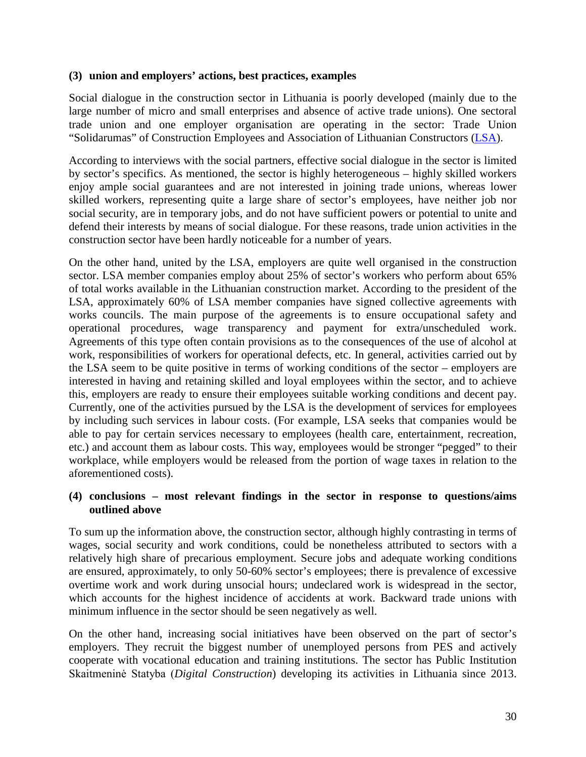**(3) union and employers' actions, best practices, examples**

Social dialogue in the construction sector in Lithuania is poorly developed (mainly due to the large number of micro and small enterprises and absence of active trade unions). One sectoral trade union and one employer organisation are operating in the sector: Trade Union "Solidarumas" of Construction Employees and Association of Lithuanian Constructors (LSA).

According to interviews with the social partners, effective social dialogue in the sector is limited by sector's specifics. As mentioned, the sector is highly heterogeneous – highly skilled workers enjoy ample social guarantees and are not interested in joining trade unions, whereas lower skilled workers, representing quite a large share of sector's employees, have neither job nor social security, are in temporary jobs, and do not have sufficient powers or potential to unite and defend their interests by means of social dialogue. For these reasons, trade union activities in the construction sector have been hardly noticeable for a number of years.

On the other hand, united by the LSA, employers are quite well organised in the construction sector. LSA member companies employ about 25% of sector's workers who perform about 65% of total works available in the Lithuanian construction market. According to the president of the LSA, approximately 60% of LSA member companies have signed collective agreements with works councils. The main purpose of the agreements is to ensure occupational safety and operational procedures, wage transparency and payment for extra/unscheduled work. Agreements of this type often contain provisions as to the consequences of the use of alcohol at work, responsibilities of workers for operational defects, etc. In general, activities carried out by the LSA seem to be quite positive in terms of working conditions of the sector – employers are interested in having and retaining skilled and loyal employees within the sector, and to achieve this, employers are ready to ensure their employees suitable working conditions and decent pay. Currently, one of the activities pursued by the LSA is the development of services for employees by including such services in labour costs. (For example, LSA seeks that companies would be able to pay for certain services necessary to employees (health care, entertainment, recreation, etc.) and account them as labour costs. This way, employees would be stronger "pegged" to their workplace, while employers would be released from the portion of wage taxes in relation to the aforementioned costs).

**(4) conclusions – most relevant findings in the sector in response to questions/aims outlined above**

To sum up the information above, the construction sector, although highly contrasting in terms of wages, social security and work conditions, could be nonetheless attributed to sectors with a relatively high share of precarious employment. Secure jobs and adequate working conditions are ensured, approximately, to only 50-60% sector's employees; there is prevalence of excessive overtime work and work during unsocial hours; undeclared work is widespread in the sector, which accounts for the highest incidence of accidents at work. Backward trade unions with minimum influence in the sector should be seen negatively as well.

On the other hand, increasing social initiatives have been observed on the part of sector's employers. They recruit the biggest number of unemployed persons from PES and actively cooperate with vocational education and training institutions. The sector has Public Institution Skaitmeninė Statyba (*Digital Construction*) developing its activities in Lithuania since 2013.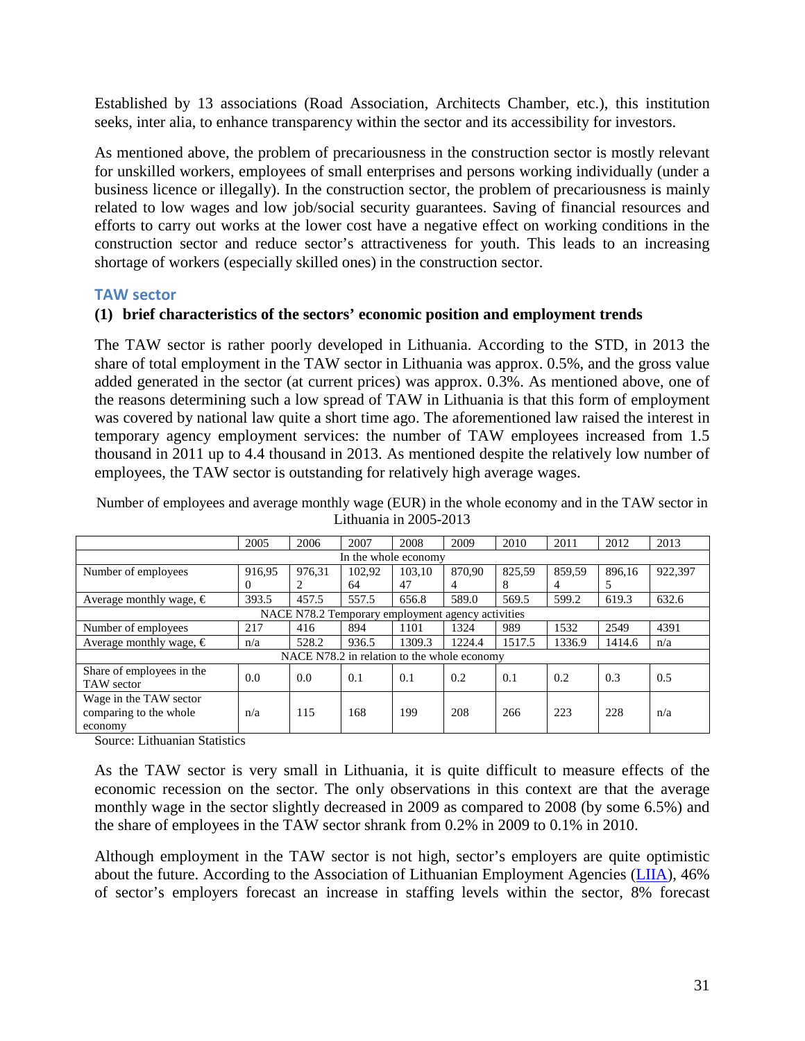Established by 13 associations (Road Association, Architects Chamber, etc.), this institution seeks, inter alia, to enhance transparency within the sector and its accessibility for investors.

As mentioned above, the problem of precariousness in the construction sector is mostly relevant for unskilled workers, employees of small enterprises and persons working individually (under a business licence or illegally). In the construction sector, the problem of precariousness is mainly related to low wages and low job/social security guarantees. Saving of financial resources and efforts to carry out works at the lower cost have a negative effect on working conditions in the construction sector and reduce sector's attractiveness for youth. This leads to an increasing shortage of workers (especially skilled ones) in the construction sector.

### TAW sector

**(1) brief characteristics of the sectors' economic position and employment trends**

The TAW sector is rather poorly developed in Lithuania. According to the STD, in 2013 the share of total employment in the TAW sector in Lithuania was approx. 0.5%, and the gross value added generated in the sector (at current prices) was approx. 0.3%. As mentioned above, one of the reasons determining such a low spread of TAW in Lithuania is that this form of employment was covered by national law quite a short time ago. The aforementioned law raised the interest in temporary agency employment services: the number of TAW employees increased from 1.5 thousand in 2011 up to 4.4 thousand in 2013. As mentioned despite the relatively low number of employees, the TAW sector is outstanding for relatively high average wages.

Number of employees and average monthly wage (EUR) in the whole economy and in the TAW sector in Lithuania in 2005-2013

| | 2005 | 2006 | 2007 | 2008 | 2009 | 2010 | 2011 | 2012 | 2013 |
|---|---|---|---|---|---|---|---|---|---|
| In the whole economy | | | | | | | | | |
| Number of employees | 916,950 | 976,312 | 102,9264 | 103,1047 | 870,904 | 825,598 | 859,594 | 896,165 | 922,397 |
| Average monthly wage, € | 393.5 | 457.5 | 557.5 | 656.8 | 589.0 | 569.5 | 599.2 | 619.3 | 632.6 |
| NACE N78.2 Temporary employment agency activities | | | | | | | | | |
| Number of employees | 217 | 416 | 894 | 1101 | 1324 | 989 | 1532 | 2549 | 4391 |
| Average monthly wage, € | n/a | 528.2 | 936.5 | 1309.3 | 1224.4 | 1517.5 | 1336.9 | 1414.6 | n/a |
| NACE N78.2 in relation to the whole economy | | | | | | | | | |
| Share of employees in the TAW sector | 0.0 | 0.0 | 0.1 | 0.1 | 0.2 | 0.1 | 0.2 | 0.3 | 0.5 |
| Wage in the TAW sector comparing to the whole economy | n/a | 115 | 168 | 199 | 208 | 266 | 223 | 228 | n/a |

Source: Lithuanian Statistics

As the TAW sector is very small in Lithuania, it is quite difficult to measure effects of the economic recession on the sector. The only observations in this context are that the average monthly wage in the sector slightly decreased in 2009 as compared to 2008 (by some 6.5%) and the share of employees in the TAW sector shrank from 0.2% in 2009 to 0.1% in 2010.

Although employment in the TAW sector is not high, sector's employers are quite optimistic about the future. According to the Association of Lithuanian Employment Agencies (LIIA), 46% of sector's employers forecast an increase in staffing levels within the sector, 8% forecast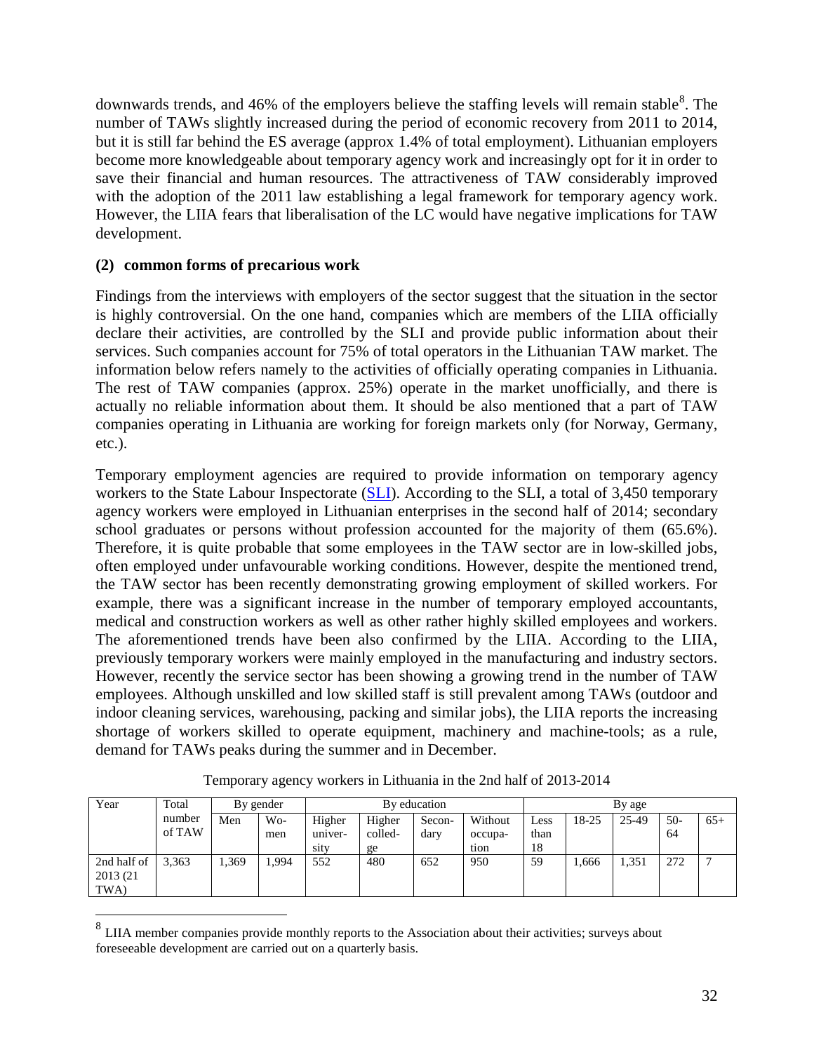downwards trends, and 46% of the employers believe the staffing levels will remain stable[8]. The number of TAWs slightly increased during the period of economic recovery from 2011 to 2014, but it is still far behind the ES average (approx 1.4% of total employment). Lithuanian employers become more knowledgeable about temporary agency work and increasingly opt for it in order to save their financial and human resources. The attractiveness of TAW considerably improved with the adoption of the 2011 law establishing a legal framework for temporary agency work. However, the LIIA fears that liberalisation of the LC would have negative implications for TAW development.

### (2) common forms of precarious work

Findings from the interviews with employers of the sector suggest that the situation in the sector is highly controversial. On the one hand, companies which are members of the LIIA officially declare their activities, are controlled by the SLI and provide public information about their services. Such companies account for 75% of total operators in the Lithuanian TAW market. The information below refers namely to the activities of officially operating companies in Lithuania. The rest of TAW companies (approx. 25%) operate in the market unofficially, and there is actually no reliable information about them. It should be also mentioned that a part of TAW companies operating in Lithuania are working for foreign markets only (for Norway, Germany, etc.).

Temporary employment agencies are required to provide information on temporary agency workers to the State Labour Inspectorate (SLI). According to the SLI, a total of 3,450 temporary agency workers were employed in Lithuanian enterprises in the second half of 2014; secondary school graduates or persons without profession accounted for the majority of them (65.6%). Therefore, it is quite probable that some employees in the TAW sector are in low-skilled jobs, often employed under unfavourable working conditions. However, despite the mentioned trend, the TAW sector has been recently demonstrating growing employment of skilled workers. For example, there was a significant increase in the number of temporary employed accountants, medical and construction workers as well as other rather highly skilled employees and workers. The aforementioned trends have been also confirmed by the LIIA. According to the LIIA, previously temporary workers were mainly employed in the manufacturing and industry sectors. However, recently the service sector has been showing a growing trend in the number of TAW employees. Although unskilled and low skilled staff is still prevalent among TAWs (outdoor and indoor cleaning services, warehousing, packing and similar jobs), the LIIA reports the increasing shortage of workers skilled to operate equipment, machinery and machine-tools; as a rule, demand for TAWs peaks during the summer and in December.

Temporary agency workers in Lithuania in the 2nd half of 2013-2014

| Year | Total number of TAW | By gender | | By education | | | | By age | | | | |
|---|---|---|---|---|---|---|---|---|---|---|---|---|
| | | Men | Women | Higher university | Higher college | Secondary | Without occupation | Less than 18 | 18-25 | 25-49 | 50-64 | 65+ |
| 2nd half of 2013 (21 TWA) | 3,363 | 1,369 | 1,994 | 552 | 480 | 652 | 950 | 59 | 1,666 | 1,351 | 272 | 7 |

[8] LIIA member companies provide monthly reports to the Association about their activities; surveys about foreseeable development are carried out on a quarterly basis.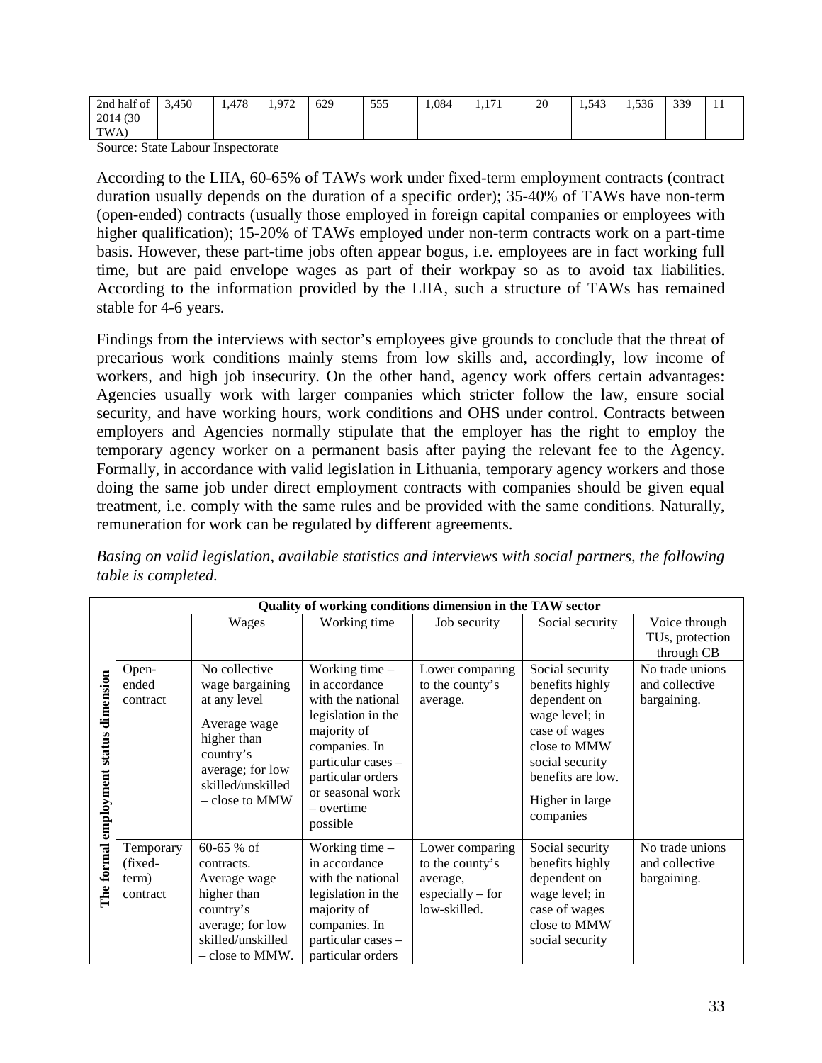| 2nd half of 2014 (30 TWA) | 3,450 | 1,478 | 1,972 | 629 | 555 | 1,084 | 1,171 | 20 | 1,543 | 1,536 | 339 | 11 |
|---|---|---|---|---|---|---|---|---|---|---|---|---|

Source: State Labour Inspectorate

According to the LIIA, 60-65% of TAWs work under fixed-term employment contracts (contract duration usually depends on the duration of a specific order); 35-40% of TAWs have non-term (open-ended) contracts (usually those employed in foreign capital companies or employees with higher qualification); 15-20% of TAWs employed under non-term contracts work on a part-time basis. However, these part-time jobs often appear bogus, i.e. employees are in fact working full time, but are paid envelope wages as part of their workpay so as to avoid tax liabilities. According to the information provided by the LIIA, such a structure of TAWs has remained stable for 4-6 years.

Findings from the interviews with sector's employees give grounds to conclude that the threat of precarious work conditions mainly stems from low skills and, accordingly, low income of workers, and high job insecurity. On the other hand, agency work offers certain advantages: Agencies usually work with larger companies which stricter follow the law, ensure social security, and have working hours, work conditions and OHS under control. Contracts between employers and Agencies normally stipulate that the employer has the right to employ the temporary agency worker on a permanent basis after paying the relevant fee to the Agency. Formally, in accordance with valid legislation in Lithuania, temporary agency workers and those doing the same job under direct employment contracts with companies should be given equal treatment, i.e. comply with the same rules and be provided with the same conditions. Naturally, remuneration for work can be regulated by different agreements.

*Basing on valid legislation, available statistics and interviews with social partners, the following table is completed.*

| | | Quality of working conditions dimension in the TAW sector | | | | |
|---|---|---|---|---|---|---|
| | | Wages | Working time | Job security | Social security | Voice through TUs, protection through CB |
| The formal employment status dimension | Open-ended contract | No collective wage bargaining at any level<br><br>Average wage higher than country's average; for low skilled/unskilled – close to MMW | Working time – in accordance with the national legislation in the majority of companies. In particular cases – particular orders or seasonal work – overtime possible | Lower comparing to the county's average. | Social security benefits highly dependent on wage level; in case of wages close to MMW social security benefits are low.<br><br>Higher in large companies | No trade unions and collective bargaining. |
| | Temporary (fixed-term) contract | 60-65 % of contracts.<br>Average wage higher than country's average; for low skilled/unskilled – close to MMW. | Working time – in accordance with the national legislation in the majority of companies. In particular cases – particular orders | Lower comparing to the county's average, especially – for low-skilled. | Social security benefits highly dependent on wage level; in case of wages close to MMW social security | No trade unions and collective bargaining. |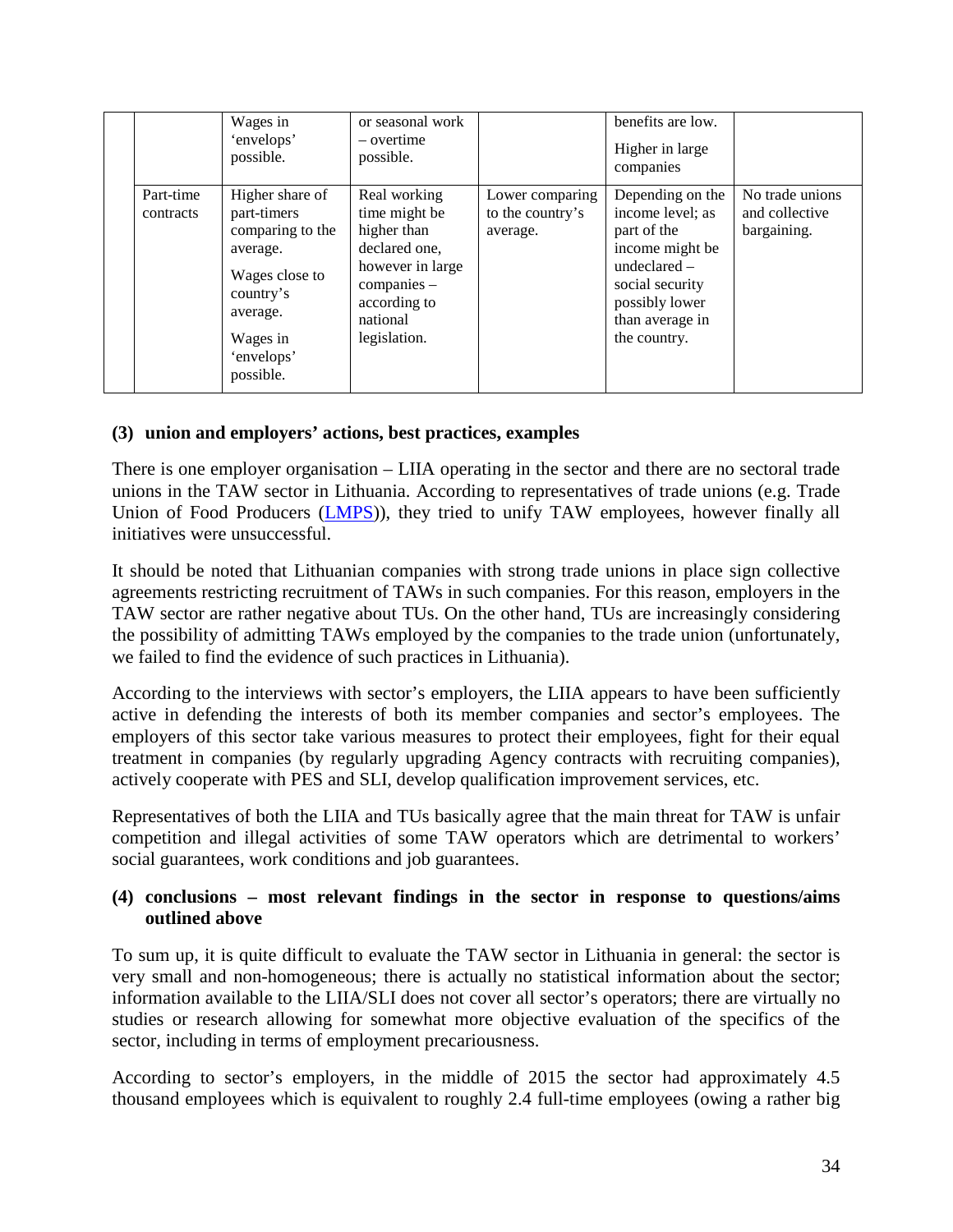| | | | | | | |
|---|---|---|---|---|---|---|
| | | Wages in 'envelops' possible. | or seasonal work – overtime possible. | | benefits are low. Higher in large companies | |
| | Part-time contracts | Higher share of part-timers comparing to the average. Wages close to country's average. Wages in 'envelops' possible. | Real working time might be higher than declared one, however in large companies – according to national legislation. | Lower comparing to the country's average. | Depending on the income level; as part of the income might be undeclared – social security possibly lower than average in the country. | No trade unions and collective bargaining. |

**(3) union and employers' actions, best practices, examples**

There is one employer organisation – LIIA operating in the sector and there are no sectoral trade unions in the TAW sector in Lithuania. According to representatives of trade unions (e.g. Trade Union of Food Producers (LMPS)), they tried to unify TAW employees, however finally all initiatives were unsuccessful.

It should be noted that Lithuanian companies with strong trade unions in place sign collective agreements restricting recruitment of TAWs in such companies. For this reason, employers in the TAW sector are rather negative about TUs. On the other hand, TUs are increasingly considering the possibility of admitting TAWs employed by the companies to the trade union (unfortunately, we failed to find the evidence of such practices in Lithuania).

According to the interviews with sector's employers, the LIIA appears to have been sufficiently active in defending the interests of both its member companies and sector's employees. The employers of this sector take various measures to protect their employees, fight for their equal treatment in companies (by regularly upgrading Agency contracts with recruiting companies), actively cooperate with PES and SLI, develop qualification improvement services, etc.

Representatives of both the LIIA and TUs basically agree that the main threat for TAW is unfair competition and illegal activities of some TAW operators which are detrimental to workers' social guarantees, work conditions and job guarantees.

**(4) conclusions – most relevant findings in the sector in response to questions/aims outlined above**

To sum up, it is quite difficult to evaluate the TAW sector in Lithuania in general: the sector is very small and non-homogeneous; there is actually no statistical information about the sector; information available to the LIIA/SLI does not cover all sector's operators; there are virtually no studies or research allowing for somewhat more objective evaluation of the specifics of the sector, including in terms of employment precariousness.

According to sector's employers, in the middle of 2015 the sector had approximately 4.5 thousand employees which is equivalent to roughly 2.4 full-time employees (owing a rather big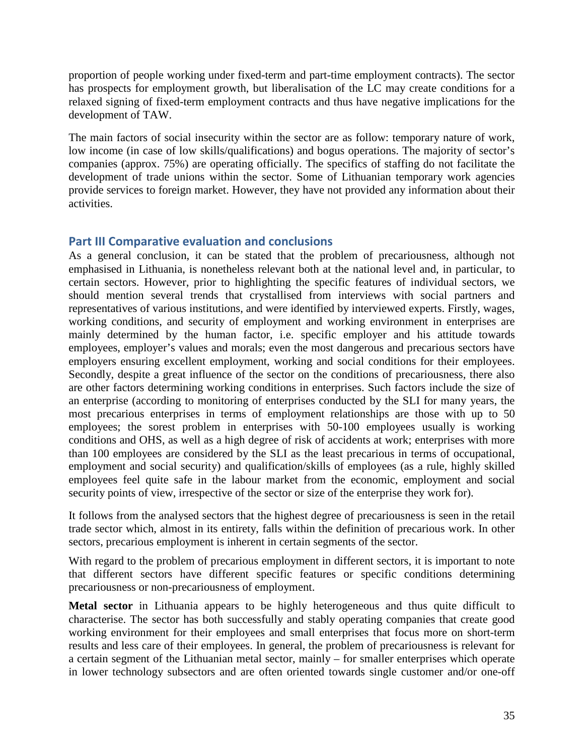proportion of people working under fixed-term and part-time employment contracts). The sector has prospects for employment growth, but liberalisation of the LC may create conditions for a relaxed signing of fixed-term employment contracts and thus have negative implications for the development of TAW.

The main factors of social insecurity within the sector are as follow: temporary nature of work, low income (in case of low skills/qualifications) and bogus operations. The majority of sector's companies (approx. 75%) are operating officially. The specifics of staffing do not facilitate the development of trade unions within the sector. Some of Lithuanian temporary work agencies provide services to foreign market. However, they have not provided any information about their activities.

## Part III Comparative evaluation and conclusions

As a general conclusion, it can be stated that the problem of precariousness, although not emphasised in Lithuania, is nonetheless relevant both at the national level and, in particular, to certain sectors. However, prior to highlighting the specific features of individual sectors, we should mention several trends that crystallised from interviews with social partners and representatives of various institutions, and were identified by interviewed experts. Firstly, wages, working conditions, and security of employment and working environment in enterprises are mainly determined by the human factor, i.e. specific employer and his attitude towards employees, employer's values and morals; even the most dangerous and precarious sectors have employers ensuring excellent employment, working and social conditions for their employees. Secondly, despite a great influence of the sector on the conditions of precariousness, there also are other factors determining working conditions in enterprises. Such factors include the size of an enterprise (according to monitoring of enterprises conducted by the SLI for many years, the most precarious enterprises in terms of employment relationships are those with up to 50 employees; the sorest problem in enterprises with 50-100 employees usually is working conditions and OHS, as well as a high degree of risk of accidents at work; enterprises with more than 100 employees are considered by the SLI as the least precarious in terms of occupational, employment and social security) and qualification/skills of employees (as a rule, highly skilled employees feel quite safe in the labour market from the economic, employment and social security points of view, irrespective of the sector or size of the enterprise they work for).

It follows from the analysed sectors that the highest degree of precariousness is seen in the retail trade sector which, almost in its entirety, falls within the definition of precarious work. In other sectors, precarious employment is inherent in certain segments of the sector.

With regard to the problem of precarious employment in different sectors, it is important to note that different sectors have different specific features or specific conditions determining precariousness or non-precariousness of employment.

**Metal sector** in Lithuania appears to be highly heterogeneous and thus quite difficult to characterise. The sector has both successfully and stably operating companies that create good working environment for their employees and small enterprises that focus more on short-term results and less care of their employees. In general, the problem of precariousness is relevant for a certain segment of the Lithuanian metal sector, mainly – for smaller enterprises which operate in lower technology subsectors and are often oriented towards single customer and/or one-off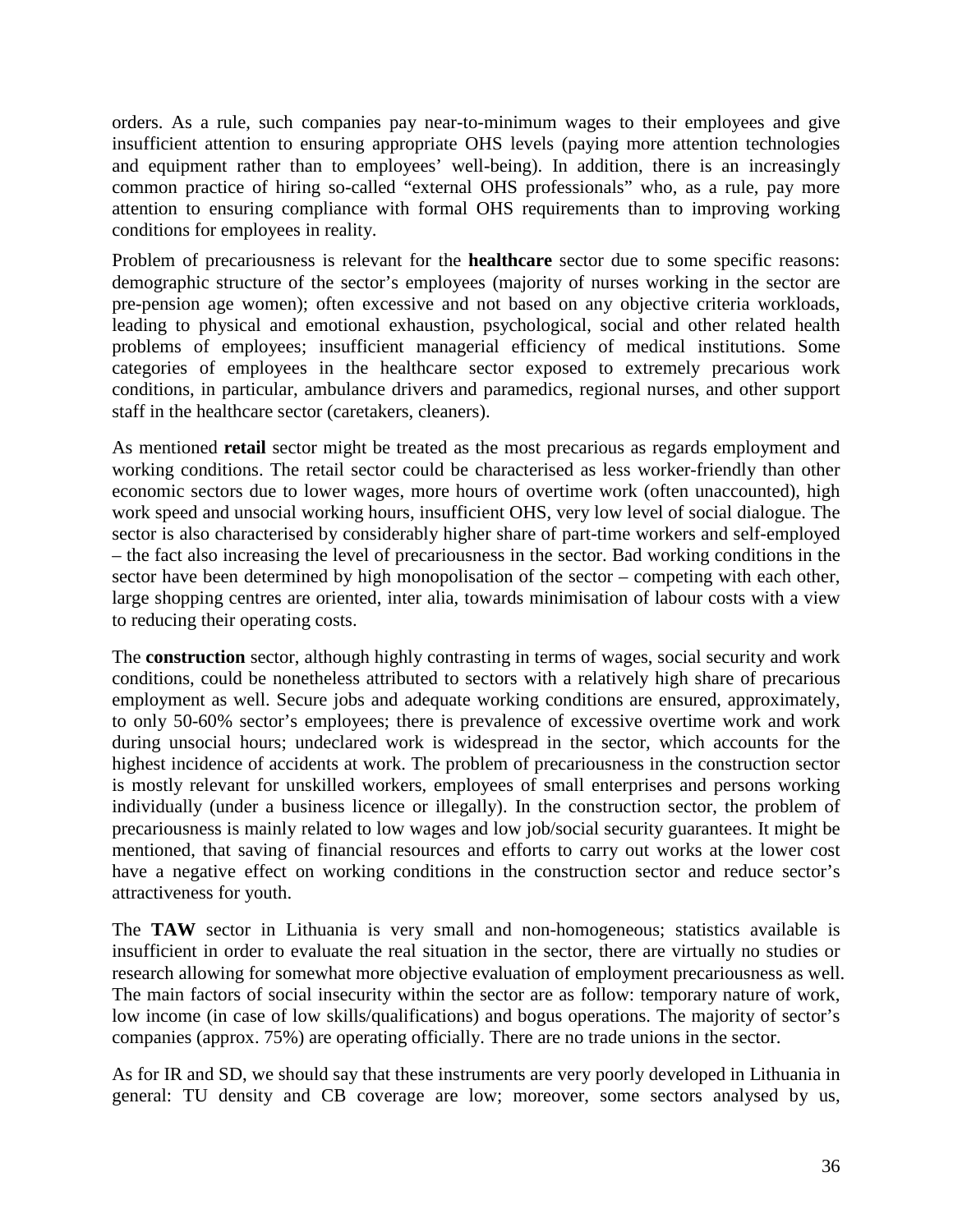orders. As a rule, such companies pay near-to-minimum wages to their employees and give insufficient attention to ensuring appropriate OHS levels (paying more attention technologies and equipment rather than to employees' well-being). In addition, there is an increasingly common practice of hiring so-called "external OHS professionals" who, as a rule, pay more attention to ensuring compliance with formal OHS requirements than to improving working conditions for employees in reality.

Problem of precariousness is relevant for the **healthcare** sector due to some specific reasons: demographic structure of the sector's employees (majority of nurses working in the sector are pre-pension age women); often excessive and not based on any objective criteria workloads, leading to physical and emotional exhaustion, psychological, social and other related health problems of employees; insufficient managerial efficiency of medical institutions. Some categories of employees in the healthcare sector exposed to extremely precarious work conditions, in particular, ambulance drivers and paramedics, regional nurses, and other support staff in the healthcare sector (caretakers, cleaners).

As mentioned **retail** sector might be treated as the most precarious as regards employment and working conditions. The retail sector could be characterised as less worker-friendly than other economic sectors due to lower wages, more hours of overtime work (often unaccounted), high work speed and unsocial working hours, insufficient OHS, very low level of social dialogue. The sector is also characterised by considerably higher share of part-time workers and self-employed – the fact also increasing the level of precariousness in the sector. Bad working conditions in the sector have been determined by high monopolisation of the sector – competing with each other, large shopping centres are oriented, inter alia, towards minimisation of labour costs with a view to reducing their operating costs.

The **construction** sector, although highly contrasting in terms of wages, social security and work conditions, could be nonetheless attributed to sectors with a relatively high share of precarious employment as well. Secure jobs and adequate working conditions are ensured, approximately, to only 50-60% sector's employees; there is prevalence of excessive overtime work and work during unsocial hours; undeclared work is widespread in the sector, which accounts for the highest incidence of accidents at work. The problem of precariousness in the construction sector is mostly relevant for unskilled workers, employees of small enterprises and persons working individually (under a business licence or illegally). In the construction sector, the problem of precariousness is mainly related to low wages and low job/social security guarantees. It might be mentioned, that saving of financial resources and efforts to carry out works at the lower cost have a negative effect on working conditions in the construction sector and reduce sector's attractiveness for youth.

The **TAW** sector in Lithuania is very small and non-homogeneous; statistics available is insufficient in order to evaluate the real situation in the sector, there are virtually no studies or research allowing for somewhat more objective evaluation of employment precariousness as well. The main factors of social insecurity within the sector are as follow: temporary nature of work, low income (in case of low skills/qualifications) and bogus operations. The majority of sector's companies (approx. 75%) are operating officially. There are no trade unions in the sector.

As for IR and SD, we should say that these instruments are very poorly developed in Lithuania in general: TU density and CB coverage are low; moreover, some sectors analysed by us,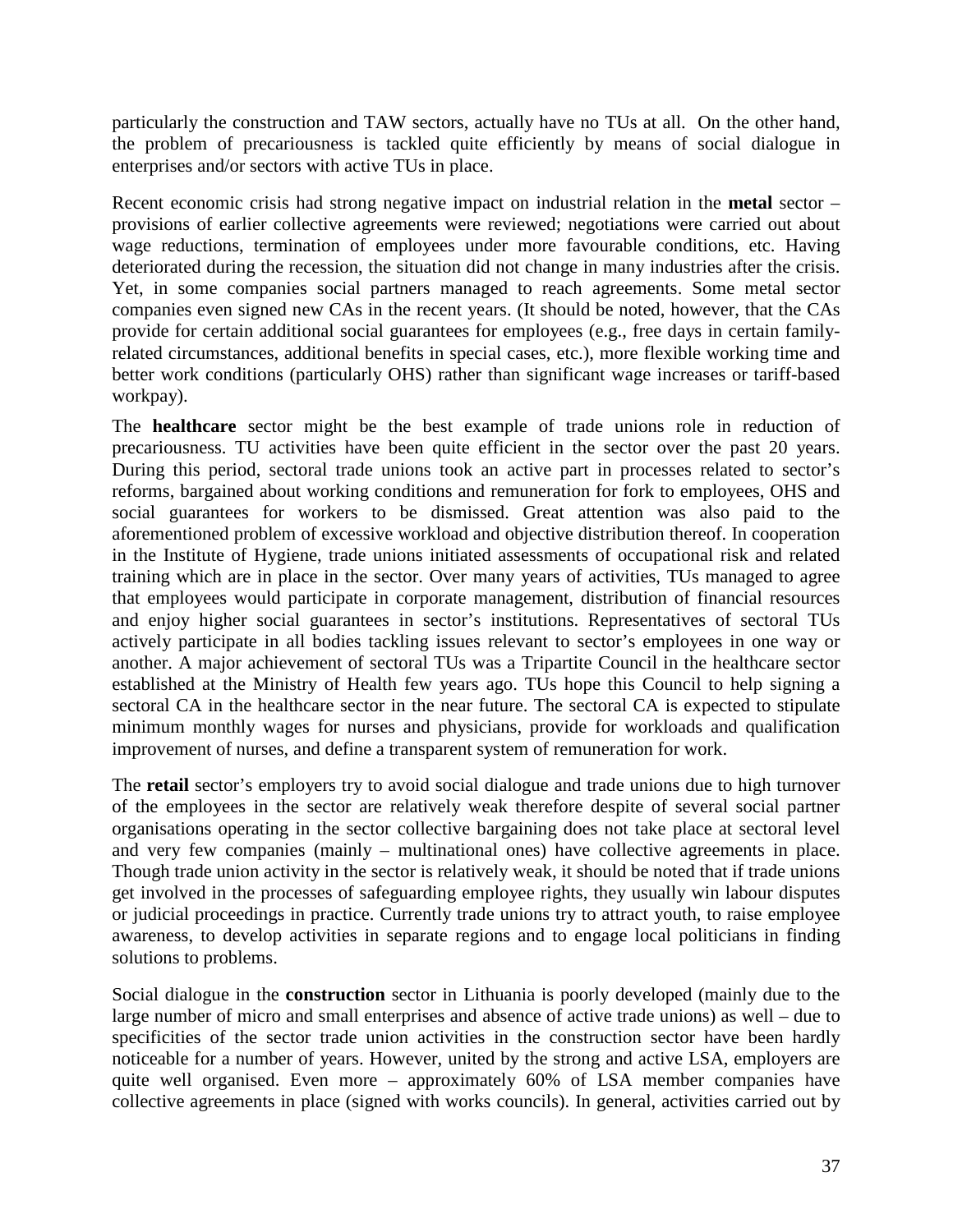particularly the construction and TAW sectors, actually have no TUs at all. On the other hand, the problem of precariousness is tackled quite efficiently by means of social dialogue in enterprises and/or sectors with active TUs in place.

Recent economic crisis had strong negative impact on industrial relation in the **metal** sector – provisions of earlier collective agreements were reviewed; negotiations were carried out about wage reductions, termination of employees under more favourable conditions, etc. Having deteriorated during the recession, the situation did not change in many industries after the crisis. Yet, in some companies social partners managed to reach agreements. Some metal sector companies even signed new CAs in the recent years. (It should be noted, however, that the CAs provide for certain additional social guarantees for employees (e.g., free days in certain family-related circumstances, additional benefits in special cases, etc.), more flexible working time and better work conditions (particularly OHS) rather than significant wage increases or tariff-based workpay).

The **healthcare** sector might be the best example of trade unions role in reduction of precariousness. TU activities have been quite efficient in the sector over the past 20 years. During this period, sectoral trade unions took an active part in processes related to sector's reforms, bargained about working conditions and remuneration for fork to employees, OHS and social guarantees for workers to be dismissed. Great attention was also paid to the aforementioned problem of excessive workload and objective distribution thereof. In cooperation in the Institute of Hygiene, trade unions initiated assessments of occupational risk and related training which are in place in the sector. Over many years of activities, TUs managed to agree that employees would participate in corporate management, distribution of financial resources and enjoy higher social guarantees in sector's institutions. Representatives of sectoral TUs actively participate in all bodies tackling issues relevant to sector's employees in one way or another. A major achievement of sectoral TUs was a Tripartite Council in the healthcare sector established at the Ministry of Health few years ago. TUs hope this Council to help signing a sectoral CA in the healthcare sector in the near future. The sectoral CA is expected to stipulate minimum monthly wages for nurses and physicians, provide for workloads and qualification improvement of nurses, and define a transparent system of remuneration for work.

The **retail** sector's employers try to avoid social dialogue and trade unions due to high turnover of the employees in the sector are relatively weak therefore despite of several social partner organisations operating in the sector collective bargaining does not take place at sectoral level and very few companies (mainly – multinational ones) have collective agreements in place. Though trade union activity in the sector is relatively weak, it should be noted that if trade unions get involved in the processes of safeguarding employee rights, they usually win labour disputes or judicial proceedings in practice. Currently trade unions try to attract youth, to raise employee awareness, to develop activities in separate regions and to engage local politicians in finding solutions to problems.

Social dialogue in the **construction** sector in Lithuania is poorly developed (mainly due to the large number of micro and small enterprises and absence of active trade unions) as well – due to specificities of the sector trade union activities in the construction sector have been hardly noticeable for a number of years. However, united by the strong and active LSA, employers are quite well organised. Even more – approximately 60% of LSA member companies have collective agreements in place (signed with works councils). In general, activities carried out by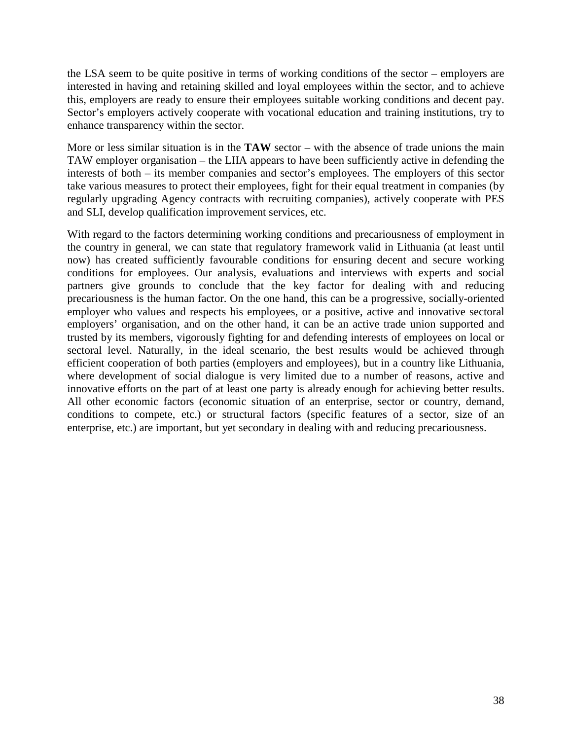the LSA seem to be quite positive in terms of working conditions of the sector – employers are interested in having and retaining skilled and loyal employees within the sector, and to achieve this, employers are ready to ensure their employees suitable working conditions and decent pay. Sector's employers actively cooperate with vocational education and training institutions, try to enhance transparency within the sector.

More or less similar situation is in the **TAW** sector – with the absence of trade unions the main TAW employer organisation – the LIIA appears to have been sufficiently active in defending the interests of both – its member companies and sector's employees. The employers of this sector take various measures to protect their employees, fight for their equal treatment in companies (by regularly upgrading Agency contracts with recruiting companies), actively cooperate with PES and SLI, develop qualification improvement services, etc.

With regard to the factors determining working conditions and precariousness of employment in the country in general, we can state that regulatory framework valid in Lithuania (at least until now) has created sufficiently favourable conditions for ensuring decent and secure working conditions for employees. Our analysis, evaluations and interviews with experts and social partners give grounds to conclude that the key factor for dealing with and reducing precariousness is the human factor. On the one hand, this can be a progressive, socially-oriented employer who values and respects his employees, or a positive, active and innovative sectoral employers' organisation, and on the other hand, it can be an active trade union supported and trusted by its members, vigorously fighting for and defending interests of employees on local or sectoral level. Naturally, in the ideal scenario, the best results would be achieved through efficient cooperation of both parties (employers and employees), but in a country like Lithuania, where development of social dialogue is very limited due to a number of reasons, active and innovative efforts on the part of at least one party is already enough for achieving better results. All other economic factors (economic situation of an enterprise, sector or country, demand, conditions to compete, etc.) or structural factors (specific features of a sector, size of an enterprise, etc.) are important, but yet secondary in dealing with and reducing precariousness.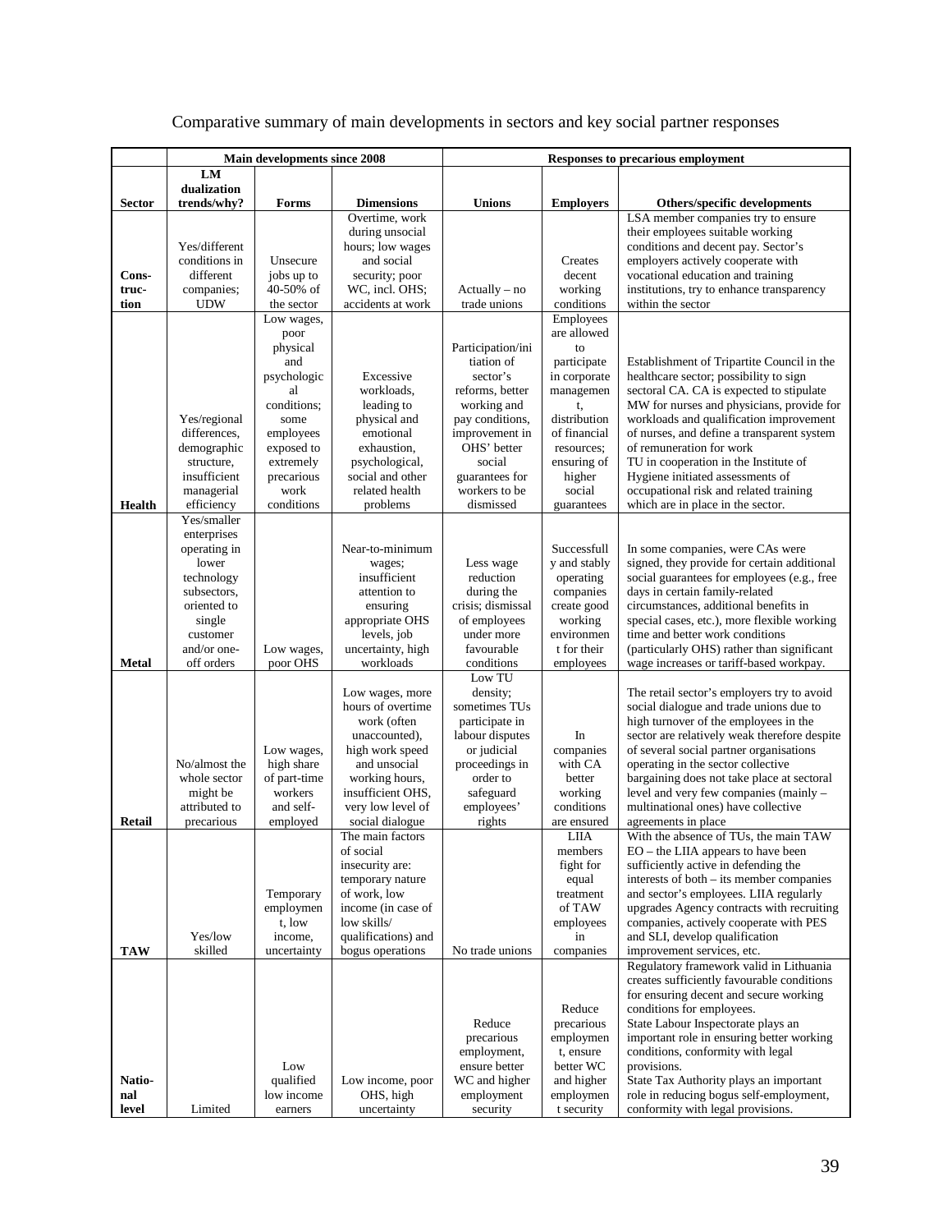Comparative summary of main developments in sectors and key social partner responses

| | Main developments since 2008 | | | Responses to precarious employment | | |
|---|---|---|---|---|---|---|
| **Sector** | **LM dualization trends/why?** | **Forms** | **Dimensions** | **Unions** | **Employers** | **Others/specific developments** |
| **Construction** | Yes/different conditions in different companies; UDW | Unsecure jobs up to 40-50% of the sector | Overtime, work during unsocial hours; low wages and social security; poor WC, incl. OHS; accidents at work | Actually – no trade unions | Creates decent working conditions | LSA member companies try to ensure their employees suitable working conditions and decent pay. Sector's employers actively cooperate with vocational education and training institutions, try to enhance transparency within the sector |
| **Health** | Yes/regional differences, demographic structure, insufficient managerial efficiency | Low wages, poor physical and psychological conditions; some employees exposed to extremely precarious work conditions | Excessive workloads, leading to physical and emotional exhaustion, psychological, social and other related health problems | Participation/initiation of sector's reforms, better working and pay conditions, improvement in OHS' better social guarantees for workers to be dismissed | Employees are allowed to participate in corporate management, distribution of financial resources; ensuring of higher social guarantees | Establishment of Tripartite Council in the healthcare sector; possibility to sign sectoral CA. CA is expected to stipulate MW for nurses and physicians, provide for workloads and qualification improvement of nurses, and define a transparent system of remuneration for work<br>TU in cooperation in the Institute of Hygiene initiated assessments of occupational risk and related training which are in place in the sector. |
| **Metal** | Yes/smaller enterprises operating in lower technology subsectors, oriented to single customer and/or one-off orders | Low wages, poor OHS | Near-to-minimum wages; insufficient attention to ensuring appropriate OHS levels, job uncertainty, high workloads | Less wage reduction during the crisis; dismissal of employees under more favourable conditions | Successfully and stably operating companies create good working environment for their employees | In some companies, were CAs were signed, they provide for certain additional social guarantees for employees (e.g., free days in certain family-related circumstances, additional benefits in special cases, etc.), more flexible working time and better work conditions (particularly OHS) rather than significant wage increases or tariff-based workpay. |
| **Retail** | No/almost the whole sector might be attributed to precarious | Low wages, high share of part-time workers and self-employed | Low wages, more hours of overtime work (often unaccounted), high work speed and unsocial working hours, insufficient OHS, very low level of social dialogue | Low TU density; sometimes TUs participate in labour disputes or judicial proceedings in order to safeguard employees' rights | In companies with CA better working conditions are ensured | The retail sector's employers try to avoid social dialogue and trade unions due to high turnover of the employees in the sector are relatively weak therefore despite of several social partner organisations operating in the sector collective bargaining does not take place at sectoral level and very few companies (mainly – multinational ones) have collective agreements in place |
| **TAW** | Yes/low skilled | Temporary employment, low income, uncertainty | The main factors of social insecurity are: temporary nature of work, low income (in case of low skills/ qualifications) and bogus operations | No trade unions | LIIA members fight for equal treatment of TAW employees in companies | With the absence of TUs, the main TAW EO – the LIIA appears to have been sufficiently active in defending the interests of both – its member companies and sector's employees. LIIA regularly upgrades Agency contracts with recruiting companies, actively cooperate with PES and SLI, develop qualification improvement services, etc. |
| **National level** | Limited | Low qualified low income earners | Low income, poor OHS, high uncertainty | Reduce precarious employment, ensure better WC and higher employment security | Reduce precarious employment, ensure better WC and higher employment security | Regulatory framework valid in Lithuania creates sufficiently favourable conditions for ensuring decent and secure working conditions for employees.<br>State Labour Inspectorate plays an important role in ensuring better working conditions, conformity with legal provisions.<br>State Tax Authority plays an important role in reducing bogus self-employment, conformity with legal provisions. |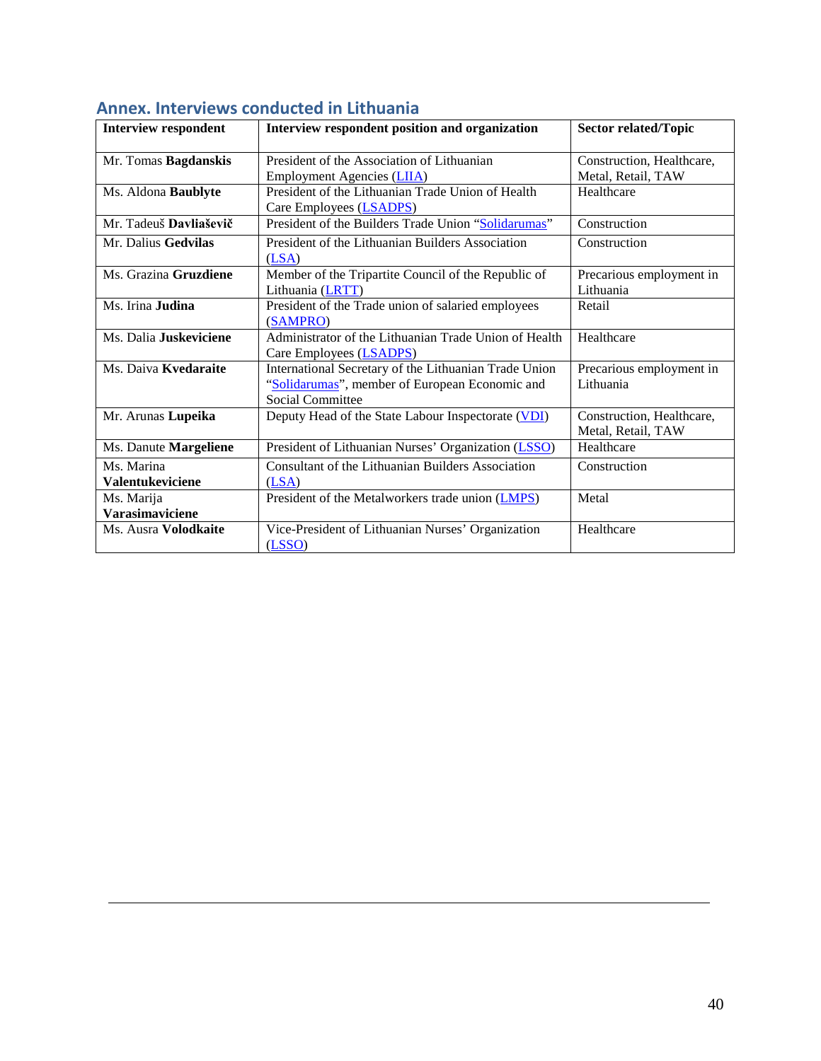## Annex. Interviews conducted in Lithuania

| Interview respondent | Interview respondent position and organization | Sector related/Topic |
|---|---|---|
| Mr. Tomas **Bagdanskis** | President of the Association of Lithuanian Employment Agencies (LIIA) | Construction, Healthcare, Metal, Retail, TAW |
| Ms. Aldona **Baublyte** | President of the Lithuanian Trade Union of Health Care Employees (LSADPS) | Healthcare |
| Mr. Tadeuš **Davliaševič** | President of the Builders Trade Union "Solidarumas" | Construction |
| Mr. Dalius **Gedvilas** | President of the Lithuanian Builders Association (LSA) | Construction |
| Ms. Grazina **Gruzdiene** | Member of the Tripartite Council of the Republic of Lithuania (LRTT) | Precarious employment in Lithuania |
| Ms. Irina **Judina** | President of the Trade union of salaried employees (SAMPRO) | Retail |
| Ms. Dalia **Juskeviciene** | Administrator of the Lithuanian Trade Union of Health Care Employees (LSADPS) | Healthcare |
| Ms. Daiva **Kvedaraite** | International Secretary of the Lithuanian Trade Union "Solidarumas", member of European Economic and Social Committee | Precarious employment in Lithuania |
| Mr. Arunas **Lupeika** | Deputy Head of the State Labour Inspectorate (VDI) | Construction, Healthcare, Metal, Retail, TAW |
| Ms. Danute **Margeliene** | President of Lithuanian Nurses' Organization (LSSO) | Healthcare |
| Ms. Marina **Valentukeviciene** | Consultant of the Lithuanian Builders Association (LSA) | Construction |
| Ms. Marija **Varasimaviciene** | President of the Metalworkers trade union (LMPS) | Metal |
| Ms. Ausra **Volodkaite** | Vice-President of Lithuanian Nurses' Organization (LSSO) | Healthcare |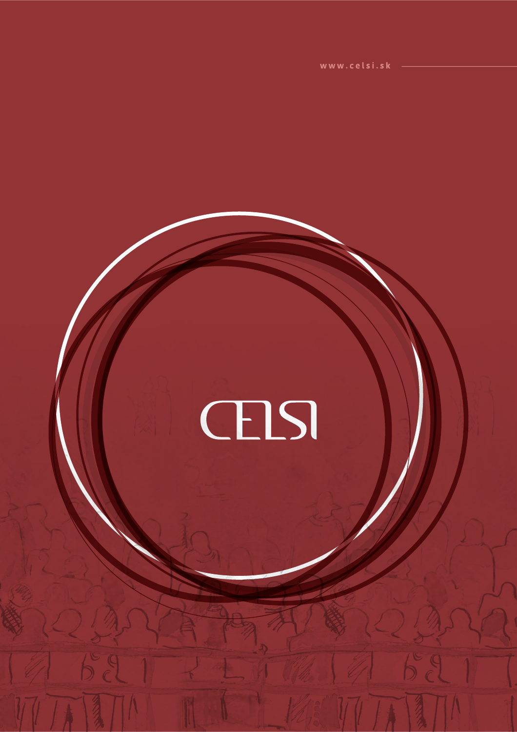www.celsi.sk

CELSI